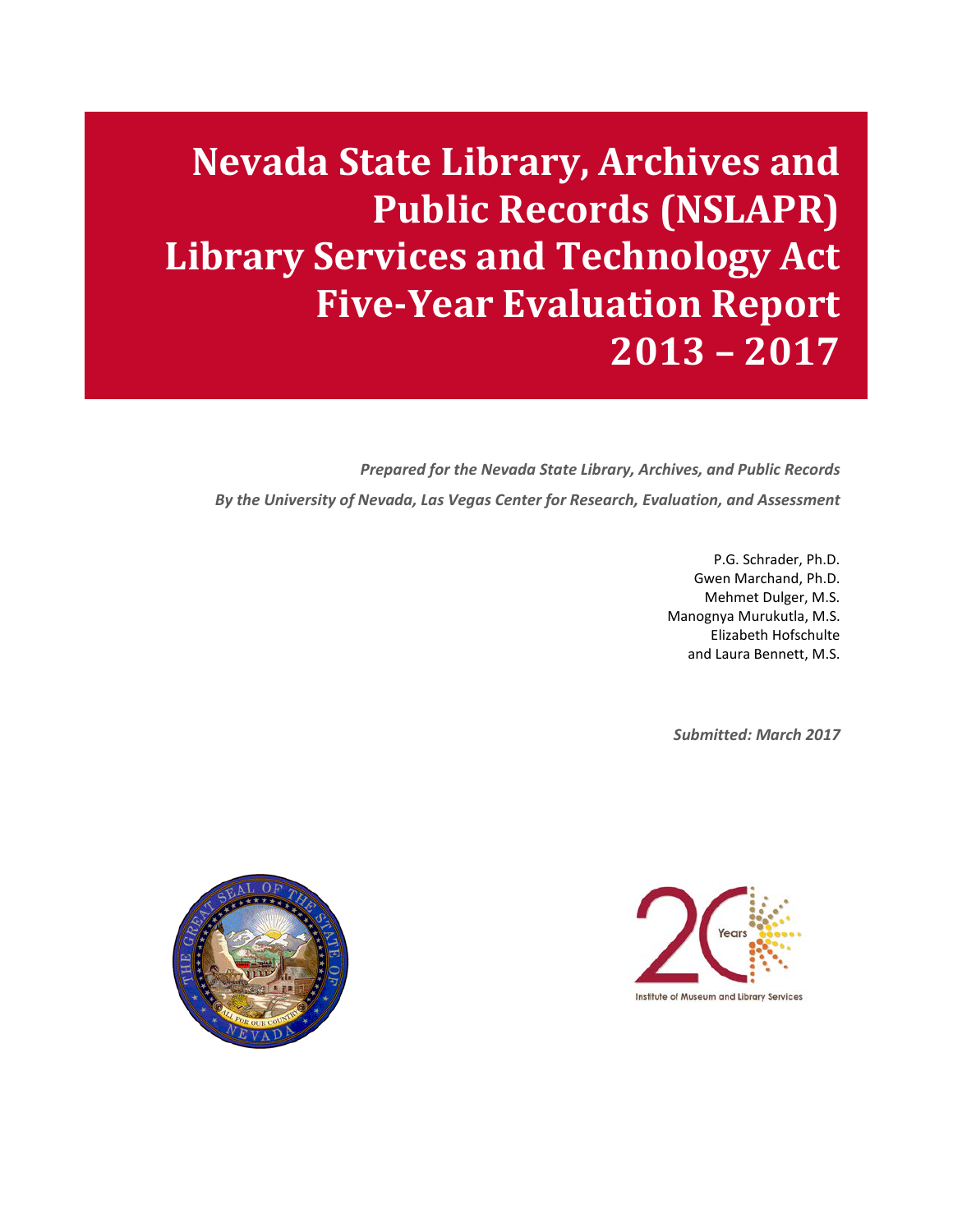# Nevada State Library, Archives and Public Records (NSLAPR) Library Services and Technology Act Five-Year Evaluation Report 2013 – 2017

*Prepared for the Nevada State Library, Archives, and Public Records*

*By the University of Nevada, Las Vegas Center for Research, Evaluation, and Assessment*

P.G. Schrader, Ph.D.
Gwen Marchand, Ph.D.
Mehmet Dulger, M.S.
Manognya Murukutla, M.S.
Elizabeth Hofschulte
and Laura Bennett, M.S.

*Submitted: March 2017*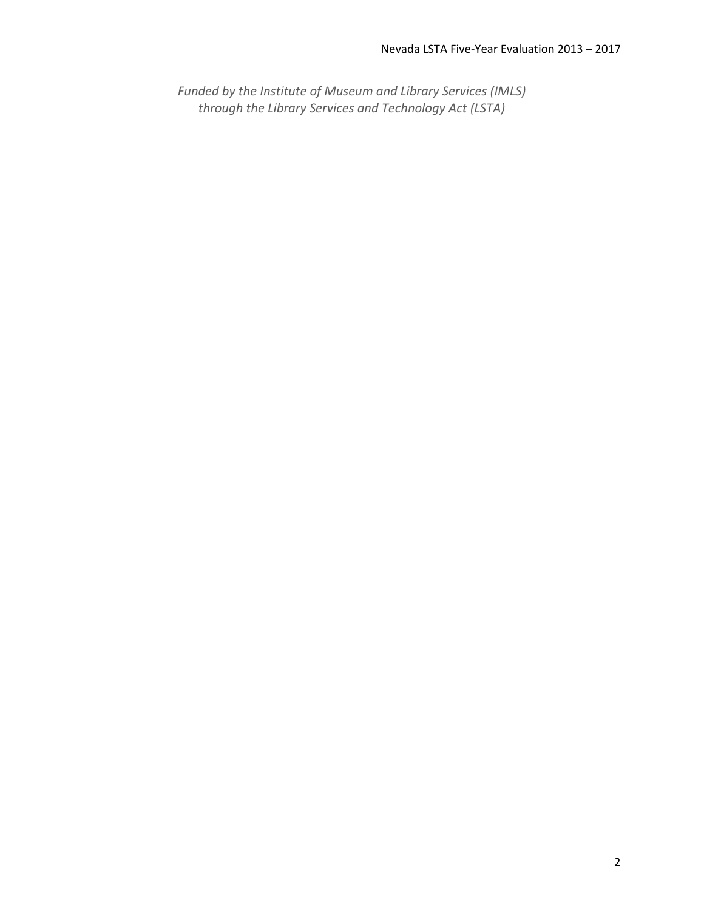*Funded by the Institute of Museum and Library Services (IMLS) through the Library Services and Technology Act (LSTA)*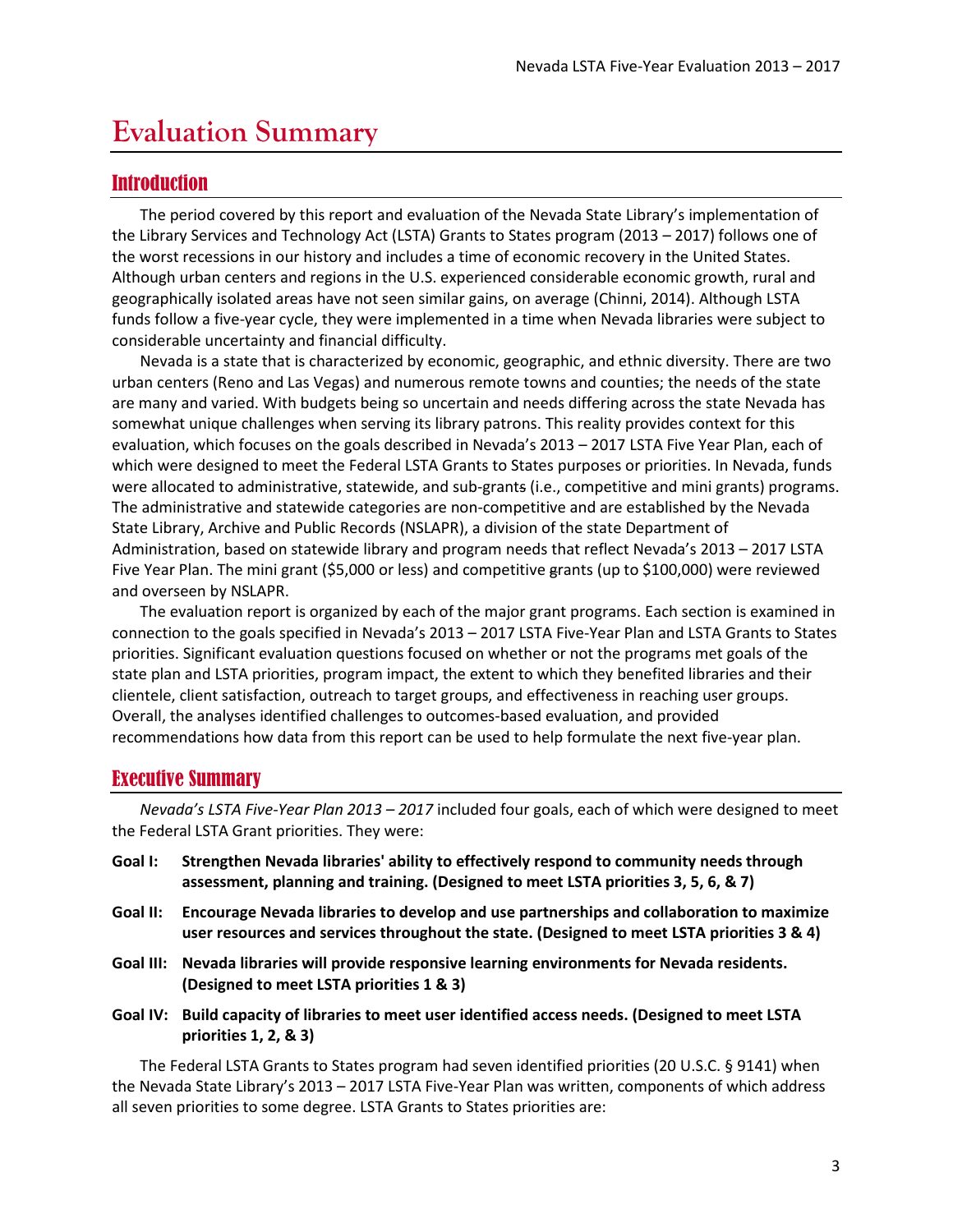# Evaluation Summary

## Introduction

The period covered by this report and evaluation of the Nevada State Library's implementation of the Library Services and Technology Act (LSTA) Grants to States program (2013 – 2017) follows one of the worst recessions in our history and includes a time of economic recovery in the United States. Although urban centers and regions in the U.S. experienced considerable economic growth, rural and geographically isolated areas have not seen similar gains, on average (Chinni, 2014). Although LSTA funds follow a five-year cycle, they were implemented in a time when Nevada libraries were subject to considerable uncertainty and financial difficulty.

Nevada is a state that is characterized by economic, geographic, and ethnic diversity. There are two urban centers (Reno and Las Vegas) and numerous remote towns and counties; the needs of the state are many and varied. With budgets being so uncertain and needs differing across the state Nevada has somewhat unique challenges when serving its library patrons. This reality provides context for this evaluation, which focuses on the goals described in Nevada's 2013 – 2017 LSTA Five Year Plan, each of which were designed to meet the Federal LSTA Grants to States purposes or priorities. In Nevada, funds were allocated to administrative, statewide, and sub-grants (i.e., competitive and mini grants) programs. The administrative and statewide categories are non-competitive and are established by the Nevada State Library, Archive and Public Records (NSLAPR), a division of the state Department of Administration, based on statewide library and program needs that reflect Nevada's 2013 – 2017 LSTA Five Year Plan. The mini grant ($5,000 or less) and competitive grants (up to $100,000) were reviewed and overseen by NSLAPR.

The evaluation report is organized by each of the major grant programs. Each section is examined in connection to the goals specified in Nevada's 2013 – 2017 LSTA Five-Year Plan and LSTA Grants to States priorities. Significant evaluation questions focused on whether or not the programs met goals of the state plan and LSTA priorities, program impact, the extent to which they benefited libraries and their clientele, client satisfaction, outreach to target groups, and effectiveness in reaching user groups. Overall, the analyses identified challenges to outcomes-based evaluation, and provided recommendations how data from this report can be used to help formulate the next five-year plan.

## Executive Summary

*Nevada's LSTA Five-Year Plan 2013 – 2017* included four goals, each of which were designed to meet the Federal LSTA Grant priorities. They were:

**Goal I:** **Strengthen Nevada libraries' ability to effectively respond to community needs through assessment, planning and training. (Designed to meet LSTA priorities 3, 5, 6, & 7)**

**Goal II:** **Encourage Nevada libraries to develop and use partnerships and collaboration to maximize user resources and services throughout the state. (Designed to meet LSTA priorities 3 & 4)**

**Goal III:** **Nevada libraries will provide responsive learning environments for Nevada residents. (Designed to meet LSTA priorities 1 & 3)**

**Goal IV:** **Build capacity of libraries to meet user identified access needs. (Designed to meet LSTA priorities 1, 2, & 3)**

The Federal LSTA Grants to States program had seven identified priorities (20 U.S.C. § 9141) when the Nevada State Library's 2013 – 2017 LSTA Five-Year Plan was written, components of which address all seven priorities to some degree. LSTA Grants to States priorities are: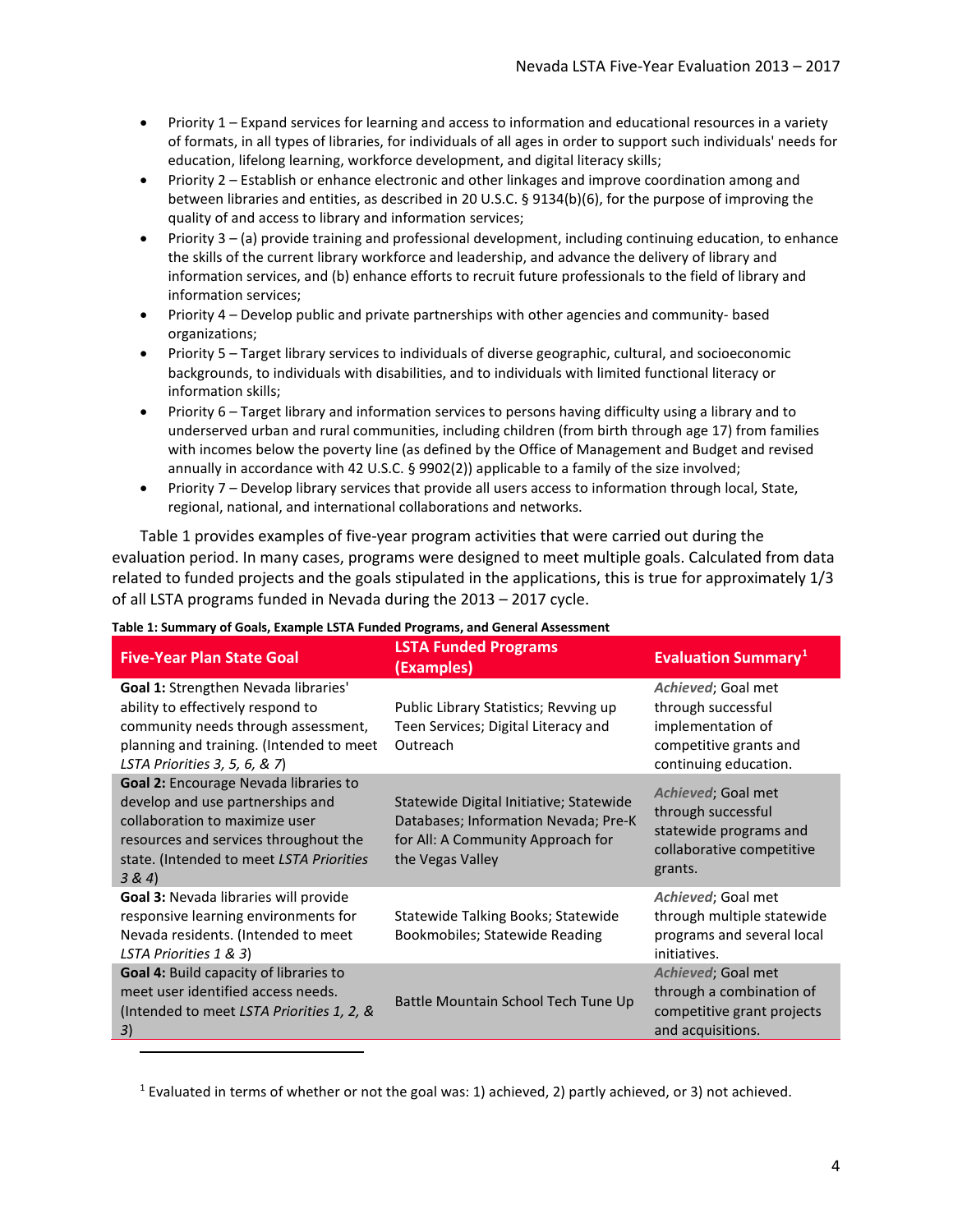- Priority 1 – Expand services for learning and access to information and educational resources in a variety of formats, in all types of libraries, for individuals of all ages in order to support such individuals' needs for education, lifelong learning, workforce development, and digital literacy skills;
- Priority 2 – Establish or enhance electronic and other linkages and improve coordination among and between libraries and entities, as described in 20 U.S.C. § 9134(b)(6), for the purpose of improving the quality of and access to library and information services;
- Priority 3 – (a) provide training and professional development, including continuing education, to enhance the skills of the current library workforce and leadership, and advance the delivery of library and information services, and (b) enhance efforts to recruit future professionals to the field of library and information services;
- Priority 4 – Develop public and private partnerships with other agencies and community- based organizations;
- Priority 5 – Target library services to individuals of diverse geographic, cultural, and socioeconomic backgrounds, to individuals with disabilities, and to individuals with limited functional literacy or information skills;
- Priority 6 – Target library and information services to persons having difficulty using a library and to underserved urban and rural communities, including children (from birth through age 17) from families with incomes below the poverty line (as defined by the Office of Management and Budget and revised annually in accordance with 42 U.S.C. § 9902(2)) applicable to a family of the size involved;
- Priority 7 – Develop library services that provide all users access to information through local, State, regional, national, and international collaborations and networks.

Table 1 provides examples of five-year program activities that were carried out during the evaluation period. In many cases, programs were designed to meet multiple goals. Calculated from data related to funded projects and the goals stipulated in the applications, this is true for approximately 1/3 of all LSTA programs funded in Nevada during the 2013 – 2017 cycle.

**Table 1: Summary of Goals, Example LSTA Funded Programs, and General Assessment**

| Five-Year Plan State Goal | LSTA Funded Programs (Examples) | Evaluation Summary[1] |
|---|---|---|
| **Goal 1:** Strengthen Nevada libraries' ability to effectively respond to community needs through assessment, planning and training. (Intended to meet *LSTA Priorities 3, 5, 6, & 7*) | Public Library Statistics; Revving up Teen Services; Digital Literacy and Outreach | *Achieved*; Goal met through successful implementation of competitive grants and continuing education. |
| **Goal 2:** Encourage Nevada libraries to develop and use partnerships and collaboration to maximize user resources and services throughout the state. (Intended to meet *LSTA Priorities 3 & 4*) | Statewide Digital Initiative; Statewide Databases; Information Nevada; Pre-K for All: A Community Approach for the Vegas Valley | *Achieved*; Goal met through successful statewide programs and collaborative competitive grants. |
| **Goal 3:** Nevada libraries will provide responsive learning environments for Nevada residents. (Intended to meet *LSTA Priorities 1 & 3*) | Statewide Talking Books; Statewide Bookmobiles; Statewide Reading | *Achieved*; Goal met through multiple statewide programs and several local initiatives. |
| **Goal 4:** Build capacity of libraries to meet user identified access needs. (Intended to meet *LSTA Priorities 1, 2, & 3*) | Battle Mountain School Tech Tune Up | *Achieved*; Goal met through a combination of competitive grant projects and acquisitions. |

[1] Evaluated in terms of whether or not the goal was: 1) achieved, 2) partly achieved, or 3) not achieved.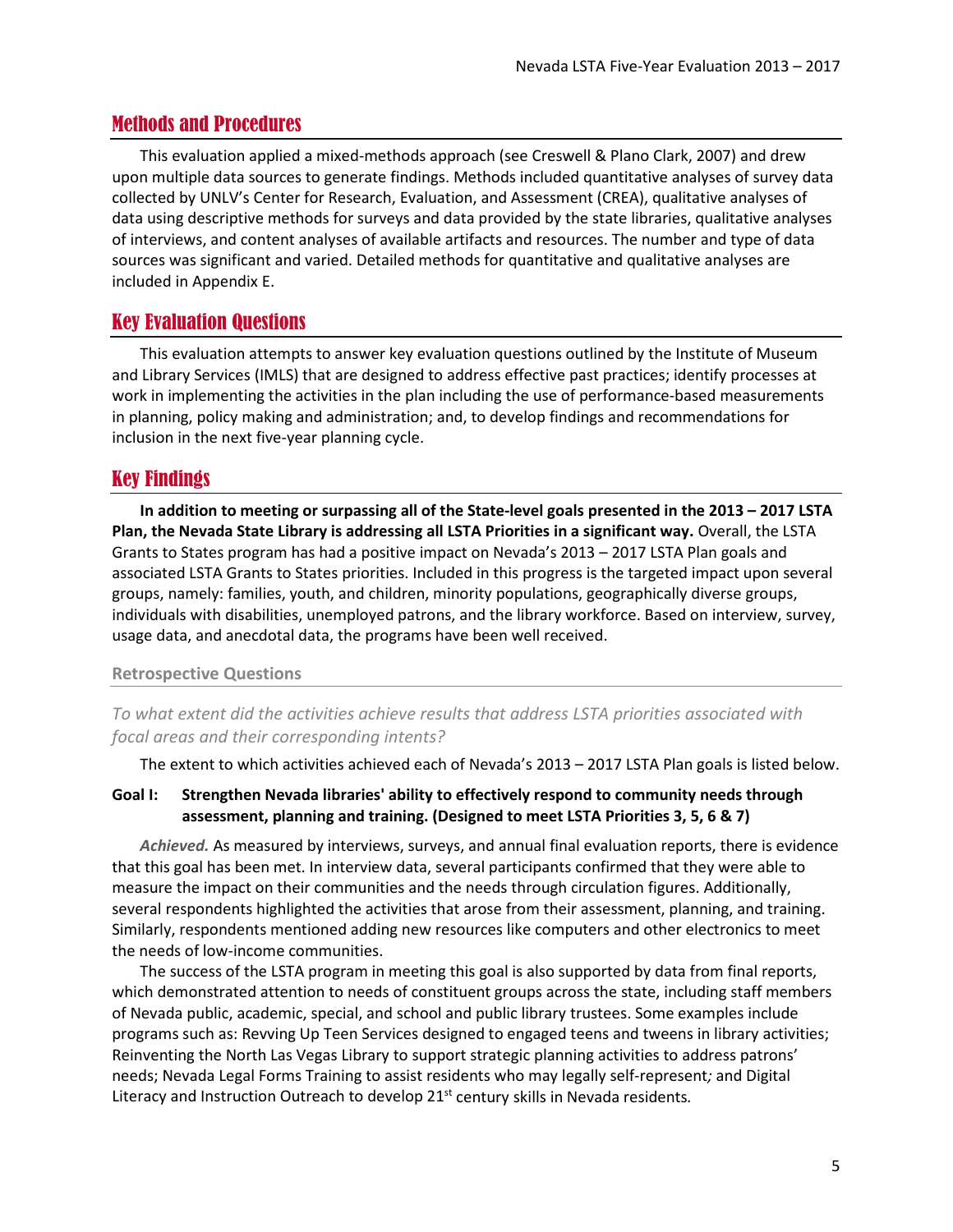## Methods and Procedures

This evaluation applied a mixed-methods approach (see Creswell & Plano Clark, 2007) and drew upon multiple data sources to generate findings. Methods included quantitative analyses of survey data collected by UNLV's Center for Research, Evaluation, and Assessment (CREA), qualitative analyses of data using descriptive methods for surveys and data provided by the state libraries, qualitative analyses of interviews, and content analyses of available artifacts and resources. The number and type of data sources was significant and varied. Detailed methods for quantitative and qualitative analyses are included in Appendix E.

## Key Evaluation Questions

This evaluation attempts to answer key evaluation questions outlined by the Institute of Museum and Library Services (IMLS) that are designed to address effective past practices; identify processes at work in implementing the activities in the plan including the use of performance-based measurements in planning, policy making and administration; and, to develop findings and recommendations for inclusion in the next five-year planning cycle.

## Key Findings

**In addition to meeting or surpassing all of the State-level goals presented in the 2013 – 2017 LSTA Plan, the Nevada State Library is addressing all LSTA Priorities in a significant way.** Overall, the LSTA Grants to States program has had a positive impact on Nevada's 2013 – 2017 LSTA Plan goals and associated LSTA Grants to States priorities. Included in this progress is the targeted impact upon several groups, namely: families, youth, and children, minority populations, geographically diverse groups, individuals with disabilities, unemployed patrons, and the library workforce. Based on interview, survey, usage data, and anecdotal data, the programs have been well received.

### Retrospective Questions

*To what extent did the activities achieve results that address LSTA priorities associated with focal areas and their corresponding intents?*

The extent to which activities achieved each of Nevada's 2013 – 2017 LSTA Plan goals is listed below.

**Goal I: Strengthen Nevada libraries' ability to effectively respond to community needs through assessment, planning and training. (Designed to meet LSTA Priorities 3, 5, 6 & 7)**

***Achieved.*** As measured by interviews, surveys, and annual final evaluation reports, there is evidence that this goal has been met. In interview data, several participants confirmed that they were able to measure the impact on their communities and the needs through circulation figures. Additionally, several respondents highlighted the activities that arose from their assessment, planning, and training. Similarly, respondents mentioned adding new resources like computers and other electronics to meet the needs of low-income communities.

The success of the LSTA program in meeting this goal is also supported by data from final reports, which demonstrated attention to needs of constituent groups across the state, including staff members of Nevada public, academic, special, and school and public library trustees. Some examples include programs such as: Revving Up Teen Services designed to engaged teens and tweens in library activities; Reinventing the North Las Vegas Library to support strategic planning activities to address patrons' needs; Nevada Legal Forms Training to assist residents who may legally self-represent*;* and Digital Literacy and Instruction Outreach to develop 21st century skills in Nevada residents*.*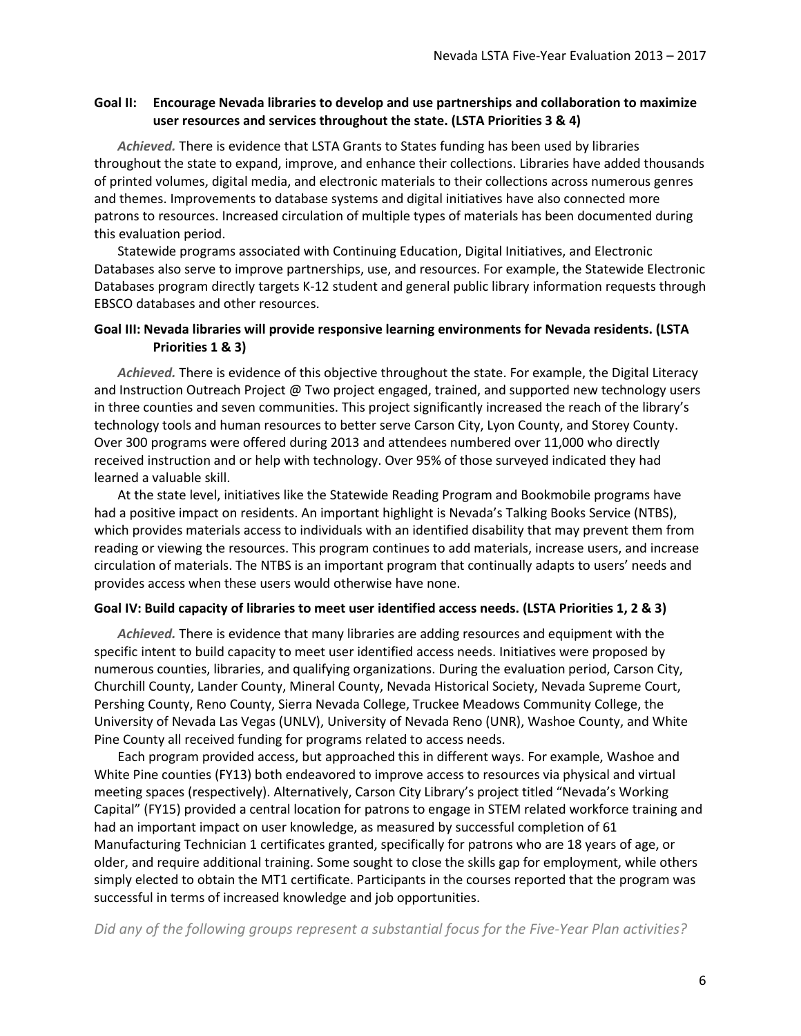**Goal II: Encourage Nevada libraries to develop and use partnerships and collaboration to maximize user resources and services throughout the state. (LSTA Priorities 3 & 4)**

*Achieved.* There is evidence that LSTA Grants to States funding has been used by libraries throughout the state to expand, improve, and enhance their collections. Libraries have added thousands of printed volumes, digital media, and electronic materials to their collections across numerous genres and themes. Improvements to database systems and digital initiatives have also connected more patrons to resources. Increased circulation of multiple types of materials has been documented during this evaluation period.

Statewide programs associated with Continuing Education, Digital Initiatives, and Electronic Databases also serve to improve partnerships, use, and resources. For example, the Statewide Electronic Databases program directly targets K-12 student and general public library information requests through EBSCO databases and other resources.

**Goal III: Nevada libraries will provide responsive learning environments for Nevada residents. (LSTA Priorities 1 & 3)**

*Achieved.* There is evidence of this objective throughout the state. For example, the Digital Literacy and Instruction Outreach Project @ Two project engaged, trained, and supported new technology users in three counties and seven communities. This project significantly increased the reach of the library's technology tools and human resources to better serve Carson City, Lyon County, and Storey County. Over 300 programs were offered during 2013 and attendees numbered over 11,000 who directly received instruction and or help with technology. Over 95% of those surveyed indicated they had learned a valuable skill.

At the state level, initiatives like the Statewide Reading Program and Bookmobile programs have had a positive impact on residents. An important highlight is Nevada's Talking Books Service (NTBS), which provides materials access to individuals with an identified disability that may prevent them from reading or viewing the resources. This program continues to add materials, increase users, and increase circulation of materials. The NTBS is an important program that continually adapts to users' needs and provides access when these users would otherwise have none.

**Goal IV: Build capacity of libraries to meet user identified access needs. (LSTA Priorities 1, 2 & 3)**

*Achieved.* There is evidence that many libraries are adding resources and equipment with the specific intent to build capacity to meet user identified access needs. Initiatives were proposed by numerous counties, libraries, and qualifying organizations. During the evaluation period, Carson City, Churchill County, Lander County, Mineral County, Nevada Historical Society, Nevada Supreme Court, Pershing County, Reno County, Sierra Nevada College, Truckee Meadows Community College, the University of Nevada Las Vegas (UNLV), University of Nevada Reno (UNR), Washoe County, and White Pine County all received funding for programs related to access needs.

Each program provided access, but approached this in different ways. For example, Washoe and White Pine counties (FY13) both endeavored to improve access to resources via physical and virtual meeting spaces (respectively). Alternatively, Carson City Library's project titled "Nevada's Working Capital" (FY15) provided a central location for patrons to engage in STEM related workforce training and had an important impact on user knowledge, as measured by successful completion of 61 Manufacturing Technician 1 certificates granted, specifically for patrons who are 18 years of age, or older, and require additional training. Some sought to close the skills gap for employment, while others simply elected to obtain the MT1 certificate. Participants in the courses reported that the program was successful in terms of increased knowledge and job opportunities.

*Did any of the following groups represent a substantial focus for the Five-Year Plan activities?*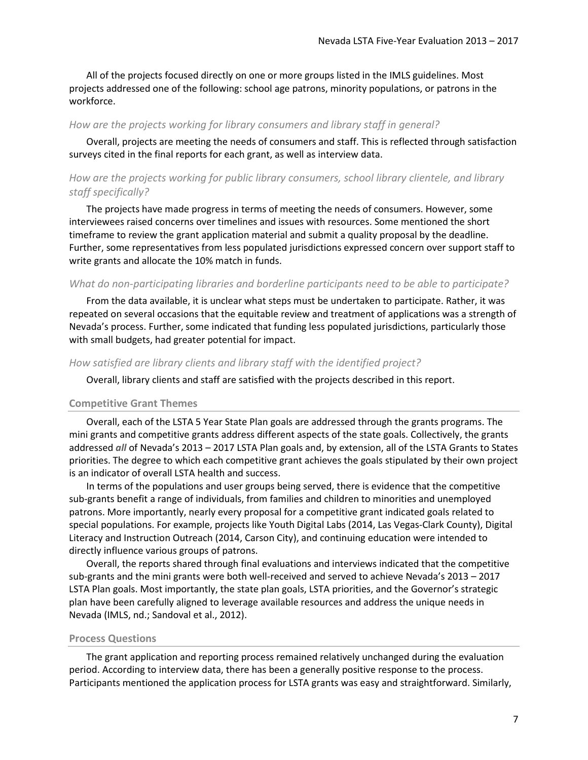All of the projects focused directly on one or more groups listed in the IMLS guidelines. Most projects addressed one of the following: school age patrons, minority populations, or patrons in the workforce.

### *How are the projects working for library consumers and library staff in general?*

Overall, projects are meeting the needs of consumers and staff. This is reflected through satisfaction surveys cited in the final reports for each grant, as well as interview data.

### *How are the projects working for public library consumers, school library clientele, and library staff specifically?*

The projects have made progress in terms of meeting the needs of consumers. However, some interviewees raised concerns over timelines and issues with resources. Some mentioned the short timeframe to review the grant application material and submit a quality proposal by the deadline. Further, some representatives from less populated jurisdictions expressed concern over support staff to write grants and allocate the 10% match in funds.

### *What do non-participating libraries and borderline participants need to be able to participate?*

From the data available, it is unclear what steps must be undertaken to participate. Rather, it was repeated on several occasions that the equitable review and treatment of applications was a strength of Nevada's process. Further, some indicated that funding less populated jurisdictions, particularly those with small budgets, had greater potential for impact.

### *How satisfied are library clients and library staff with the identified project?*

Overall, library clients and staff are satisfied with the projects described in this report.

## Competitive Grant Themes

Overall, each of the LSTA 5 Year State Plan goals are addressed through the grants programs. The mini grants and competitive grants address different aspects of the state goals. Collectively, the grants addressed ***all*** of Nevada's 2013 – 2017 LSTA Plan goals and, by extension, all of the LSTA Grants to States priorities. The degree to which each competitive grant achieves the goals stipulated by their own project is an indicator of overall LSTA health and success.

In terms of the populations and user groups being served, there is evidence that the competitive sub-grants benefit a range of individuals, from families and children to minorities and unemployed patrons. More importantly, nearly every proposal for a competitive grant indicated goals related to special populations. For example, projects like Youth Digital Labs (2014, Las Vegas-Clark County), Digital Literacy and Instruction Outreach (2014, Carson City), and continuing education were intended to directly influence various groups of patrons.

Overall, the reports shared through final evaluations and interviews indicated that the competitive sub-grants and the mini grants were both well-received and served to achieve Nevada's 2013 – 2017 LSTA Plan goals. Most importantly, the state plan goals, LSTA priorities, and the Governor's strategic plan have been carefully aligned to leverage available resources and address the unique needs in Nevada (IMLS, nd.; Sandoval et al., 2012).

## Process Questions

The grant application and reporting process remained relatively unchanged during the evaluation period. According to interview data, there has been a generally positive response to the process. Participants mentioned the application process for LSTA grants was easy and straightforward. Similarly,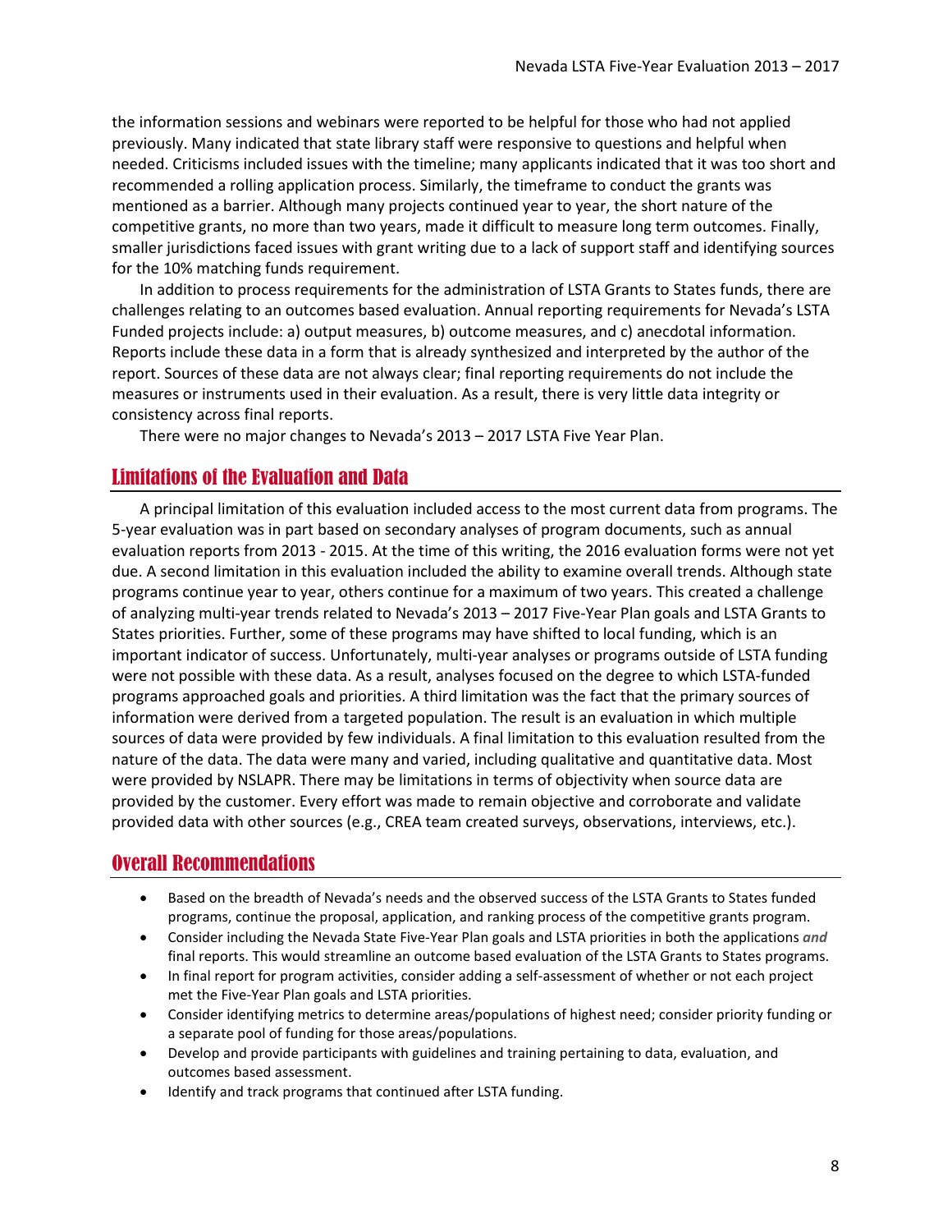the information sessions and webinars were reported to be helpful for those who had not applied previously. Many indicated that state library staff were responsive to questions and helpful when needed. Criticisms included issues with the timeline; many applicants indicated that it was too short and recommended a rolling application process. Similarly, the timeframe to conduct the grants was mentioned as a barrier. Although many projects continued year to year, the short nature of the competitive grants, no more than two years, made it difficult to measure long term outcomes. Finally, smaller jurisdictions faced issues with grant writing due to a lack of support staff and identifying sources for the 10% matching funds requirement.

In addition to process requirements for the administration of LSTA Grants to States funds, there are challenges relating to an outcomes based evaluation. Annual reporting requirements for Nevada's LSTA Funded projects include: a) output measures, b) outcome measures, and c) anecdotal information. Reports include these data in a form that is already synthesized and interpreted by the author of the report. Sources of these data are not always clear; final reporting requirements do not include the measures or instruments used in their evaluation. As a result, there is very little data integrity or consistency across final reports.

There were no major changes to Nevada's 2013 – 2017 LSTA Five Year Plan.

## Limitations of the Evaluation and Data

A principal limitation of this evaluation included access to the most current data from programs. The 5-year evaluation was in part based on secondary analyses of program documents, such as annual evaluation reports from 2013 - 2015. At the time of this writing, the 2016 evaluation forms were not yet due. A second limitation in this evaluation included the ability to examine overall trends. Although state programs continue year to year, others continue for a maximum of two years. This created a challenge of analyzing multi-year trends related to Nevada's 2013 – 2017 Five-Year Plan goals and LSTA Grants to States priorities. Further, some of these programs may have shifted to local funding, which is an important indicator of success. Unfortunately, multi-year analyses or programs outside of LSTA funding were not possible with these data. As a result, analyses focused on the degree to which LSTA-funded programs approached goals and priorities. A third limitation was the fact that the primary sources of information were derived from a targeted population. The result is an evaluation in which multiple sources of data were provided by few individuals. A final limitation to this evaluation resulted from the nature of the data. The data were many and varied, including qualitative and quantitative data. Most were provided by NSLAPR. There may be limitations in terms of objectivity when source data are provided by the customer. Every effort was made to remain objective and corroborate and validate provided data with other sources (e.g., CREA team created surveys, observations, interviews, etc.).

## Overall Recommendations

- Based on the breadth of Nevada's needs and the observed success of the LSTA Grants to States funded programs, continue the proposal, application, and ranking process of the competitive grants program.
- Consider including the Nevada State Five-Year Plan goals and LSTA priorities in both the applications ***and*** final reports. This would streamline an outcome based evaluation of the LSTA Grants to States programs.
- In final report for program activities, consider adding a self-assessment of whether or not each project met the Five-Year Plan goals and LSTA priorities.
- Consider identifying metrics to determine areas/populations of highest need; consider priority funding or a separate pool of funding for those areas/populations.
- Develop and provide participants with guidelines and training pertaining to data, evaluation, and outcomes based assessment.
- Identify and track programs that continued after LSTA funding.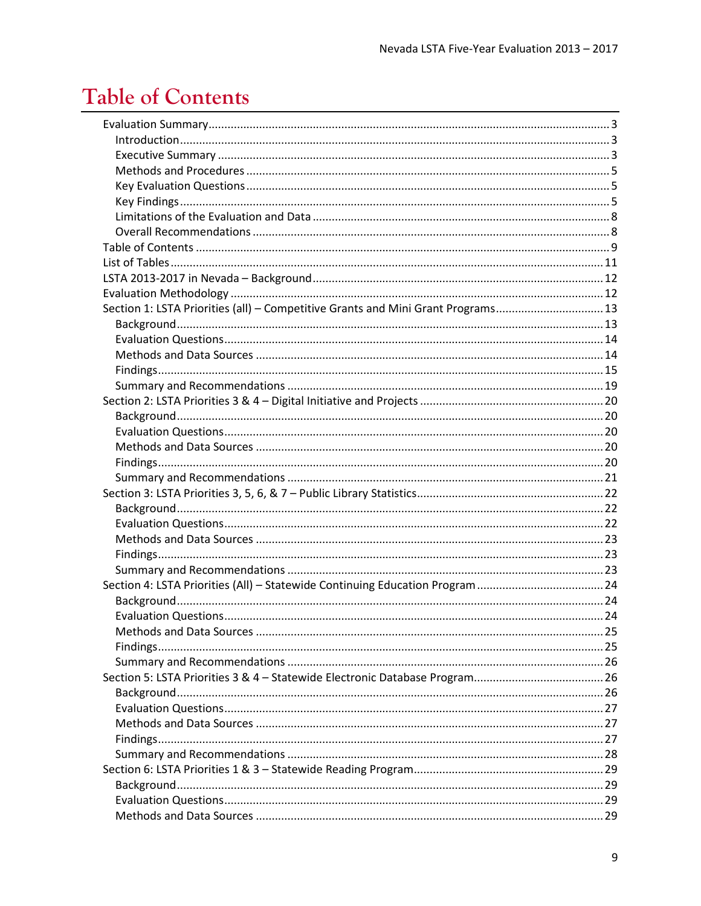# Table of Contents

- Evaluation Summary ..... 3
  - Introduction ..... 3
  - Executive Summary ..... 3
  - Methods and Procedures ..... 5
  - Key Evaluation Questions ..... 5
  - Key Findings ..... 5
  - Limitations of the Evaluation and Data ..... 8
  - Overall Recommendations ..... 8
- Table of Contents ..... 9
- List of Tables ..... 11
- LSTA 2013-2017 in Nevada – Background ..... 12
- Evaluation Methodology ..... 12
- Section 1: LSTA Priorities (all) – Competitive Grants and Mini Grant Programs ..... 13
  - Background ..... 13
  - Evaluation Questions ..... 14
  - Methods and Data Sources ..... 14
  - Findings ..... 15
  - Summary and Recommendations ..... 19
- Section 2: LSTA Priorities 3 & 4 – Digital Initiative and Projects ..... 20
  - Background ..... 20
  - Evaluation Questions ..... 20
  - Methods and Data Sources ..... 20
  - Findings ..... 20
  - Summary and Recommendations ..... 21
- Section 3: LSTA Priorities 3, 5, 6, & 7 – Public Library Statistics ..... 22
  - Background ..... 22
  - Evaluation Questions ..... 22
  - Methods and Data Sources ..... 23
  - Findings ..... 23
  - Summary and Recommendations ..... 23
- Section 4: LSTA Priorities (All) – Statewide Continuing Education Program ..... 24
  - Background ..... 24
  - Evaluation Questions ..... 24
  - Methods and Data Sources ..... 25
  - Findings ..... 25
  - Summary and Recommendations ..... 26
- Section 5: LSTA Priorities 3 & 4 – Statewide Electronic Database Program ..... 26
  - Background ..... 26
  - Evaluation Questions ..... 27
  - Methods and Data Sources ..... 27
  - Findings ..... 27
  - Summary and Recommendations ..... 28
- Section 6: LSTA Priorities 1 & 3 – Statewide Reading Program ..... 29
  - Background ..... 29
  - Evaluation Questions ..... 29
  - Methods and Data Sources ..... 29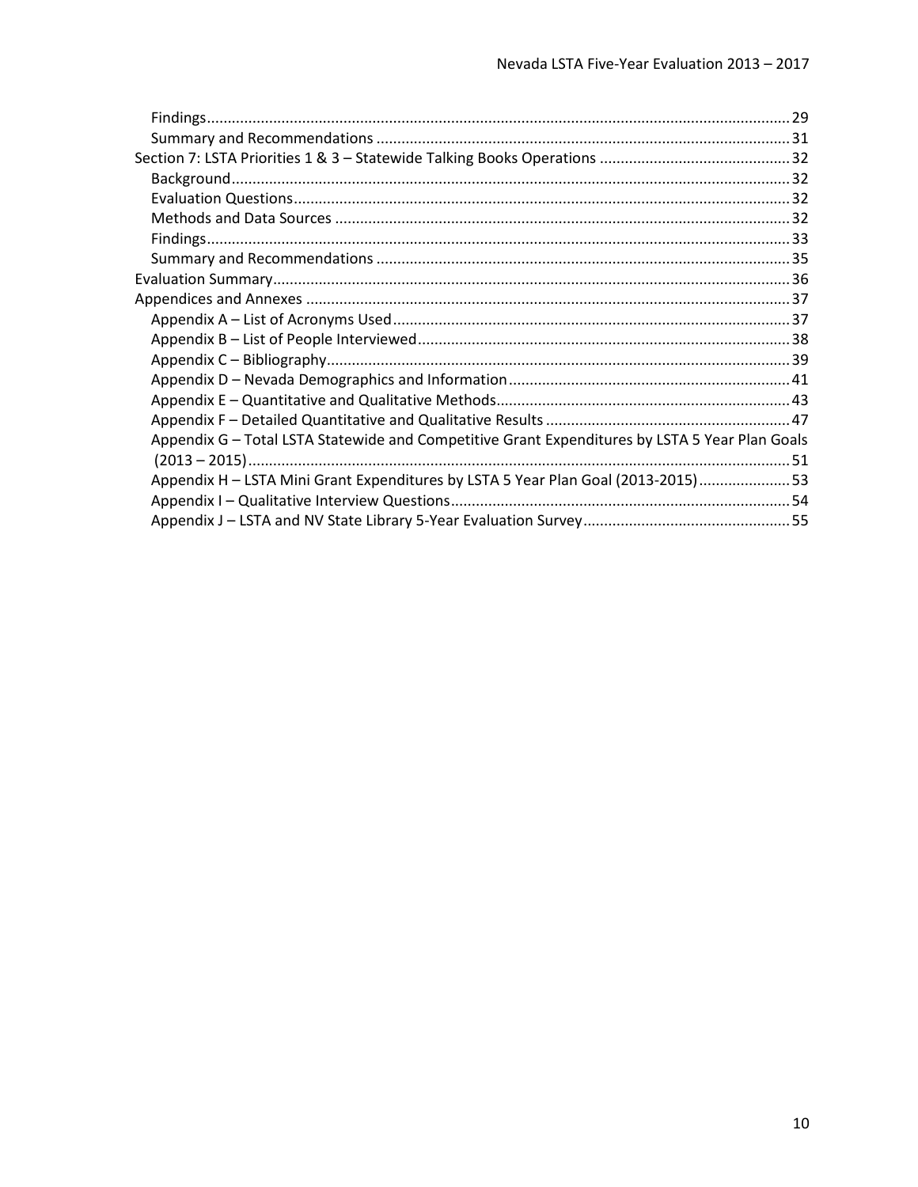- Findings ........ 29
- Summary and Recommendations ........ 31

Section 7: LSTA Priorities 1 & 3 – Statewide Talking Books Operations ........ 32

- Background ........ 32
- Evaluation Questions ........ 32
- Methods and Data Sources ........ 32
- Findings ........ 33
- Summary and Recommendations ........ 35

Evaluation Summary ........ 36

Appendices and Annexes ........ 37

- Appendix A – List of Acronyms Used ........ 37
- Appendix B – List of People Interviewed ........ 38
- Appendix C – Bibliography ........ 39
- Appendix D – Nevada Demographics and Information ........ 41
- Appendix E – Quantitative and Qualitative Methods ........ 43
- Appendix F – Detailed Quantitative and Qualitative Results ........ 47
- Appendix G – Total LSTA Statewide and Competitive Grant Expenditures by LSTA 5 Year Plan Goals (2013 – 2015) ........ 51
- Appendix H – LSTA Mini Grant Expenditures by LSTA 5 Year Plan Goal (2013-2015) ........ 53
- Appendix I – Qualitative Interview Questions ........ 54
- Appendix J – LSTA and NV State Library 5-Year Evaluation Survey ........ 55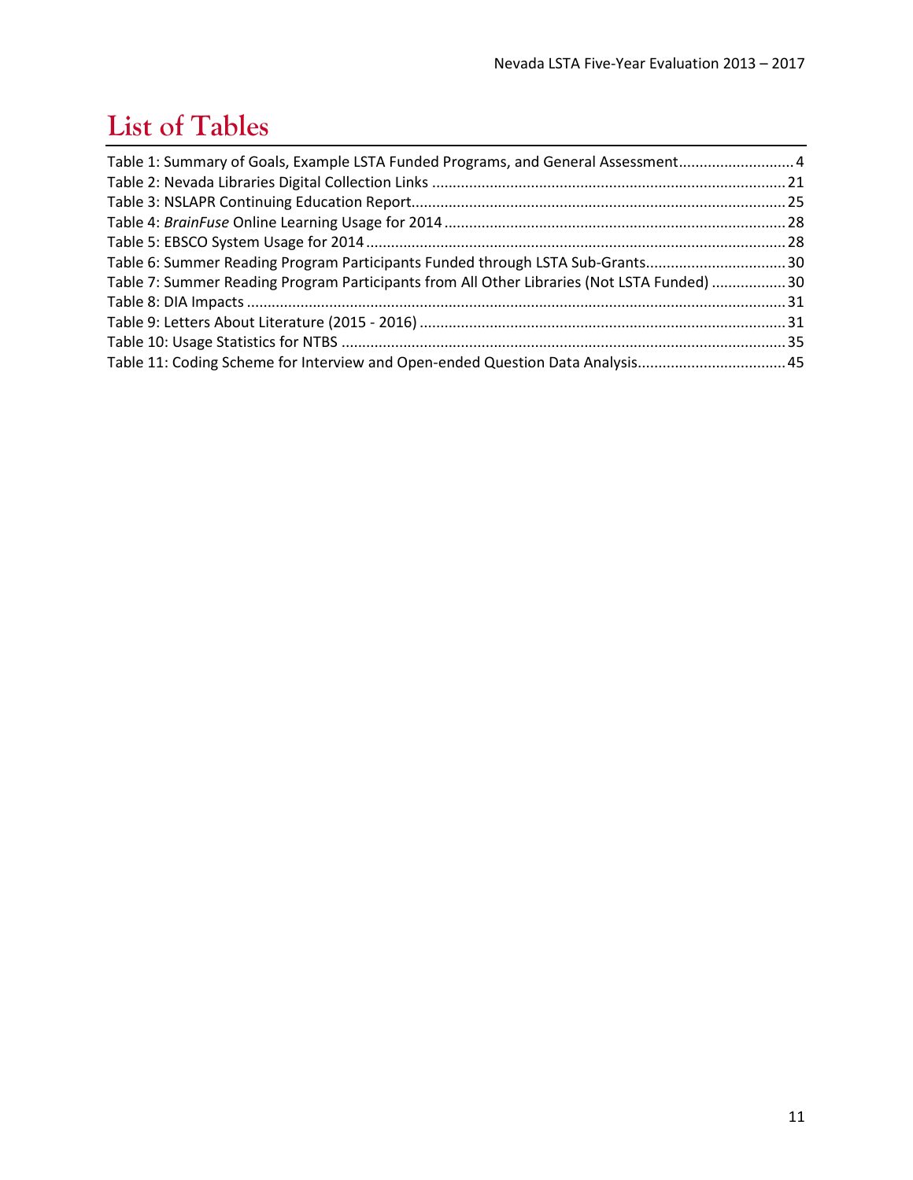# List of Tables

Table 1: Summary of Goals, Example LSTA Funded Programs, and General Assessment............................4
Table 2: Nevada Libraries Digital Collection Links ......................................................................................21
Table 3: NSLAPR Continuing Education Report...........................................................................................25
Table 4: *BrainFuse* Online Learning Usage for 2014 ..................................................................................28
Table 5: EBSCO System Usage for 2014 .....................................................................................................28
Table 6: Summer Reading Program Participants Funded through LSTA Sub-Grants..................................30
Table 7: Summer Reading Program Participants from All Other Libraries (Not LSTA Funded) ..................30
Table 8: DIA Impacts ..................................................................................................................................31
Table 9: Letters About Literature (2015 - 2016) .........................................................................................31
Table 10: Usage Statistics for NTBS ...........................................................................................................35
Table 11: Coding Scheme for Interview and Open-ended Question Data Analysis....................................45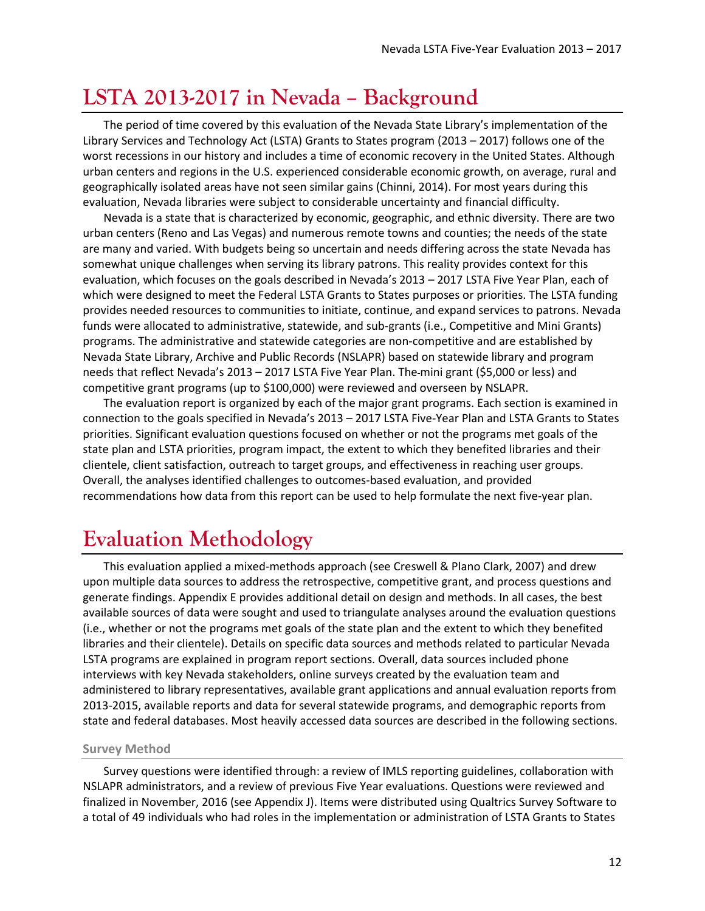# LSTA 2013-2017 in Nevada – Background

The period of time covered by this evaluation of the Nevada State Library's implementation of the Library Services and Technology Act (LSTA) Grants to States program (2013 – 2017) follows one of the worst recessions in our history and includes a time of economic recovery in the United States. Although urban centers and regions in the U.S. experienced considerable economic growth, on average, rural and geographically isolated areas have not seen similar gains (Chinni, 2014). For most years during this evaluation, Nevada libraries were subject to considerable uncertainty and financial difficulty.

Nevada is a state that is characterized by economic, geographic, and ethnic diversity. There are two urban centers (Reno and Las Vegas) and numerous remote towns and counties; the needs of the state are many and varied. With budgets being so uncertain and needs differing across the state Nevada has somewhat unique challenges when serving its library patrons. This reality provides context for this evaluation, which focuses on the goals described in Nevada's 2013 – 2017 LSTA Five Year Plan, each of which were designed to meet the Federal LSTA Grants to States purposes or priorities. The LSTA funding provides needed resources to communities to initiate, continue, and expand services to patrons. Nevada funds were allocated to administrative, statewide, and sub-grants (i.e., Competitive and Mini Grants) programs. The administrative and statewide categories are non-competitive and are established by Nevada State Library, Archive and Public Records (NSLAPR) based on statewide library and program needs that reflect Nevada's 2013 – 2017 LSTA Five Year Plan. The mini grant ($5,000 or less) and competitive grant programs (up to $100,000) were reviewed and overseen by NSLAPR.

The evaluation report is organized by each of the major grant programs. Each section is examined in connection to the goals specified in Nevada's 2013 – 2017 LSTA Five-Year Plan and LSTA Grants to States priorities. Significant evaluation questions focused on whether or not the programs met goals of the state plan and LSTA priorities, program impact, the extent to which they benefited libraries and their clientele, client satisfaction, outreach to target groups, and effectiveness in reaching user groups. Overall, the analyses identified challenges to outcomes-based evaluation, and provided recommendations how data from this report can be used to help formulate the next five-year plan.

# Evaluation Methodology

This evaluation applied a mixed-methods approach (see Creswell & Plano Clark, 2007) and drew upon multiple data sources to address the retrospective, competitive grant, and process questions and generate findings. Appendix E provides additional detail on design and methods. In all cases, the best available sources of data were sought and used to triangulate analyses around the evaluation questions (i.e., whether or not the programs met goals of the state plan and the extent to which they benefited libraries and their clientele). Details on specific data sources and methods related to particular Nevada LSTA programs are explained in program report sections. Overall, data sources included phone interviews with key Nevada stakeholders, online surveys created by the evaluation team and administered to library representatives, available grant applications and annual evaluation reports from 2013-2015, available reports and data for several statewide programs, and demographic reports from state and federal databases. Most heavily accessed data sources are described in the following sections.

### Survey Method

Survey questions were identified through: a review of IMLS reporting guidelines, collaboration with NSLAPR administrators, and a review of previous Five Year evaluations. Questions were reviewed and finalized in November, 2016 (see Appendix J). Items were distributed using Qualtrics Survey Software to a total of 49 individuals who had roles in the implementation or administration of LSTA Grants to States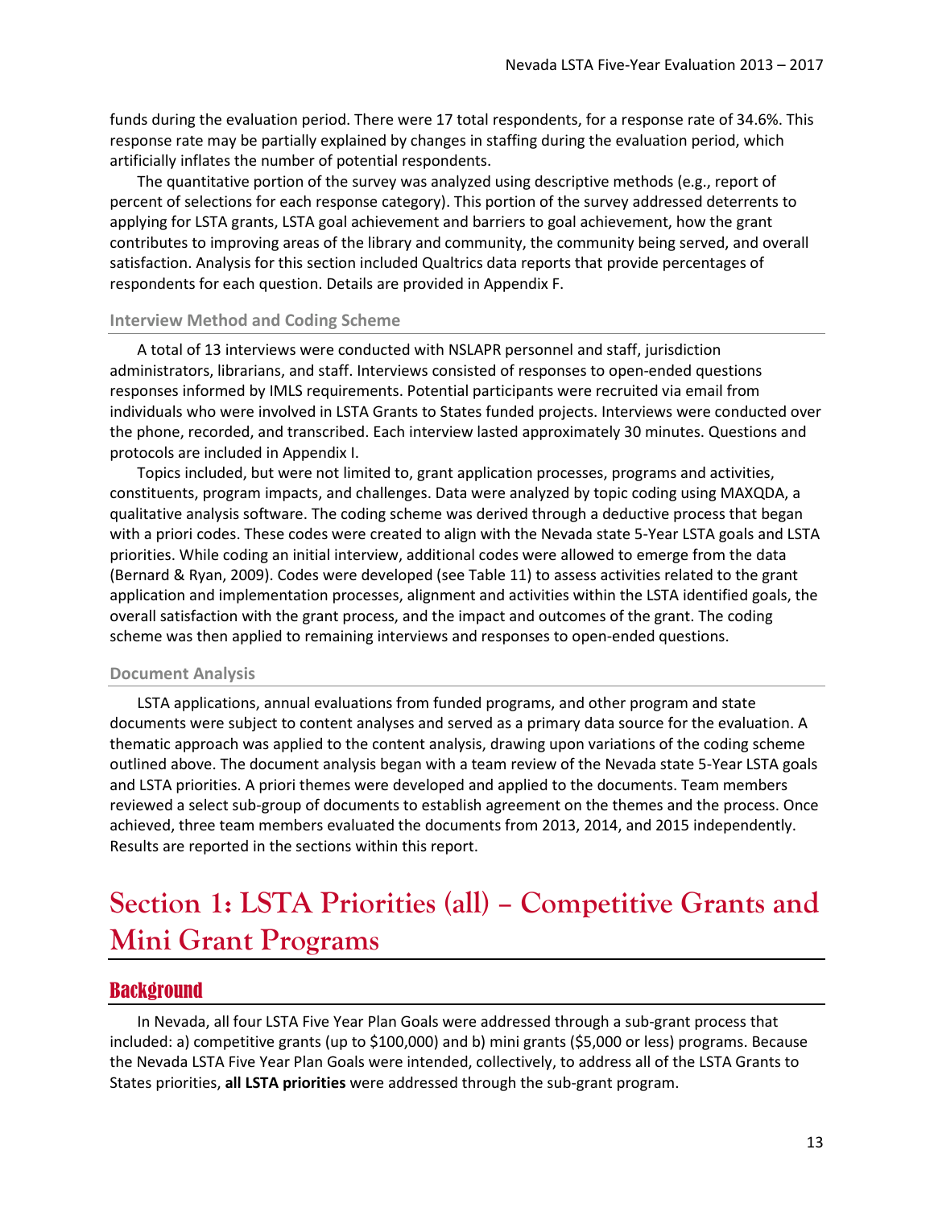funds during the evaluation period. There were 17 total respondents, for a response rate of 34.6%. This response rate may be partially explained by changes in staffing during the evaluation period, which artificially inflates the number of potential respondents.

The quantitative portion of the survey was analyzed using descriptive methods (e.g., report of percent of selections for each response category). This portion of the survey addressed deterrents to applying for LSTA grants, LSTA goal achievement and barriers to goal achievement, how the grant contributes to improving areas of the library and community, the community being served, and overall satisfaction. Analysis for this section included Qualtrics data reports that provide percentages of respondents for each question. Details are provided in Appendix F.

### Interview Method and Coding Scheme

A total of 13 interviews were conducted with NSLAPR personnel and staff, jurisdiction administrators, librarians, and staff. Interviews consisted of responses to open-ended questions responses informed by IMLS requirements. Potential participants were recruited via email from individuals who were involved in LSTA Grants to States funded projects. Interviews were conducted over the phone, recorded, and transcribed. Each interview lasted approximately 30 minutes. Questions and protocols are included in Appendix I.

Topics included, but were not limited to, grant application processes, programs and activities, constituents, program impacts, and challenges. Data were analyzed by topic coding using MAXQDA, a qualitative analysis software. The coding scheme was derived through a deductive process that began with a priori codes. These codes were created to align with the Nevada state 5-Year LSTA goals and LSTA priorities. While coding an initial interview, additional codes were allowed to emerge from the data (Bernard & Ryan, 2009). Codes were developed (see Table 11) to assess activities related to the grant application and implementation processes, alignment and activities within the LSTA identified goals, the overall satisfaction with the grant process, and the impact and outcomes of the grant. The coding scheme was then applied to remaining interviews and responses to open-ended questions.

### Document Analysis

LSTA applications, annual evaluations from funded programs, and other program and state documents were subject to content analyses and served as a primary data source for the evaluation. A thematic approach was applied to the content analysis, drawing upon variations of the coding scheme outlined above. The document analysis began with a team review of the Nevada state 5-Year LSTA goals and LSTA priorities. A priori themes were developed and applied to the documents. Team members reviewed a select sub-group of documents to establish agreement on the themes and the process. Once achieved, three team members evaluated the documents from 2013, 2014, and 2015 independently. Results are reported in the sections within this report.

# Section 1: LSTA Priorities (all) – Competitive Grants and Mini Grant Programs

## Background

In Nevada, all four LSTA Five Year Plan Goals were addressed through a sub-grant process that included: a) competitive grants (up to $100,000) and b) mini grants ($5,000 or less) programs. Because the Nevada LSTA Five Year Plan Goals were intended, collectively, to address all of the LSTA Grants to States priorities, **all LSTA priorities** were addressed through the sub-grant program.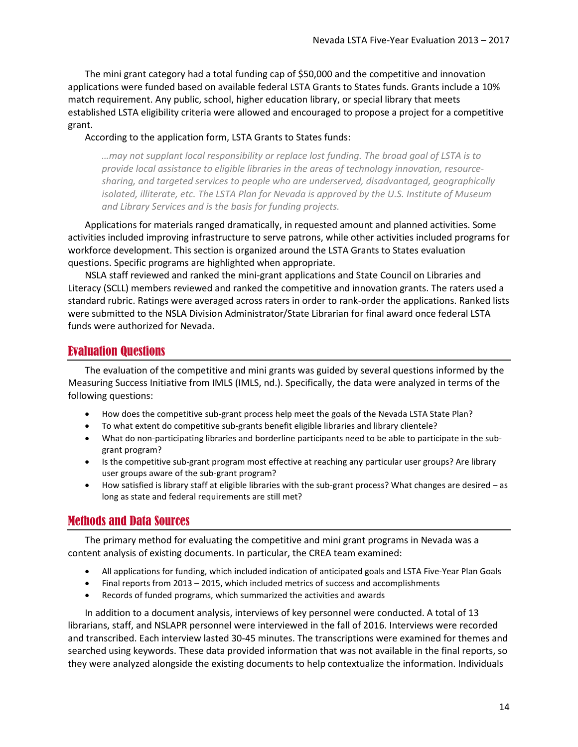The mini grant category had a total funding cap of $50,000 and the competitive and innovation applications were funded based on available federal LSTA Grants to States funds. Grants include a 10% match requirement. Any public, school, higher education library, or special library that meets established LSTA eligibility criteria were allowed and encouraged to propose a project for a competitive grant.

According to the application form, LSTA Grants to States funds:

> *…may not supplant local responsibility or replace lost funding. The broad goal of LSTA is to provide local assistance to eligible libraries in the areas of technology innovation, resource-sharing, and targeted services to people who are underserved, disadvantaged, geographically isolated, illiterate, etc. The LSTA Plan for Nevada is approved by the U.S. Institute of Museum and Library Services and is the basis for funding projects.*

Applications for materials ranged dramatically, in requested amount and planned activities. Some activities included improving infrastructure to serve patrons, while other activities included programs for workforce development. This section is organized around the LSTA Grants to States evaluation questions. Specific programs are highlighted when appropriate.

NSLA staff reviewed and ranked the mini-grant applications and State Council on Libraries and Literacy (SCLL) members reviewed and ranked the competitive and innovation grants. The raters used a standard rubric. Ratings were averaged across raters in order to rank-order the applications. Ranked lists were submitted to the NSLA Division Administrator/State Librarian for final award once federal LSTA funds were authorized for Nevada.

## Evaluation Questions

The evaluation of the competitive and mini grants was guided by several questions informed by the Measuring Success Initiative from IMLS (IMLS, nd.). Specifically, the data were analyzed in terms of the following questions:

- How does the competitive sub-grant process help meet the goals of the Nevada LSTA State Plan?
- To what extent do competitive sub-grants benefit eligible libraries and library clientele?
- What do non-participating libraries and borderline participants need to be able to participate in the sub-grant program?
- Is the competitive sub-grant program most effective at reaching any particular user groups? Are library user groups aware of the sub-grant program?
- How satisfied is library staff at eligible libraries with the sub-grant process? What changes are desired – as long as state and federal requirements are still met?

## Methods and Data Sources

The primary method for evaluating the competitive and mini grant programs in Nevada was a content analysis of existing documents. In particular, the CREA team examined:

- All applications for funding, which included indication of anticipated goals and LSTA Five-Year Plan Goals
- Final reports from 2013 – 2015, which included metrics of success and accomplishments
- Records of funded programs, which summarized the activities and awards

In addition to a document analysis, interviews of key personnel were conducted. A total of 13 librarians, staff, and NSLAPR personnel were interviewed in the fall of 2016. Interviews were recorded and transcribed. Each interview lasted 30-45 minutes. The transcriptions were examined for themes and searched using keywords. These data provided information that was not available in the final reports, so they were analyzed alongside the existing documents to help contextualize the information. Individuals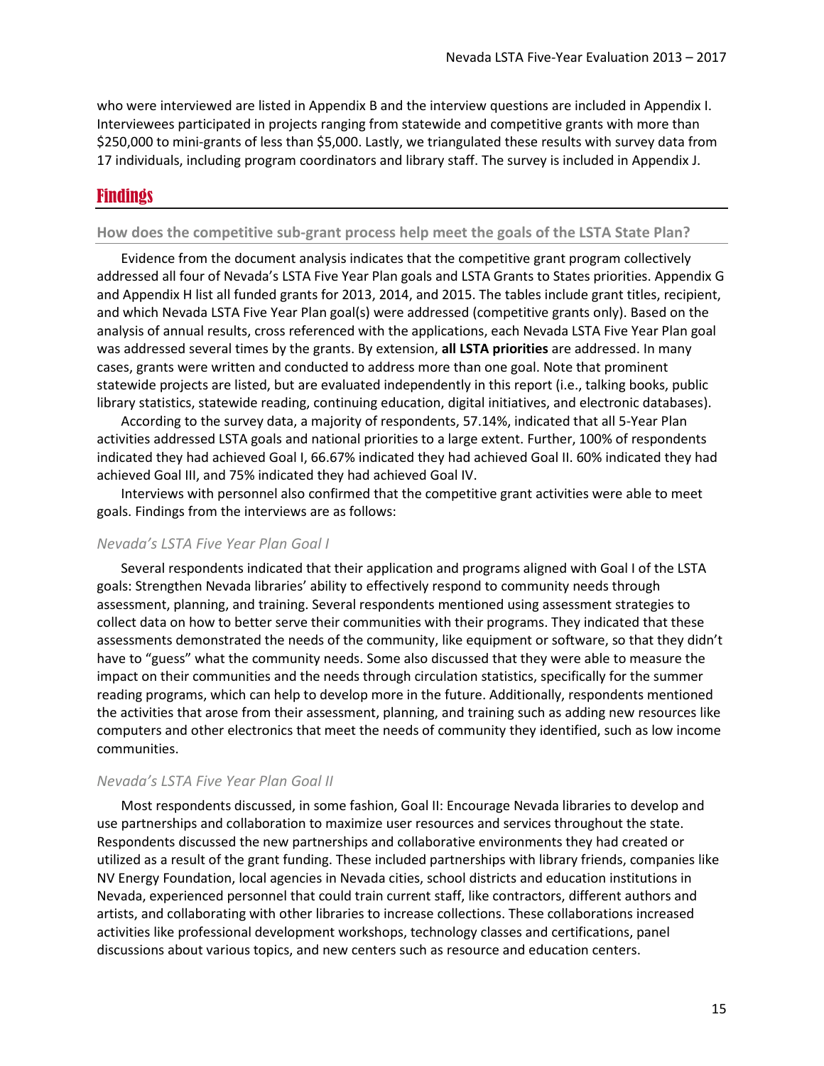who were interviewed are listed in Appendix B and the interview questions are included in Appendix I. Interviewees participated in projects ranging from statewide and competitive grants with more than $250,000 to mini-grants of less than $5,000. Lastly, we triangulated these results with survey data from 17 individuals, including program coordinators and library staff. The survey is included in Appendix J.

## Findings

### How does the competitive sub-grant process help meet the goals of the LSTA State Plan?

Evidence from the document analysis indicates that the competitive grant program collectively addressed all four of Nevada's LSTA Five Year Plan goals and LSTA Grants to States priorities. Appendix G and Appendix H list all funded grants for 2013, 2014, and 2015. The tables include grant titles, recipient, and which Nevada LSTA Five Year Plan goal(s) were addressed (competitive grants only). Based on the analysis of annual results, cross referenced with the applications, each Nevada LSTA Five Year Plan goal was addressed several times by the grants. By extension, **all LSTA priorities** are addressed. In many cases, grants were written and conducted to address more than one goal. Note that prominent statewide projects are listed, but are evaluated independently in this report (i.e., talking books, public library statistics, statewide reading, continuing education, digital initiatives, and electronic databases).

According to the survey data, a majority of respondents, 57.14%, indicated that all 5-Year Plan activities addressed LSTA goals and national priorities to a large extent. Further, 100% of respondents indicated they had achieved Goal I, 66.67% indicated they had achieved Goal II. 60% indicated they had achieved Goal III, and 75% indicated they had achieved Goal IV.

Interviews with personnel also confirmed that the competitive grant activities were able to meet goals. Findings from the interviews are as follows:

#### *Nevada's LSTA Five Year Plan Goal I*

Several respondents indicated that their application and programs aligned with Goal I of the LSTA goals: Strengthen Nevada libraries' ability to effectively respond to community needs through assessment, planning, and training. Several respondents mentioned using assessment strategies to collect data on how to better serve their communities with their programs. They indicated that these assessments demonstrated the needs of the community, like equipment or software, so that they didn't have to "guess" what the community needs. Some also discussed that they were able to measure the impact on their communities and the needs through circulation statistics, specifically for the summer reading programs, which can help to develop more in the future. Additionally, respondents mentioned the activities that arose from their assessment, planning, and training such as adding new resources like computers and other electronics that meet the needs of community they identified, such as low income communities.

#### *Nevada's LSTA Five Year Plan Goal II*

Most respondents discussed, in some fashion, Goal II: Encourage Nevada libraries to develop and use partnerships and collaboration to maximize user resources and services throughout the state. Respondents discussed the new partnerships and collaborative environments they had created or utilized as a result of the grant funding. These included partnerships with library friends, companies like NV Energy Foundation, local agencies in Nevada cities, school districts and education institutions in Nevada, experienced personnel that could train current staff, like contractors, different authors and artists, and collaborating with other libraries to increase collections. These collaborations increased activities like professional development workshops, technology classes and certifications, panel discussions about various topics, and new centers such as resource and education centers.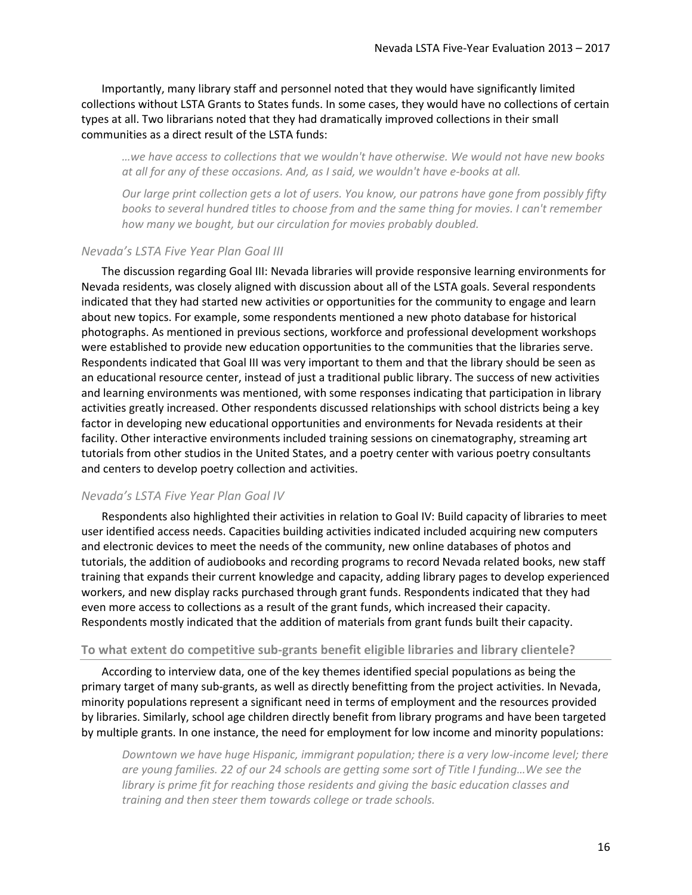Importantly, many library staff and personnel noted that they would have significantly limited collections without LSTA Grants to States funds. In some cases, they would have no collections of certain types at all. Two librarians noted that they had dramatically improved collections in their small communities as a direct result of the LSTA funds:

> *…we have access to collections that we wouldn't have otherwise. We would not have new books at all for any of these occasions. And, as I said, we wouldn't have e-books at all.*
>
> *Our large print collection gets a lot of users. You know, our patrons have gone from possibly fifty books to several hundred titles to choose from and the same thing for movies. I can't remember how many we bought, but our circulation for movies probably doubled.*

### *Nevada's LSTA Five Year Plan Goal III*

The discussion regarding Goal III: Nevada libraries will provide responsive learning environments for Nevada residents, was closely aligned with discussion about all of the LSTA goals. Several respondents indicated that they had started new activities or opportunities for the community to engage and learn about new topics. For example, some respondents mentioned a new photo database for historical photographs. As mentioned in previous sections, workforce and professional development workshops were established to provide new education opportunities to the communities that the libraries serve. Respondents indicated that Goal III was very important to them and that the library should be seen as an educational resource center, instead of just a traditional public library. The success of new activities and learning environments was mentioned, with some responses indicating that participation in library activities greatly increased. Other respondents discussed relationships with school districts being a key factor in developing new educational opportunities and environments for Nevada residents at their facility. Other interactive environments included training sessions on cinematography, streaming art tutorials from other studios in the United States, and a poetry center with various poetry consultants and centers to develop poetry collection and activities.

### *Nevada's LSTA Five Year Plan Goal IV*

Respondents also highlighted their activities in relation to Goal IV: Build capacity of libraries to meet user identified access needs. Capacities building activities indicated included acquiring new computers and electronic devices to meet the needs of the community, new online databases of photos and tutorials, the addition of audiobooks and recording programs to record Nevada related books, new staff training that expands their current knowledge and capacity, adding library pages to develop experienced workers, and new display racks purchased through grant funds. Respondents indicated that they had even more access to collections as a result of the grant funds, which increased their capacity. Respondents mostly indicated that the addition of materials from grant funds built their capacity.

## To what extent do competitive sub-grants benefit eligible libraries and library clientele?

According to interview data, one of the key themes identified special populations as being the primary target of many sub-grants, as well as directly benefitting from the project activities. In Nevada, minority populations represent a significant need in terms of employment and the resources provided by libraries. Similarly, school age children directly benefit from library programs and have been targeted by multiple grants. In one instance, the need for employment for low income and minority populations:

> *Downtown we have huge Hispanic, immigrant population; there is a very low-income level; there are young families. 22 of our 24 schools are getting some sort of Title I funding…We see the library is prime fit for reaching those residents and giving the basic education classes and training and then steer them towards college or trade schools.*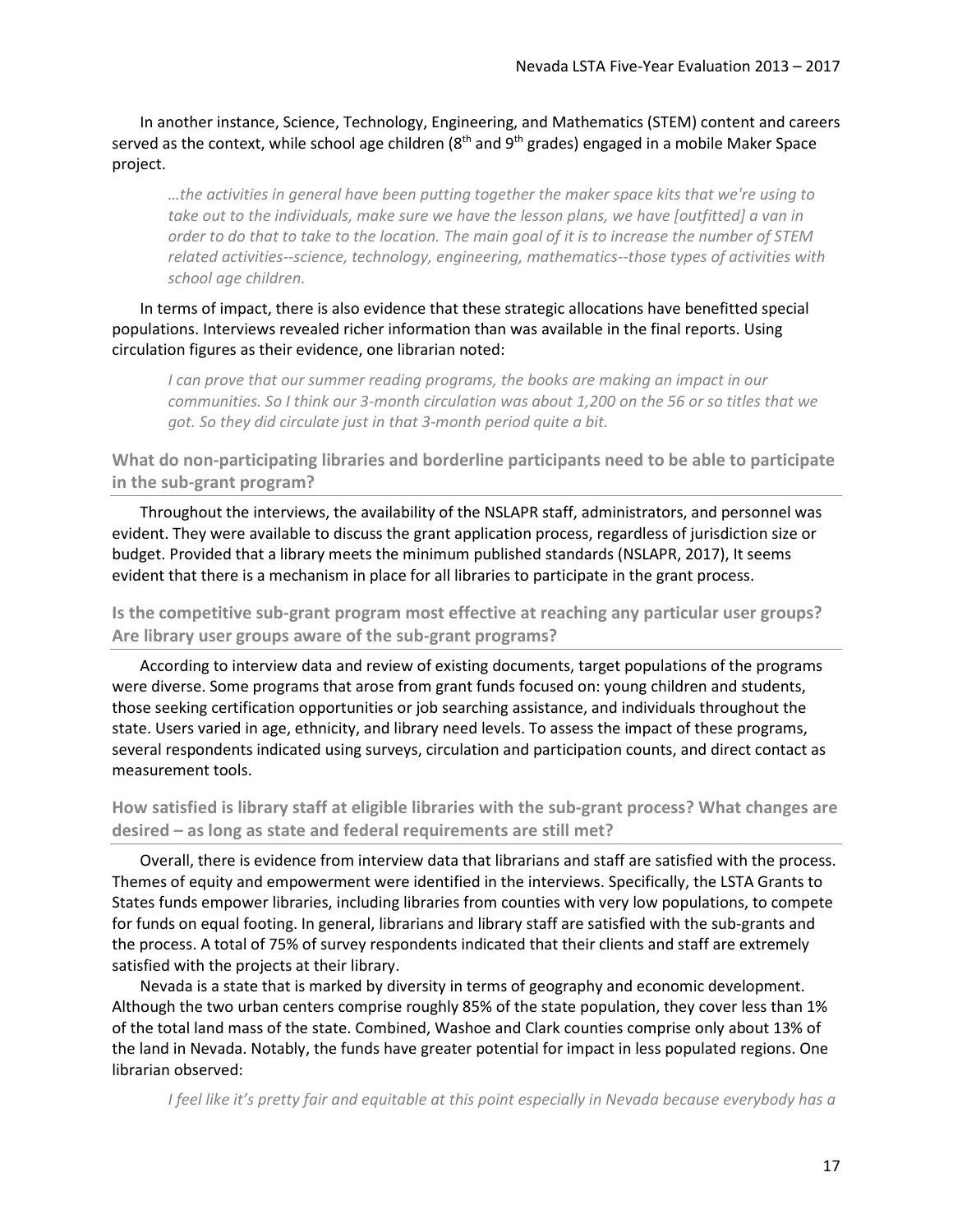In another instance, Science, Technology, Engineering, and Mathematics (STEM) content and careers served as the context, while school age children (8th and 9th grades) engaged in a mobile Maker Space project.

> *…the activities in general have been putting together the maker space kits that we're using to take out to the individuals, make sure we have the lesson plans, we have [outfitted] a van in order to do that to take to the location. The main goal of it is to increase the number of STEM related activities--science, technology, engineering, mathematics--those types of activities with school age children.*

In terms of impact, there is also evidence that these strategic allocations have benefitted special populations. Interviews revealed richer information than was available in the final reports. Using circulation figures as their evidence, one librarian noted:

> *I can prove that our summer reading programs, the books are making an impact in our communities. So I think our 3-month circulation was about 1,200 on the 56 or so titles that we got. So they did circulate just in that 3-month period quite a bit.*

### What do non-participating libraries and borderline participants need to be able to participate in the sub-grant program?

Throughout the interviews, the availability of the NSLAPR staff, administrators, and personnel was evident. They were available to discuss the grant application process, regardless of jurisdiction size or budget. Provided that a library meets the minimum published standards (NSLAPR, 2017), It seems evident that there is a mechanism in place for all libraries to participate in the grant process.

### Is the competitive sub-grant program most effective at reaching any particular user groups? Are library user groups aware of the sub-grant programs?

According to interview data and review of existing documents, target populations of the programs were diverse. Some programs that arose from grant funds focused on: young children and students, those seeking certification opportunities or job searching assistance, and individuals throughout the state. Users varied in age, ethnicity, and library need levels. To assess the impact of these programs, several respondents indicated using surveys, circulation and participation counts, and direct contact as measurement tools.

### How satisfied is library staff at eligible libraries with the sub-grant process? What changes are desired – as long as state and federal requirements are still met?

Overall, there is evidence from interview data that librarians and staff are satisfied with the process. Themes of equity and empowerment were identified in the interviews. Specifically, the LSTA Grants to States funds empower libraries, including libraries from counties with very low populations, to compete for funds on equal footing. In general, librarians and library staff are satisfied with the sub-grants and the process. A total of 75% of survey respondents indicated that their clients and staff are extremely satisfied with the projects at their library.

Nevada is a state that is marked by diversity in terms of geography and economic development. Although the two urban centers comprise roughly 85% of the state population, they cover less than 1% of the total land mass of the state. Combined, Washoe and Clark counties comprise only about 13% of the land in Nevada. Notably, the funds have greater potential for impact in less populated regions. One librarian observed:

> *I feel like it's pretty fair and equitable at this point especially in Nevada because everybody has a*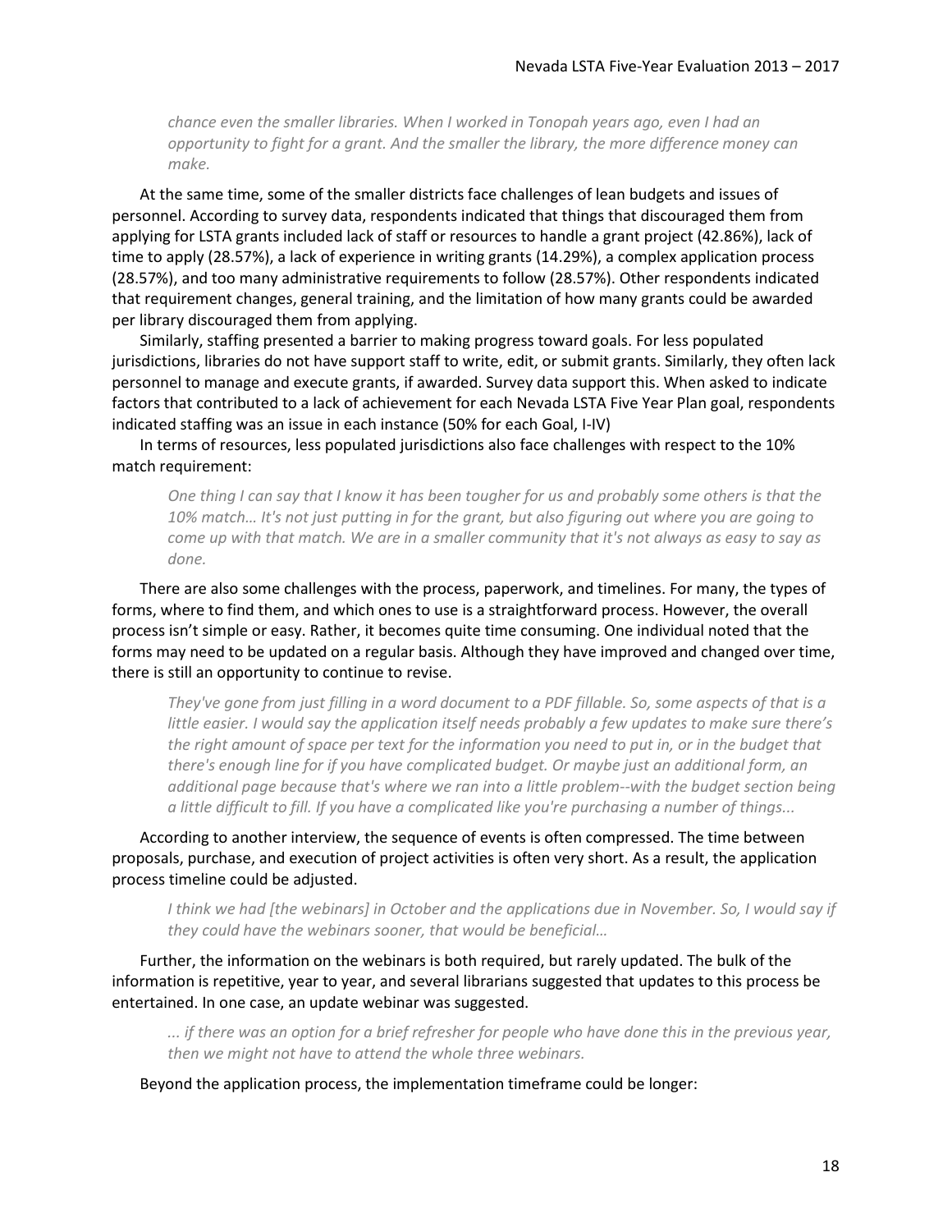*chance even the smaller libraries. When I worked in Tonopah years ago, even I had an opportunity to fight for a grant. And the smaller the library, the more difference money can make.*

At the same time, some of the smaller districts face challenges of lean budgets and issues of personnel. According to survey data, respondents indicated that things that discouraged them from applying for LSTA grants included lack of staff or resources to handle a grant project (42.86%), lack of time to apply (28.57%), a lack of experience in writing grants (14.29%), a complex application process (28.57%), and too many administrative requirements to follow (28.57%). Other respondents indicated that requirement changes, general training, and the limitation of how many grants could be awarded per library discouraged them from applying.

Similarly, staffing presented a barrier to making progress toward goals. For less populated jurisdictions, libraries do not have support staff to write, edit, or submit grants. Similarly, they often lack personnel to manage and execute grants, if awarded. Survey data support this. When asked to indicate factors that contributed to a lack of achievement for each Nevada LSTA Five Year Plan goal, respondents indicated staffing was an issue in each instance (50% for each Goal, I-IV)

In terms of resources, less populated jurisdictions also face challenges with respect to the 10% match requirement:

> *One thing I can say that I know it has been tougher for us and probably some others is that the 10% match… It's not just putting in for the grant, but also figuring out where you are going to come up with that match. We are in a smaller community that it's not always as easy to say as done.*

There are also some challenges with the process, paperwork, and timelines. For many, the types of forms, where to find them, and which ones to use is a straightforward process. However, the overall process isn't simple or easy. Rather, it becomes quite time consuming. One individual noted that the forms may need to be updated on a regular basis. Although they have improved and changed over time, there is still an opportunity to continue to revise.

> *They've gone from just filling in a word document to a PDF fillable. So, some aspects of that is a little easier. I would say the application itself needs probably a few updates to make sure there's the right amount of space per text for the information you need to put in, or in the budget that there's enough line for if you have complicated budget. Or maybe just an additional form, an additional page because that's where we ran into a little problem--with the budget section being a little difficult to fill. If you have a complicated like you're purchasing a number of things...*

According to another interview, the sequence of events is often compressed. The time between proposals, purchase, and execution of project activities is often very short. As a result, the application process timeline could be adjusted.

> *I think we had [the webinars] in October and the applications due in November. So, I would say if they could have the webinars sooner, that would be beneficial…*

Further, the information on the webinars is both required, but rarely updated. The bulk of the information is repetitive, year to year, and several librarians suggested that updates to this process be entertained. In one case, an update webinar was suggested.

> *... if there was an option for a brief refresher for people who have done this in the previous year, then we might not have to attend the whole three webinars.*

Beyond the application process, the implementation timeframe could be longer: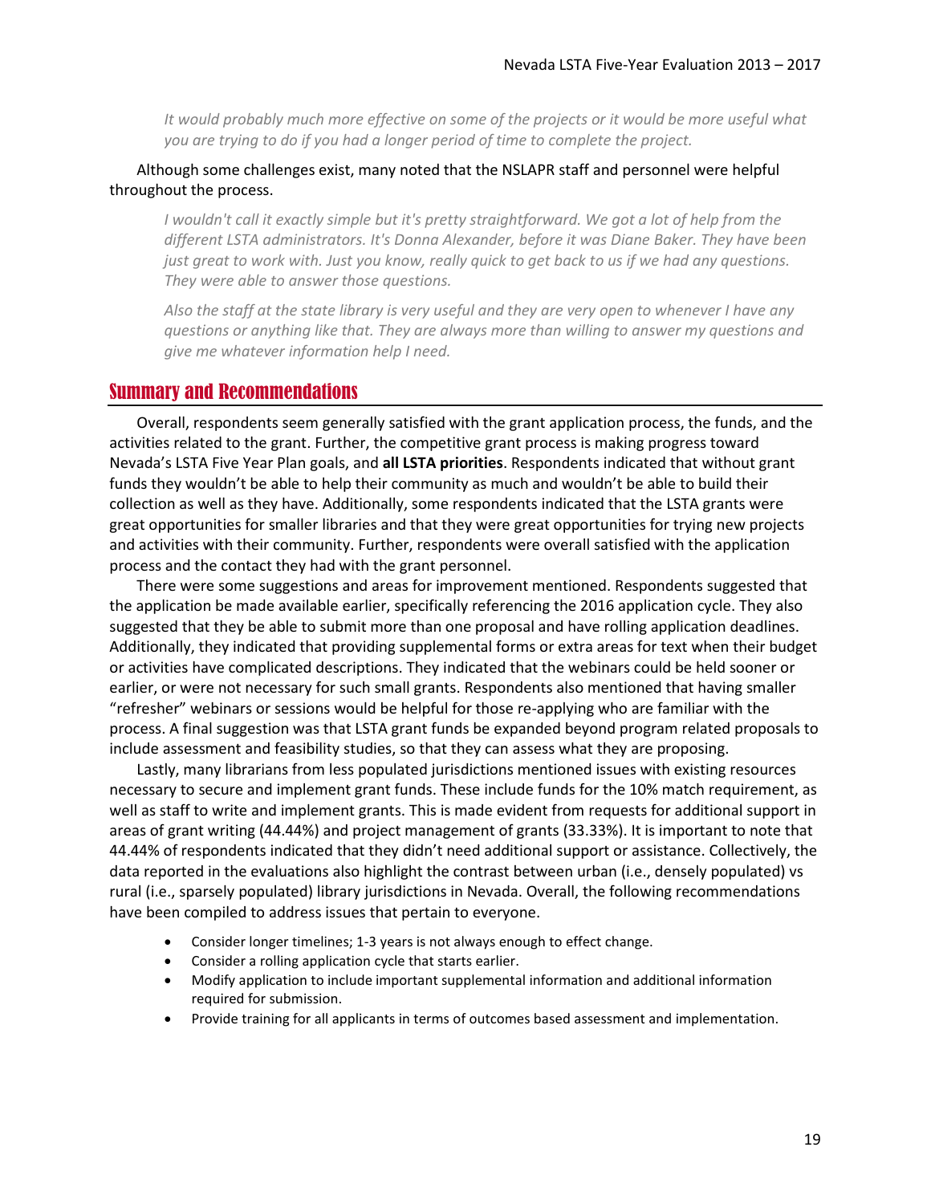*It would probably much more effective on some of the projects or it would be more useful what you are trying to do if you had a longer period of time to complete the project.*

Although some challenges exist, many noted that the NSLAPR staff and personnel were helpful throughout the process.

*I wouldn't call it exactly simple but it's pretty straightforward. We got a lot of help from the different LSTA administrators. It's Donna Alexander, before it was Diane Baker. They have been just great to work with. Just you know, really quick to get back to us if we had any questions. They were able to answer those questions.*

*Also the staff at the state library is very useful and they are very open to whenever I have any questions or anything like that. They are always more than willing to answer my questions and give me whatever information help I need.*

## Summary and Recommendations

Overall, respondents seem generally satisfied with the grant application process, the funds, and the activities related to the grant. Further, the competitive grant process is making progress toward Nevada's LSTA Five Year Plan goals, and **all LSTA priorities**. Respondents indicated that without grant funds they wouldn't be able to help their community as much and wouldn't be able to build their collection as well as they have. Additionally, some respondents indicated that the LSTA grants were great opportunities for smaller libraries and that they were great opportunities for trying new projects and activities with their community. Further, respondents were overall satisfied with the application process and the contact they had with the grant personnel.

There were some suggestions and areas for improvement mentioned. Respondents suggested that the application be made available earlier, specifically referencing the 2016 application cycle. They also suggested that they be able to submit more than one proposal and have rolling application deadlines. Additionally, they indicated that providing supplemental forms or extra areas for text when their budget or activities have complicated descriptions. They indicated that the webinars could be held sooner or earlier, or were not necessary for such small grants. Respondents also mentioned that having smaller "refresher" webinars or sessions would be helpful for those re-applying who are familiar with the process. A final suggestion was that LSTA grant funds be expanded beyond program related proposals to include assessment and feasibility studies, so that they can assess what they are proposing.

Lastly, many librarians from less populated jurisdictions mentioned issues with existing resources necessary to secure and implement grant funds. These include funds for the 10% match requirement, as well as staff to write and implement grants. This is made evident from requests for additional support in areas of grant writing (44.44%) and project management of grants (33.33%). It is important to note that 44.44% of respondents indicated that they didn't need additional support or assistance. Collectively, the data reported in the evaluations also highlight the contrast between urban (i.e., densely populated) vs rural (i.e., sparsely populated) library jurisdictions in Nevada. Overall, the following recommendations have been compiled to address issues that pertain to everyone.

- Consider longer timelines; 1-3 years is not always enough to effect change.
- Consider a rolling application cycle that starts earlier.
- Modify application to include important supplemental information and additional information required for submission.
- Provide training for all applicants in terms of outcomes based assessment and implementation.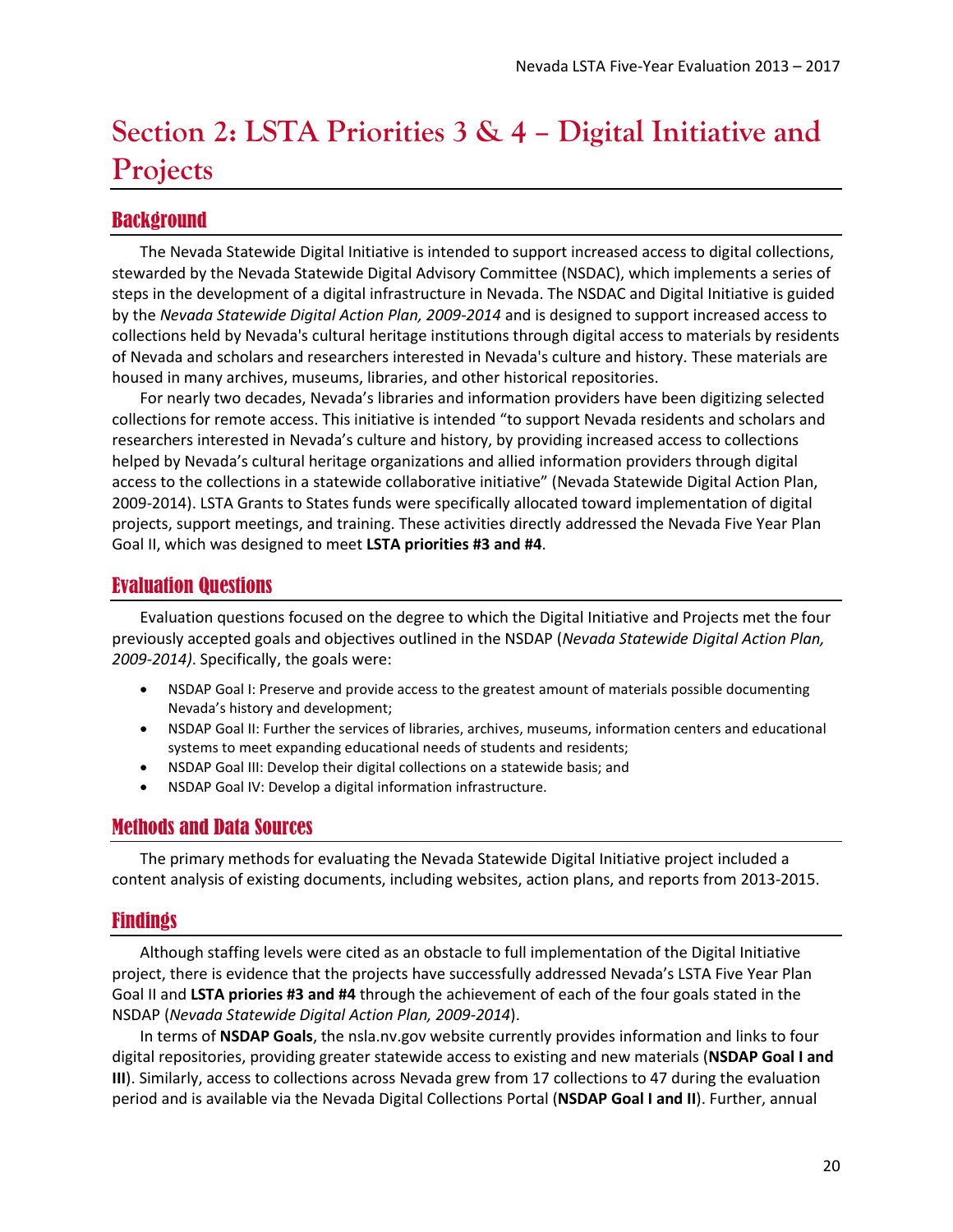# Section 2: LSTA Priorities 3 & 4 – Digital Initiative and Projects

## Background

The Nevada Statewide Digital Initiative is intended to support increased access to digital collections, stewarded by the Nevada Statewide Digital Advisory Committee (NSDAC), which implements a series of steps in the development of a digital infrastructure in Nevada. The NSDAC and Digital Initiative is guided by the *Nevada Statewide Digital Action Plan, 2009-2014* and is designed to support increased access to collections held by Nevada's cultural heritage institutions through digital access to materials by residents of Nevada and scholars and researchers interested in Nevada's culture and history. These materials are housed in many archives, museums, libraries, and other historical repositories.

For nearly two decades, Nevada's libraries and information providers have been digitizing selected collections for remote access. This initiative is intended "to support Nevada residents and scholars and researchers interested in Nevada's culture and history, by providing increased access to collections helped by Nevada's cultural heritage organizations and allied information providers through digital access to the collections in a statewide collaborative initiative" (Nevada Statewide Digital Action Plan, 2009-2014). LSTA Grants to States funds were specifically allocated toward implementation of digital projects, support meetings, and training. These activities directly addressed the Nevada Five Year Plan Goal II, which was designed to meet **LSTA priorities #3 and #4**.

## Evaluation Questions

Evaluation questions focused on the degree to which the Digital Initiative and Projects met the four previously accepted goals and objectives outlined in the NSDAP (*Nevada Statewide Digital Action Plan, 2009-2014)*. Specifically, the goals were:

- NSDAP Goal I: Preserve and provide access to the greatest amount of materials possible documenting Nevada's history and development;
- NSDAP Goal II: Further the services of libraries, archives, museums, information centers and educational systems to meet expanding educational needs of students and residents;
- NSDAP Goal III: Develop their digital collections on a statewide basis; and
- NSDAP Goal IV: Develop a digital information infrastructure.

## Methods and Data Sources

The primary methods for evaluating the Nevada Statewide Digital Initiative project included a content analysis of existing documents, including websites, action plans, and reports from 2013-2015.

## Findings

Although staffing levels were cited as an obstacle to full implementation of the Digital Initiative project, there is evidence that the projects have successfully addressed Nevada's LSTA Five Year Plan Goal II and **LSTA priories #3 and #4** through the achievement of each of the four goals stated in the NSDAP (*Nevada Statewide Digital Action Plan, 2009-2014*).

In terms of **NSDAP Goals**, the nsla.nv.gov website currently provides information and links to four digital repositories, providing greater statewide access to existing and new materials (**NSDAP Goal I and III**). Similarly, access to collections across Nevada grew from 17 collections to 47 during the evaluation period and is available via the Nevada Digital Collections Portal (**NSDAP Goal I and II**). Further, annual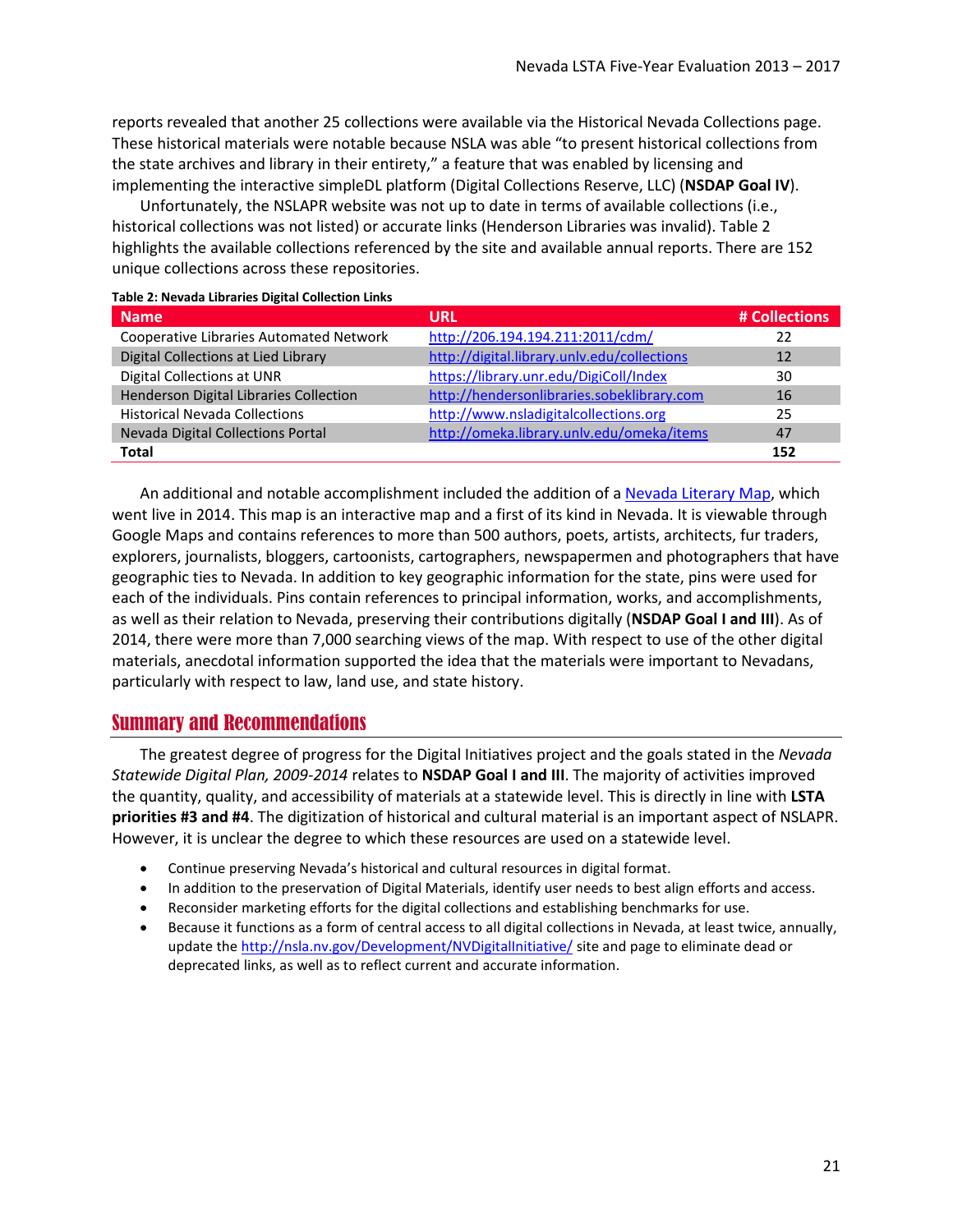reports revealed that another 25 collections were available via the Historical Nevada Collections page. These historical materials were notable because NSLA was able "to present historical collections from the state archives and library in their entirety," a feature that was enabled by licensing and implementing the interactive simpleDL platform (Digital Collections Reserve, LLC) (**NSDAP Goal IV**).

Unfortunately, the NSLAPR website was not up to date in terms of available collections (i.e., historical collections was not listed) or accurate links (Henderson Libraries was invalid). Table 2 highlights the available collections referenced by the site and available annual reports. There are 152 unique collections across these repositories.

**Table 2: Nevada Libraries Digital Collection Links**

| Name | URL | # Collections |
|---|---|---|
| Cooperative Libraries Automated Network | http://206.194.194.211:2011/cdm/ | 22 |
| Digital Collections at Lied Library | http://digital.library.unlv.edu/collections | 12 |
| Digital Collections at UNR | https://library.unr.edu/DigiColl/Index | 30 |
| Henderson Digital Libraries Collection | http://hendersonlibraries.sobeklibrary.com | 16 |
| Historical Nevada Collections | http://www.nsladigitalcollections.org | 25 |
| Nevada Digital Collections Portal | http://omeka.library.unlv.edu/omeka/items | 47 |
| **Total** | | **152** |

An additional and notable accomplishment included the addition of a Nevada Literary Map, which went live in 2014. This map is an interactive map and a first of its kind in Nevada. It is viewable through Google Maps and contains references to more than 500 authors, poets, artists, architects, fur traders, explorers, journalists, bloggers, cartoonists, cartographers, newspapermen and photographers that have geographic ties to Nevada. In addition to key geographic information for the state, pins were used for each of the individuals. Pins contain references to principal information, works, and accomplishments, as well as their relation to Nevada, preserving their contributions digitally (**NSDAP Goal I and III**). As of 2014, there were more than 7,000 searching views of the map. With respect to use of the other digital materials, anecdotal information supported the idea that the materials were important to Nevadans, particularly with respect to law, land use, and state history.

## Summary and Recommendations

The greatest degree of progress for the Digital Initiatives project and the goals stated in the *Nevada Statewide Digital Plan, 2009-2014* relates to **NSDAP Goal I and III**. The majority of activities improved the quantity, quality, and accessibility of materials at a statewide level. This is directly in line with **LSTA priorities #3 and #4**. The digitization of historical and cultural material is an important aspect of NSLAPR. However, it is unclear the degree to which these resources are used on a statewide level.

- Continue preserving Nevada's historical and cultural resources in digital format.
- In addition to the preservation of Digital Materials, identify user needs to best align efforts and access.
- Reconsider marketing efforts for the digital collections and establishing benchmarks for use.
- Because it functions as a form of central access to all digital collections in Nevada, at least twice, annually, update the http://nsla.nv.gov/Development/NVDigitalInitiative/ site and page to eliminate dead or deprecated links, as well as to reflect current and accurate information.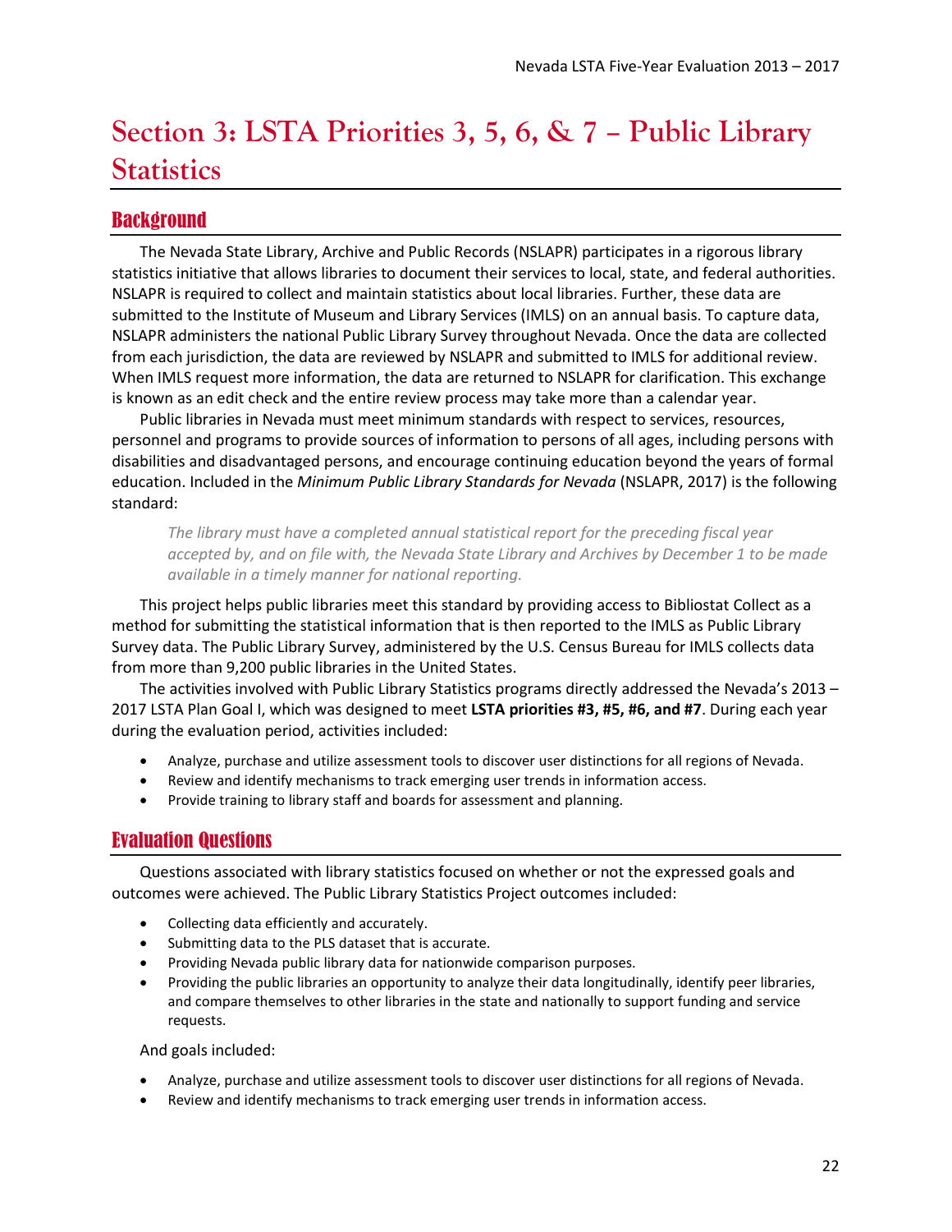# Section 3: LSTA Priorities 3, 5, 6, & 7 – Public Library Statistics

## Background

The Nevada State Library, Archive and Public Records (NSLAPR) participates in a rigorous library statistics initiative that allows libraries to document their services to local, state, and federal authorities. NSLAPR is required to collect and maintain statistics about local libraries. Further, these data are submitted to the Institute of Museum and Library Services (IMLS) on an annual basis. To capture data, NSLAPR administers the national Public Library Survey throughout Nevada. Once the data are collected from each jurisdiction, the data are reviewed by NSLAPR and submitted to IMLS for additional review. When IMLS request more information, the data are returned to NSLAPR for clarification. This exchange is known as an edit check and the entire review process may take more than a calendar year.

Public libraries in Nevada must meet minimum standards with respect to services, resources, personnel and programs to provide sources of information to persons of all ages, including persons with disabilities and disadvantaged persons, and encourage continuing education beyond the years of formal education. Included in the *Minimum Public Library Standards for Nevada* (NSLAPR, 2017) is the following standard:

> *The library must have a completed annual statistical report for the preceding fiscal year accepted by, and on file with, the Nevada State Library and Archives by December 1 to be made available in a timely manner for national reporting.*

This project helps public libraries meet this standard by providing access to Bibliostat Collect as a method for submitting the statistical information that is then reported to the IMLS as Public Library Survey data. The Public Library Survey, administered by the U.S. Census Bureau for IMLS collects data from more than 9,200 public libraries in the United States.

The activities involved with Public Library Statistics programs directly addressed the Nevada's 2013 – 2017 LSTA Plan Goal I, which was designed to meet **LSTA priorities #3, #5, #6, and #7**. During each year during the evaluation period, activities included:

- Analyze, purchase and utilize assessment tools to discover user distinctions for all regions of Nevada.
- Review and identify mechanisms to track emerging user trends in information access.
- Provide training to library staff and boards for assessment and planning.

## Evaluation Questions

Questions associated with library statistics focused on whether or not the expressed goals and outcomes were achieved. The Public Library Statistics Project outcomes included:

- Collecting data efficiently and accurately.
- Submitting data to the PLS dataset that is accurate.
- Providing Nevada public library data for nationwide comparison purposes.
- Providing the public libraries an opportunity to analyze their data longitudinally, identify peer libraries, and compare themselves to other libraries in the state and nationally to support funding and service requests.

And goals included:

- Analyze, purchase and utilize assessment tools to discover user distinctions for all regions of Nevada.
- Review and identify mechanisms to track emerging user trends in information access.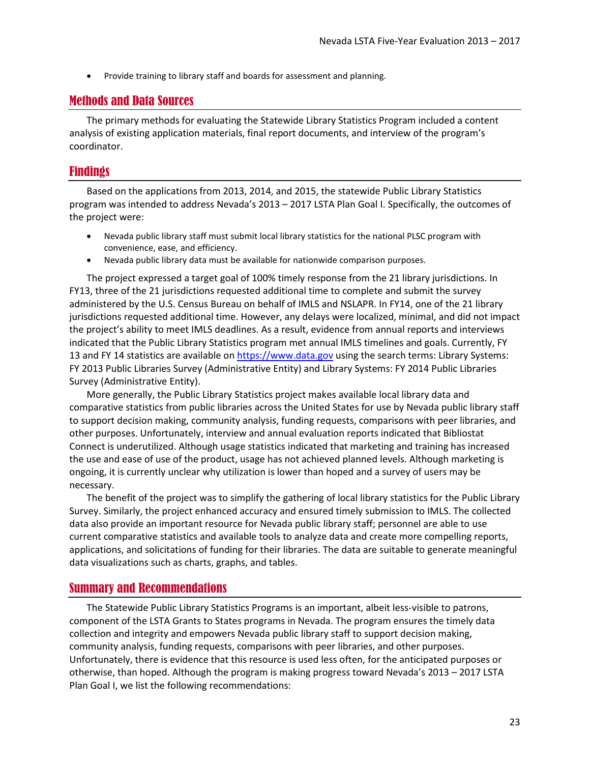- Provide training to library staff and boards for assessment and planning.

## Methods and Data Sources

The primary methods for evaluating the Statewide Library Statistics Program included a content analysis of existing application materials, final report documents, and interview of the program's coordinator.

## Findings

Based on the applications from 2013, 2014, and 2015, the statewide Public Library Statistics program was intended to address Nevada's 2013 – 2017 LSTA Plan Goal I. Specifically, the outcomes of the project were:

- Nevada public library staff must submit local library statistics for the national PLSC program with convenience, ease, and efficiency.
- Nevada public library data must be available for nationwide comparison purposes.

The project expressed a target goal of 100% timely response from the 21 library jurisdictions. In FY13, three of the 21 jurisdictions requested additional time to complete and submit the survey administered by the U.S. Census Bureau on behalf of IMLS and NSLAPR. In FY14, one of the 21 library jurisdictions requested additional time. However, any delays were localized, minimal, and did not impact the project's ability to meet IMLS deadlines. As a result, evidence from annual reports and interviews indicated that the Public Library Statistics program met annual IMLS timelines and goals. Currently, FY 13 and FY 14 statistics are available on [https://www.data.gov](https://www.data.gov) using the search terms: Library Systems: FY 2013 Public Libraries Survey (Administrative Entity) and Library Systems: FY 2014 Public Libraries Survey (Administrative Entity).

More generally, the Public Library Statistics project makes available local library data and comparative statistics from public libraries across the United States for use by Nevada public library staff to support decision making, community analysis, funding requests, comparisons with peer libraries, and other purposes. Unfortunately, interview and annual evaluation reports indicated that Bibliostat Connect is underutilized. Although usage statistics indicated that marketing and training has increased the use and ease of use of the product, usage has not achieved planned levels. Although marketing is ongoing, it is currently unclear why utilization is lower than hoped and a survey of users may be necessary.

The benefit of the project was to simplify the gathering of local library statistics for the Public Library Survey. Similarly, the project enhanced accuracy and ensured timely submission to IMLS. The collected data also provide an important resource for Nevada public library staff; personnel are able to use current comparative statistics and available tools to analyze data and create more compelling reports, applications, and solicitations of funding for their libraries. The data are suitable to generate meaningful data visualizations such as charts, graphs, and tables.

## Summary and Recommendations

The Statewide Public Library Statistics Programs is an important, albeit less-visible to patrons, component of the LSTA Grants to States programs in Nevada. The program ensures the timely data collection and integrity and empowers Nevada public library staff to support decision making, community analysis, funding requests, comparisons with peer libraries, and other purposes. Unfortunately, there is evidence that this resource is used less often, for the anticipated purposes or otherwise, than hoped. Although the program is making progress toward Nevada's 2013 – 2017 LSTA Plan Goal I, we list the following recommendations: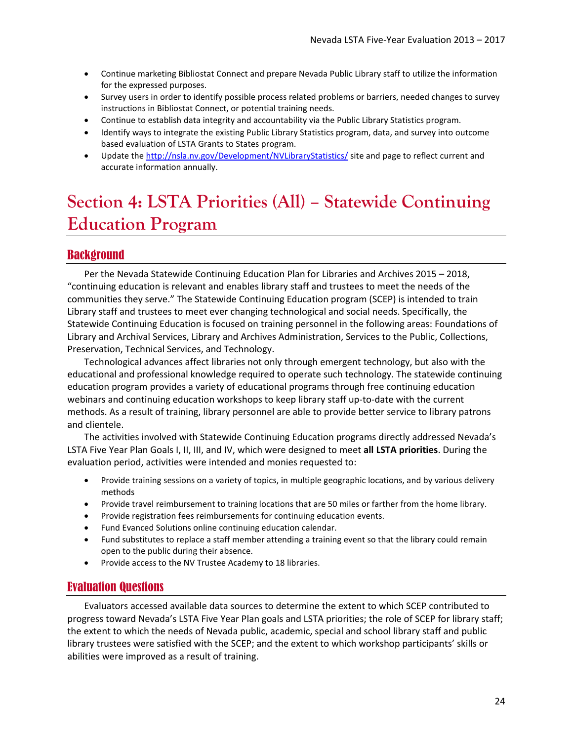- Continue marketing Bibliostat Connect and prepare Nevada Public Library staff to utilize the information for the expressed purposes.
- Survey users in order to identify possible process related problems or barriers, needed changes to survey instructions in Bibliostat Connect, or potential training needs.
- Continue to establish data integrity and accountability via the Public Library Statistics program.
- Identify ways to integrate the existing Public Library Statistics program, data, and survey into outcome based evaluation of LSTA Grants to States program.
- Update the http://nsla.nv.gov/Development/NVLibraryStatistics/ site and page to reflect current and accurate information annually.

# Section 4: LSTA Priorities (All) – Statewide Continuing Education Program

## Background

Per the Nevada Statewide Continuing Education Plan for Libraries and Archives 2015 – 2018, "continuing education is relevant and enables library staff and trustees to meet the needs of the communities they serve." The Statewide Continuing Education program (SCEP) is intended to train Library staff and trustees to meet ever changing technological and social needs. Specifically, the Statewide Continuing Education is focused on training personnel in the following areas: Foundations of Library and Archival Services, Library and Archives Administration, Services to the Public, Collections, Preservation, Technical Services, and Technology.

Technological advances affect libraries not only through emergent technology, but also with the educational and professional knowledge required to operate such technology. The statewide continuing education program provides a variety of educational programs through free continuing education webinars and continuing education workshops to keep library staff up-to-date with the current methods. As a result of training, library personnel are able to provide better service to library patrons and clientele.

The activities involved with Statewide Continuing Education programs directly addressed Nevada's LSTA Five Year Plan Goals I, II, III, and IV, which were designed to meet **all LSTA priorities**. During the evaluation period, activities were intended and monies requested to:

- Provide training sessions on a variety of topics, in multiple geographic locations, and by various delivery methods
- Provide travel reimbursement to training locations that are 50 miles or farther from the home library.
- Provide registration fees reimbursements for continuing education events.
- Fund Evanced Solutions online continuing education calendar.
- Fund substitutes to replace a staff member attending a training event so that the library could remain open to the public during their absence.
- Provide access to the NV Trustee Academy to 18 libraries.

## Evaluation Questions

Evaluators accessed available data sources to determine the extent to which SCEP contributed to progress toward Nevada's LSTA Five Year Plan goals and LSTA priorities; the role of SCEP for library staff; the extent to which the needs of Nevada public, academic, special and school library staff and public library trustees were satisfied with the SCEP; and the extent to which workshop participants' skills or abilities were improved as a result of training.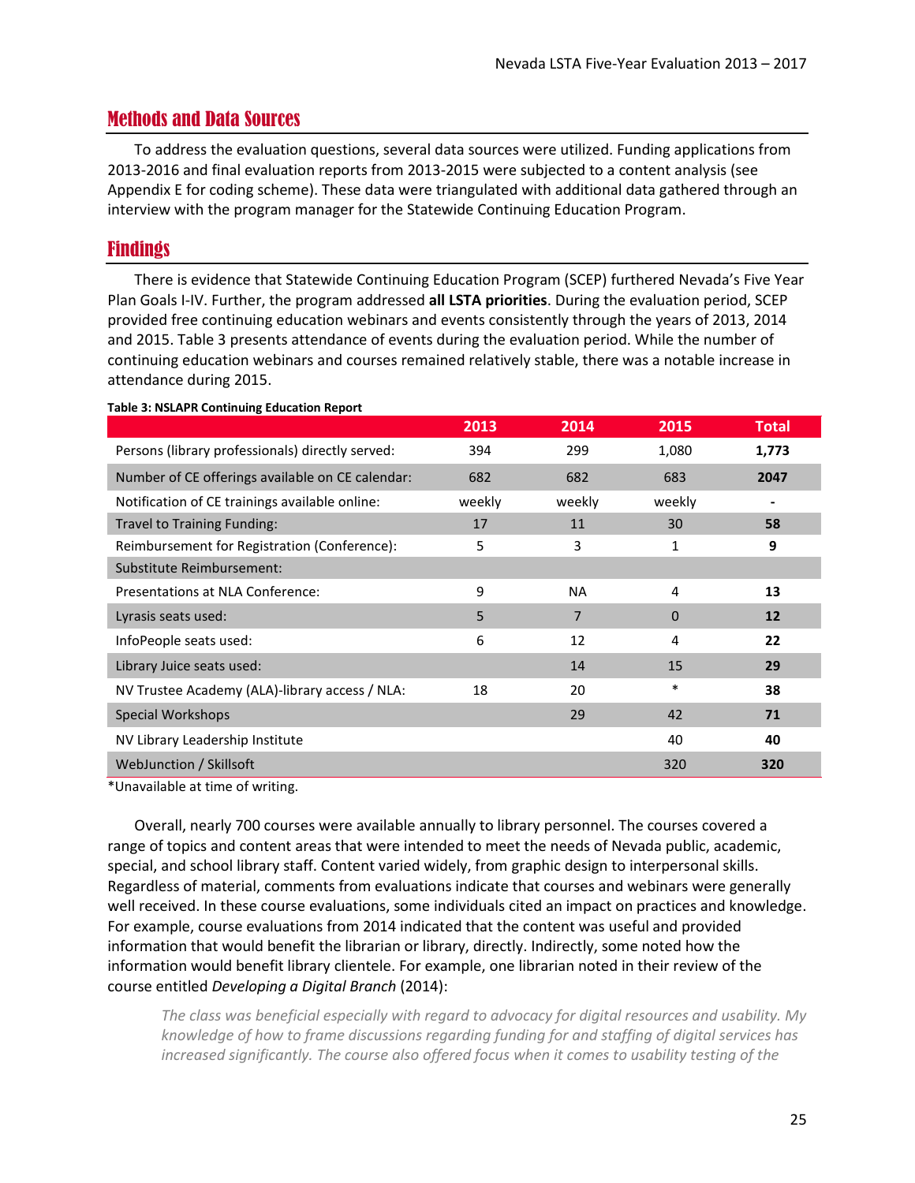## Methods and Data Sources

To address the evaluation questions, several data sources were utilized. Funding applications from 2013-2016 and final evaluation reports from 2013-2015 were subjected to a content analysis (see Appendix E for coding scheme). These data were triangulated with additional data gathered through an interview with the program manager for the Statewide Continuing Education Program.

## Findings

There is evidence that Statewide Continuing Education Program (SCEP) furthered Nevada's Five Year Plan Goals I-IV. Further, the program addressed **all LSTA priorities**. During the evaluation period, SCEP provided free continuing education webinars and events consistently through the years of 2013, 2014 and 2015. Table 3 presents attendance of events during the evaluation period. While the number of continuing education webinars and courses remained relatively stable, there was a notable increase in attendance during 2015.

**Table 3: NSLAPR Continuing Education Report**

| | 2013 | 2014 | 2015 | Total |
|---|---|---|---|---|
| Persons (library professionals) directly served: | 394 | 299 | 1,080 | **1,773** |
| Number of CE offerings available on CE calendar: | 682 | 682 | 683 | **2047** |
| Notification of CE trainings available online: | weekly | weekly | weekly | - |
| Travel to Training Funding: | 17 | 11 | 30 | **58** |
| Reimbursement for Registration (Conference): | 5 | 3 | 1 | **9** |
| Substitute Reimbursement: | | | | |
| Presentations at NLA Conference: | 9 | NA | 4 | **13** |
| Lyrasis seats used: | 5 | 7 | 0 | **12** |
| InfoPeople seats used: | 6 | 12 | 4 | **22** |
| Library Juice seats used: | | 14 | 15 | **29** |
| NV Trustee Academy (ALA)-library access / NLA: | 18 | 20 | * | **38** |
| Special Workshops | | 29 | 42 | **71** |
| NV Library Leadership Institute | | | 40 | **40** |
| WebJunction / Skillsoft | | | 320 | **320** |

*Unavailable at time of writing.

Overall, nearly 700 courses were available annually to library personnel. The courses covered a range of topics and content areas that were intended to meet the needs of Nevada public, academic, special, and school library staff. Content varied widely, from graphic design to interpersonal skills. Regardless of material, comments from evaluations indicate that courses and webinars were generally well received. In these course evaluations, some individuals cited an impact on practices and knowledge. For example, course evaluations from 2014 indicated that the content was useful and provided information that would benefit the librarian or library, directly. Indirectly, some noted how the information would benefit library clientele. For example, one librarian noted in their review of the course entitled *Developing a Digital Branch* (2014):

> *The class was beneficial especially with regard to advocacy for digital resources and usability. My knowledge of how to frame discussions regarding funding for and staffing of digital services has increased significantly. The course also offered focus when it comes to usability testing of the*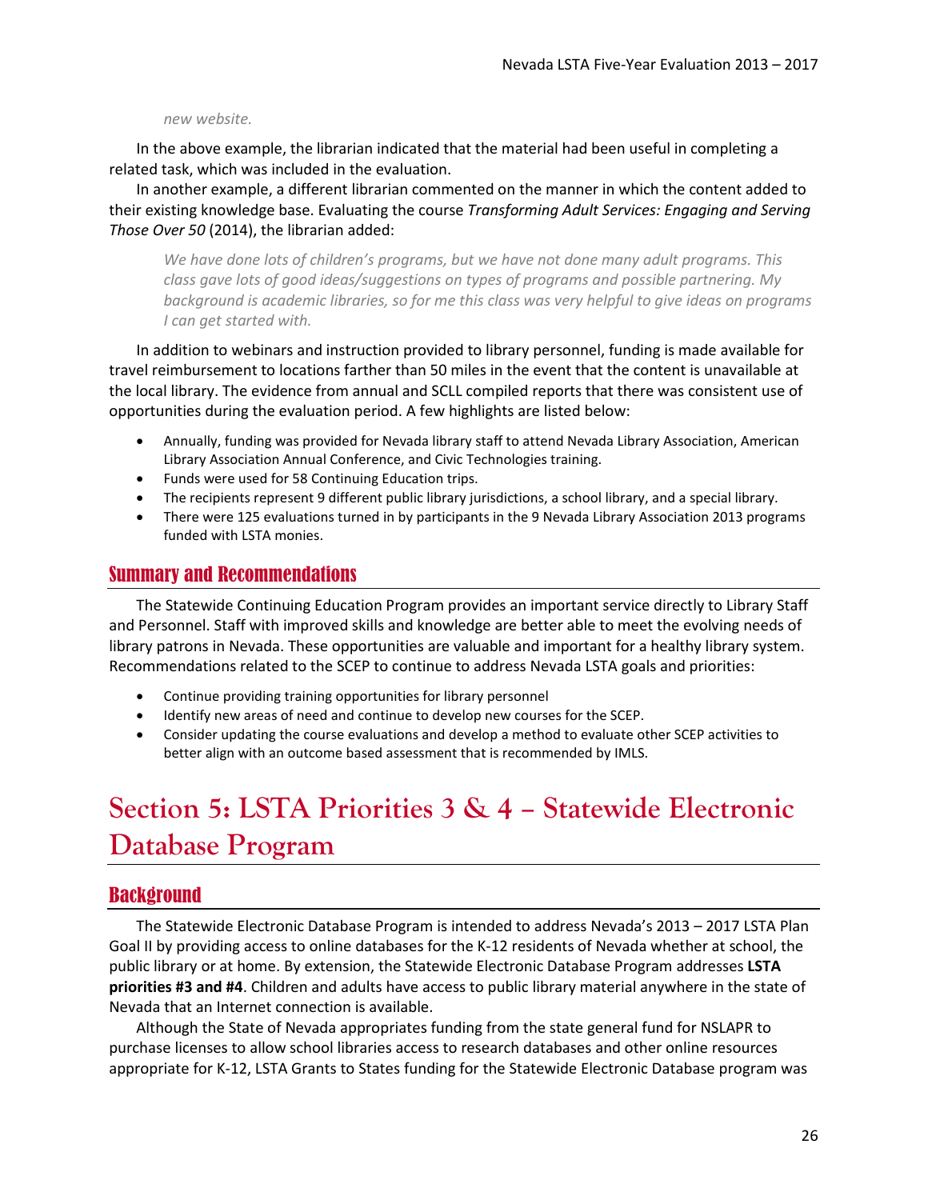*new website.*

In the above example, the librarian indicated that the material had been useful in completing a related task, which was included in the evaluation.

In another example, a different librarian commented on the manner in which the content added to their existing knowledge base. Evaluating the course *Transforming Adult Services: Engaging and Serving Those Over 50* (2014), the librarian added:

> *We have done lots of children's programs, but we have not done many adult programs. This class gave lots of good ideas/suggestions on types of programs and possible partnering. My background is academic libraries, so for me this class was very helpful to give ideas on programs I can get started with.*

In addition to webinars and instruction provided to library personnel, funding is made available for travel reimbursement to locations farther than 50 miles in the event that the content is unavailable at the local library. The evidence from annual and SCLL compiled reports that there was consistent use of opportunities during the evaluation period. A few highlights are listed below:

- Annually, funding was provided for Nevada library staff to attend Nevada Library Association, American Library Association Annual Conference, and Civic Technologies training.
- Funds were used for 58 Continuing Education trips.
- The recipients represent 9 different public library jurisdictions, a school library, and a special library.
- There were 125 evaluations turned in by participants in the 9 Nevada Library Association 2013 programs funded with LSTA monies.

## Summary and Recommendations

The Statewide Continuing Education Program provides an important service directly to Library Staff and Personnel. Staff with improved skills and knowledge are better able to meet the evolving needs of library patrons in Nevada. These opportunities are valuable and important for a healthy library system. Recommendations related to the SCEP to continue to address Nevada LSTA goals and priorities:

- Continue providing training opportunities for library personnel
- Identify new areas of need and continue to develop new courses for the SCEP.
- Consider updating the course evaluations and develop a method to evaluate other SCEP activities to better align with an outcome based assessment that is recommended by IMLS.

# Section 5: LSTA Priorities 3 & 4 – Statewide Electronic Database Program

## Background

The Statewide Electronic Database Program is intended to address Nevada's 2013 – 2017 LSTA Plan Goal II by providing access to online databases for the K-12 residents of Nevada whether at school, the public library or at home. By extension, the Statewide Electronic Database Program addresses **LSTA priorities #3 and #4**. Children and adults have access to public library material anywhere in the state of Nevada that an Internet connection is available.

Although the State of Nevada appropriates funding from the state general fund for NSLAPR to purchase licenses to allow school libraries access to research databases and other online resources appropriate for K-12, LSTA Grants to States funding for the Statewide Electronic Database program was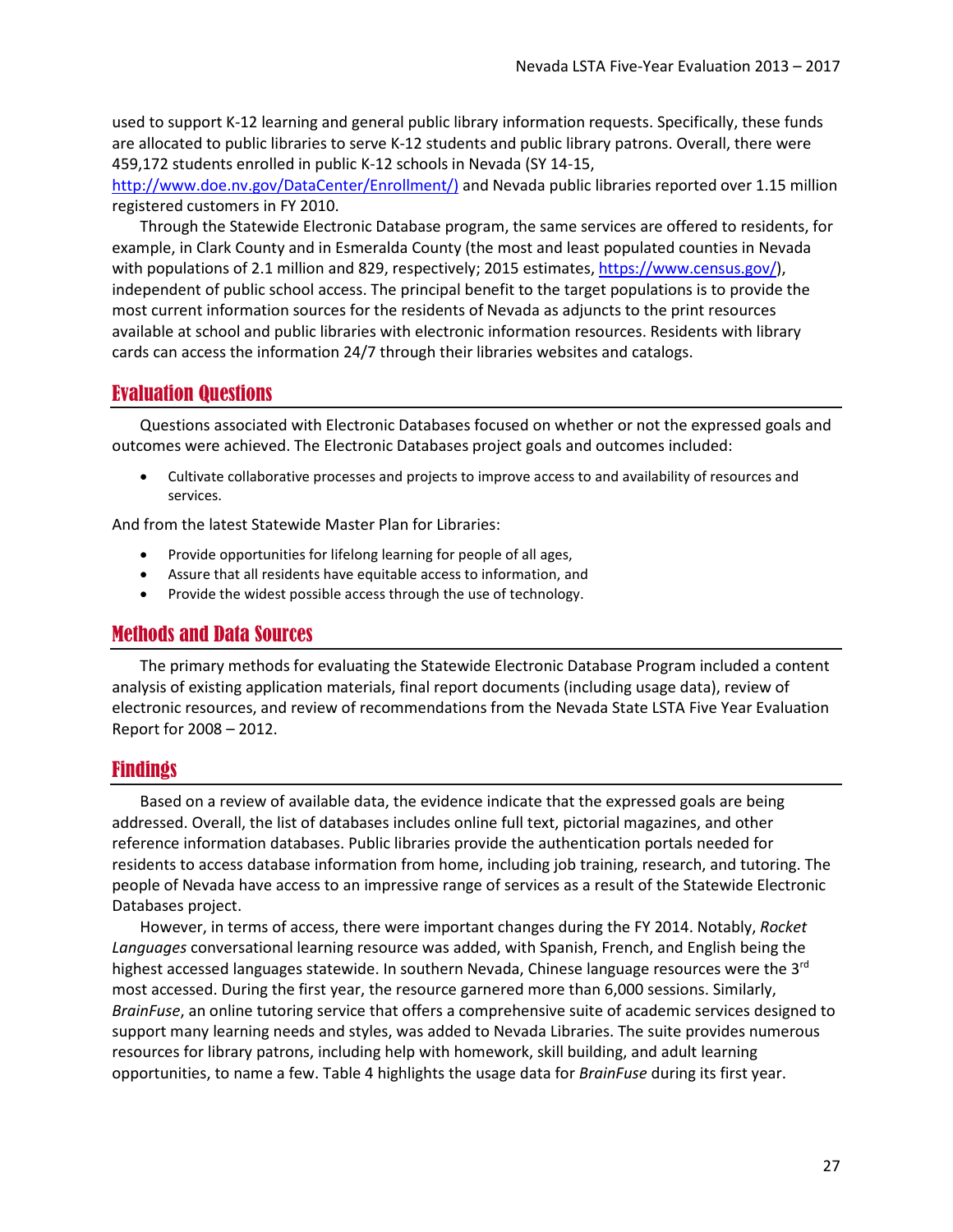used to support K-12 learning and general public library information requests. Specifically, these funds are allocated to public libraries to serve K-12 students and public library patrons. Overall, there were 459,172 students enrolled in public K-12 schools in Nevada (SY 14-15, http://www.doe.nv.gov/DataCenter/Enrollment/) and Nevada public libraries reported over 1.15 million registered customers in FY 2010.

Through the Statewide Electronic Database program, the same services are offered to residents, for example, in Clark County and in Esmeralda County (the most and least populated counties in Nevada with populations of 2.1 million and 829, respectively; 2015 estimates, https://www.census.gov/), independent of public school access. The principal benefit to the target populations is to provide the most current information sources for the residents of Nevada as adjuncts to the print resources available at school and public libraries with electronic information resources. Residents with library cards can access the information 24/7 through their libraries websites and catalogs.

## Evaluation Questions

Questions associated with Electronic Databases focused on whether or not the expressed goals and outcomes were achieved. The Electronic Databases project goals and outcomes included:

- Cultivate collaborative processes and projects to improve access to and availability of resources and services.

And from the latest Statewide Master Plan for Libraries:

- Provide opportunities for lifelong learning for people of all ages,
- Assure that all residents have equitable access to information, and
- Provide the widest possible access through the use of technology.

## Methods and Data Sources

The primary methods for evaluating the Statewide Electronic Database Program included a content analysis of existing application materials, final report documents (including usage data), review of electronic resources, and review of recommendations from the Nevada State LSTA Five Year Evaluation Report for 2008 – 2012.

## Findings

Based on a review of available data, the evidence indicate that the expressed goals are being addressed. Overall, the list of databases includes online full text, pictorial magazines, and other reference information databases. Public libraries provide the authentication portals needed for residents to access database information from home, including job training, research, and tutoring. The people of Nevada have access to an impressive range of services as a result of the Statewide Electronic Databases project.

However, in terms of access, there were important changes during the FY 2014. Notably, *Rocket Languages* conversational learning resource was added, with Spanish, French, and English being the highest accessed languages statewide. In southern Nevada, Chinese language resources were the 3rd most accessed. During the first year, the resource garnered more than 6,000 sessions. Similarly, *BrainFuse*, an online tutoring service that offers a comprehensive suite of academic services designed to support many learning needs and styles, was added to Nevada Libraries. The suite provides numerous resources for library patrons, including help with homework, skill building, and adult learning opportunities, to name a few. Table 4 highlights the usage data for *BrainFuse* during its first year.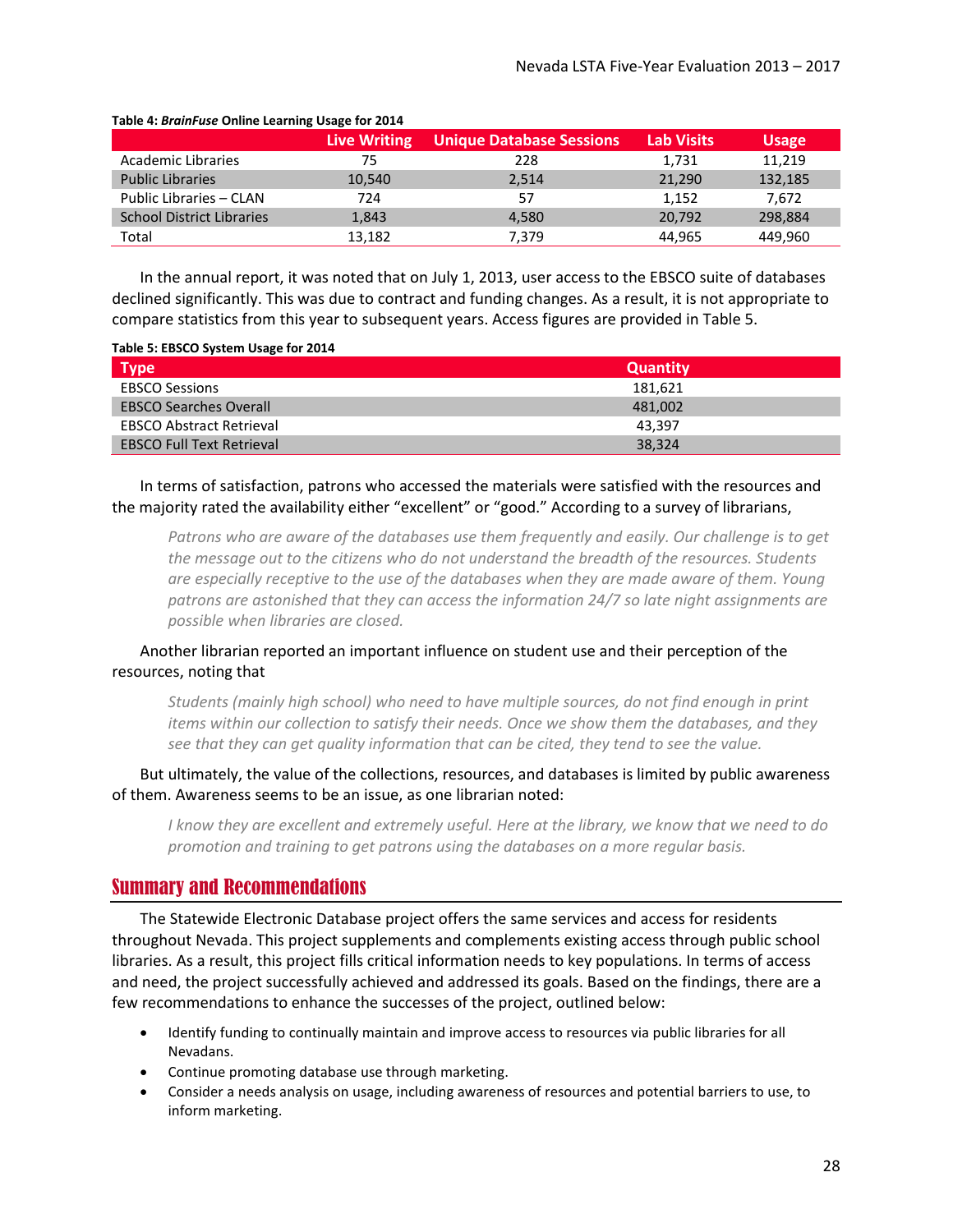**Table 4: *BrainFuse* Online Learning Usage for 2014**

| | Live Writing | Unique Database Sessions | Lab Visits | Usage |
|---|---|---|---|---|
| Academic Libraries | 75 | 228 | 1,731 | 11,219 |
| Public Libraries | 10,540 | 2,514 | 21,290 | 132,185 |
| Public Libraries – CLAN | 724 | 57 | 1,152 | 7,672 |
| School District Libraries | 1,843 | 4,580 | 20,792 | 298,884 |
| Total | 13,182 | 7,379 | 44,965 | 449,960 |

In the annual report, it was noted that on July 1, 2013, user access to the EBSCO suite of databases declined significantly. This was due to contract and funding changes. As a result, it is not appropriate to compare statistics from this year to subsequent years. Access figures are provided in Table 5.

**Table 5: EBSCO System Usage for 2014**

| Type | Quantity |
|---|---|
| EBSCO Sessions | 181,621 |
| EBSCO Searches Overall | 481,002 |
| EBSCO Abstract Retrieval | 43,397 |
| EBSCO Full Text Retrieval | 38,324 |

In terms of satisfaction, patrons who accessed the materials were satisfied with the resources and the majority rated the availability either "excellent" or "good." According to a survey of librarians,

> *Patrons who are aware of the databases use them frequently and easily. Our challenge is to get the message out to the citizens who do not understand the breadth of the resources. Students are especially receptive to the use of the databases when they are made aware of them. Young patrons are astonished that they can access the information 24/7 so late night assignments are possible when libraries are closed.*

Another librarian reported an important influence on student use and their perception of the resources, noting that

> *Students (mainly high school) who need to have multiple sources, do not find enough in print items within our collection to satisfy their needs. Once we show them the databases, and they see that they can get quality information that can be cited, they tend to see the value.*

But ultimately, the value of the collections, resources, and databases is limited by public awareness of them. Awareness seems to be an issue, as one librarian noted:

> *I know they are excellent and extremely useful. Here at the library, we know that we need to do promotion and training to get patrons using the databases on a more regular basis.*

## Summary and Recommendations

The Statewide Electronic Database project offers the same services and access for residents throughout Nevada. This project supplements and complements existing access through public school libraries. As a result, this project fills critical information needs to key populations. In terms of access and need, the project successfully achieved and addressed its goals. Based on the findings, there are a few recommendations to enhance the successes of the project, outlined below:

- Identify funding to continually maintain and improve access to resources via public libraries for all Nevadans.
- Continue promoting database use through marketing.
- Consider a needs analysis on usage, including awareness of resources and potential barriers to use, to inform marketing.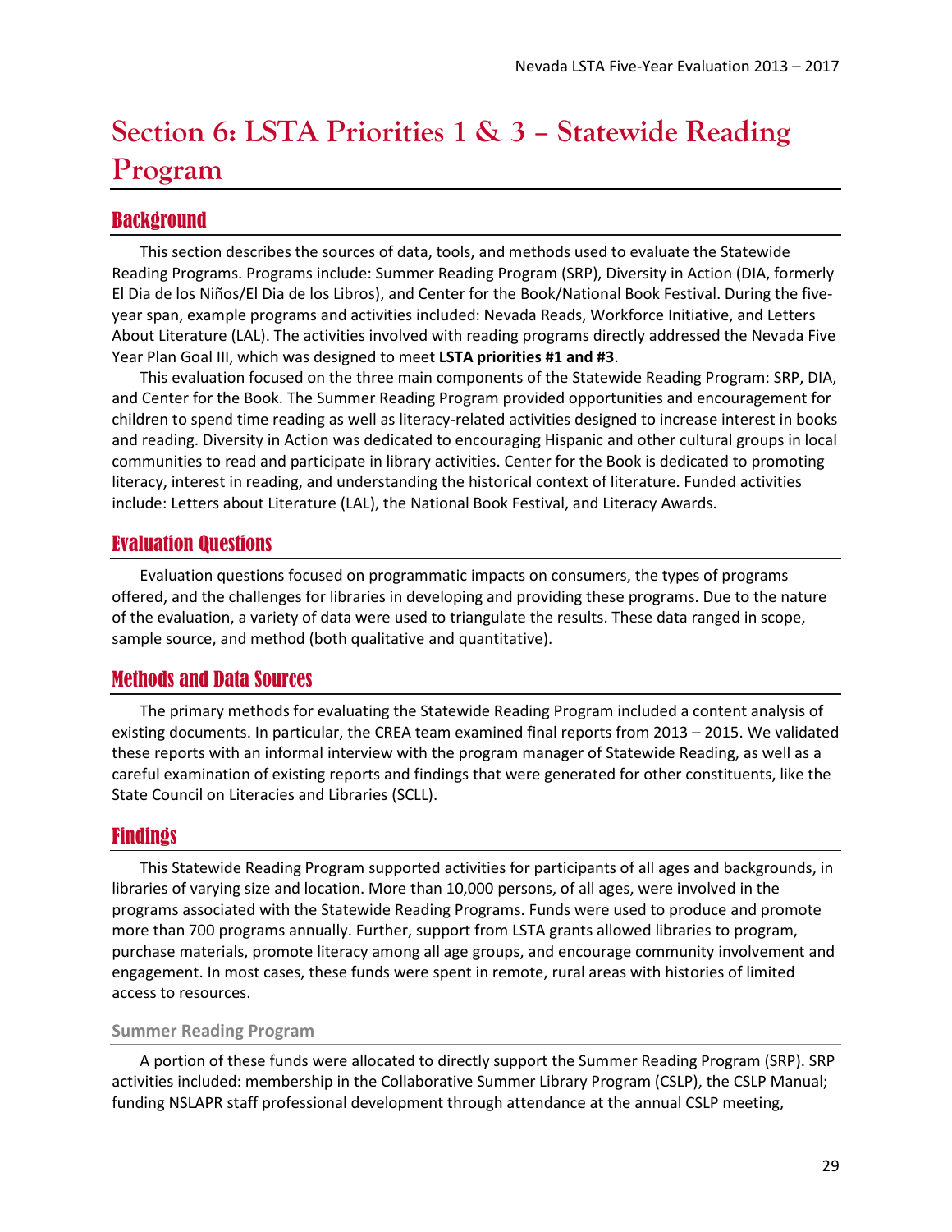# Section 6: LSTA Priorities 1 & 3 – Statewide Reading Program

## Background

This section describes the sources of data, tools, and methods used to evaluate the Statewide Reading Programs. Programs include: Summer Reading Program (SRP), Diversity in Action (DIA, formerly El Dia de los Niños/El Dia de los Libros), and Center for the Book/National Book Festival. During the five-year span, example programs and activities included: Nevada Reads, Workforce Initiative, and Letters About Literature (LAL). The activities involved with reading programs directly addressed the Nevada Five Year Plan Goal III, which was designed to meet **LSTA priorities #1 and #3**.

This evaluation focused on the three main components of the Statewide Reading Program: SRP, DIA, and Center for the Book. The Summer Reading Program provided opportunities and encouragement for children to spend time reading as well as literacy-related activities designed to increase interest in books and reading. Diversity in Action was dedicated to encouraging Hispanic and other cultural groups in local communities to read and participate in library activities. Center for the Book is dedicated to promoting literacy, interest in reading, and understanding the historical context of literature. Funded activities include: Letters about Literature (LAL), the National Book Festival, and Literacy Awards.

## Evaluation Questions

Evaluation questions focused on programmatic impacts on consumers, the types of programs offered, and the challenges for libraries in developing and providing these programs. Due to the nature of the evaluation, a variety of data were used to triangulate the results. These data ranged in scope, sample source, and method (both qualitative and quantitative).

## Methods and Data Sources

The primary methods for evaluating the Statewide Reading Program included a content analysis of existing documents. In particular, the CREA team examined final reports from 2013 – 2015. We validated these reports with an informal interview with the program manager of Statewide Reading, as well as a careful examination of existing reports and findings that were generated for other constituents, like the State Council on Literacies and Libraries (SCLL).

## Findings

This Statewide Reading Program supported activities for participants of all ages and backgrounds, in libraries of varying size and location. More than 10,000 persons, of all ages, were involved in the programs associated with the Statewide Reading Programs. Funds were used to produce and promote more than 700 programs annually. Further, support from LSTA grants allowed libraries to program, purchase materials, promote literacy among all age groups, and encourage community involvement and engagement. In most cases, these funds were spent in remote, rural areas with histories of limited access to resources.

### Summer Reading Program

A portion of these funds were allocated to directly support the Summer Reading Program (SRP). SRP activities included: membership in the Collaborative Summer Library Program (CSLP), the CSLP Manual; funding NSLAPR staff professional development through attendance at the annual CSLP meeting,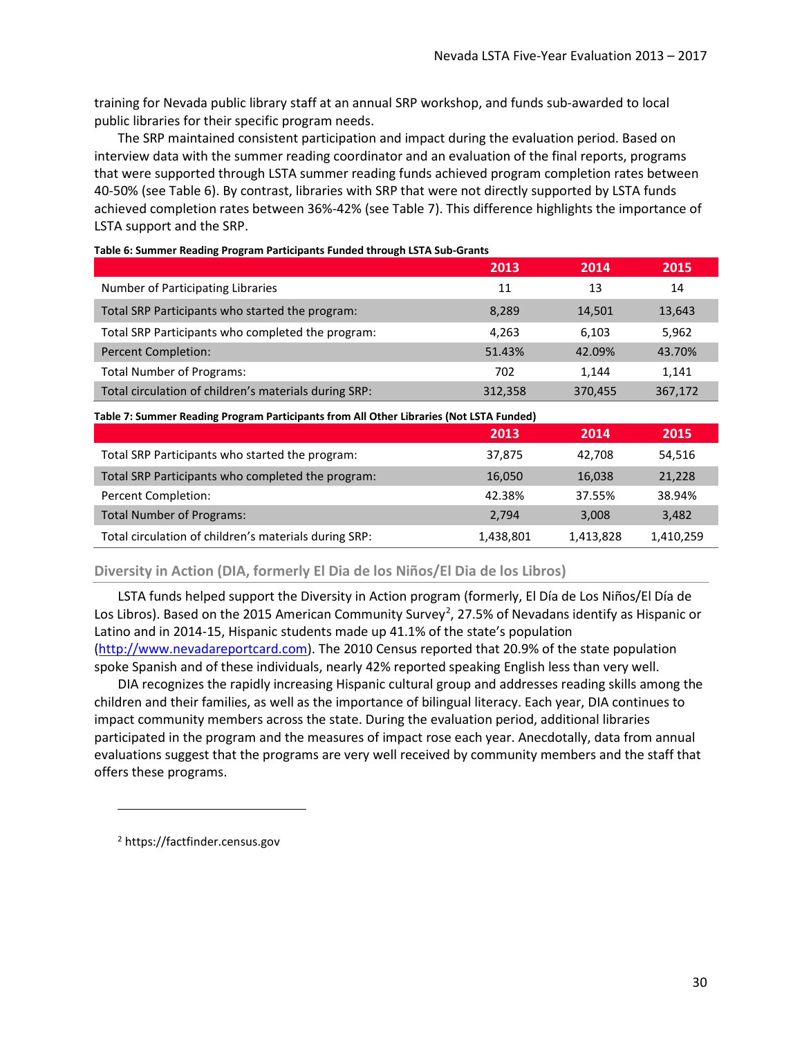training for Nevada public library staff at an annual SRP workshop, and funds sub-awarded to local public libraries for their specific program needs.

The SRP maintained consistent participation and impact during the evaluation period. Based on interview data with the summer reading coordinator and an evaluation of the final reports, programs that were supported through LSTA summer reading funds achieved program completion rates between 40-50% (see Table 6). By contrast, libraries with SRP that were not directly supported by LSTA funds achieved completion rates between 36%-42% (see Table 7). This difference highlights the importance of LSTA support and the SRP.

**Table 6: Summer Reading Program Participants Funded through LSTA Sub-Grants**

| | 2013 | 2014 | 2015 |
|---|---|---|---|
| Number of Participating Libraries | 11 | 13 | 14 |
| Total SRP Participants who started the program: | 8,289 | 14,501 | 13,643 |
| Total SRP Participants who completed the program: | 4,263 | 6,103 | 5,962 |
| Percent Completion: | 51.43% | 42.09% | 43.70% |
| Total Number of Programs: | 702 | 1,144 | 1,141 |
| Total circulation of children's materials during SRP: | 312,358 | 370,455 | 367,172 |

**Table 7: Summer Reading Program Participants from All Other Libraries (Not LSTA Funded)**

| | 2013 | 2014 | 2015 |
|---|---|---|---|
| Total SRP Participants who started the program: | 37,875 | 42,708 | 54,516 |
| Total SRP Participants who completed the program: | 16,050 | 16,038 | 21,228 |
| Percent Completion: | 42.38% | 37.55% | 38.94% |
| Total Number of Programs: | 2,794 | 3,008 | 3,482 |
| Total circulation of children's materials during SRP: | 1,438,801 | 1,413,828 | 1,410,259 |

### Diversity in Action (DIA, formerly El Dia de los Niños/El Dia de los Libros)

LSTA funds helped support the Diversity in Action program (formerly, El Día de Los Niños/El Día de Los Libros). Based on the 2015 American Community Survey[2], 27.5% of Nevadans identify as Hispanic or Latino and in 2014-15, Hispanic students made up 41.1% of the state's population (http://www.nevadareportcard.com). The 2010 Census reported that 20.9% of the state population spoke Spanish and of these individuals, nearly 42% reported speaking English less than very well.

DIA recognizes the rapidly increasing Hispanic cultural group and addresses reading skills among the children and their families, as well as the importance of bilingual literacy. Each year, DIA continues to impact community members across the state. During the evaluation period, additional libraries participated in the program and the measures of impact rose each year. Anecdotally, data from annual evaluations suggest that the programs are very well received by community members and the staff that offers these programs.

---

[2] https://factfinder.census.gov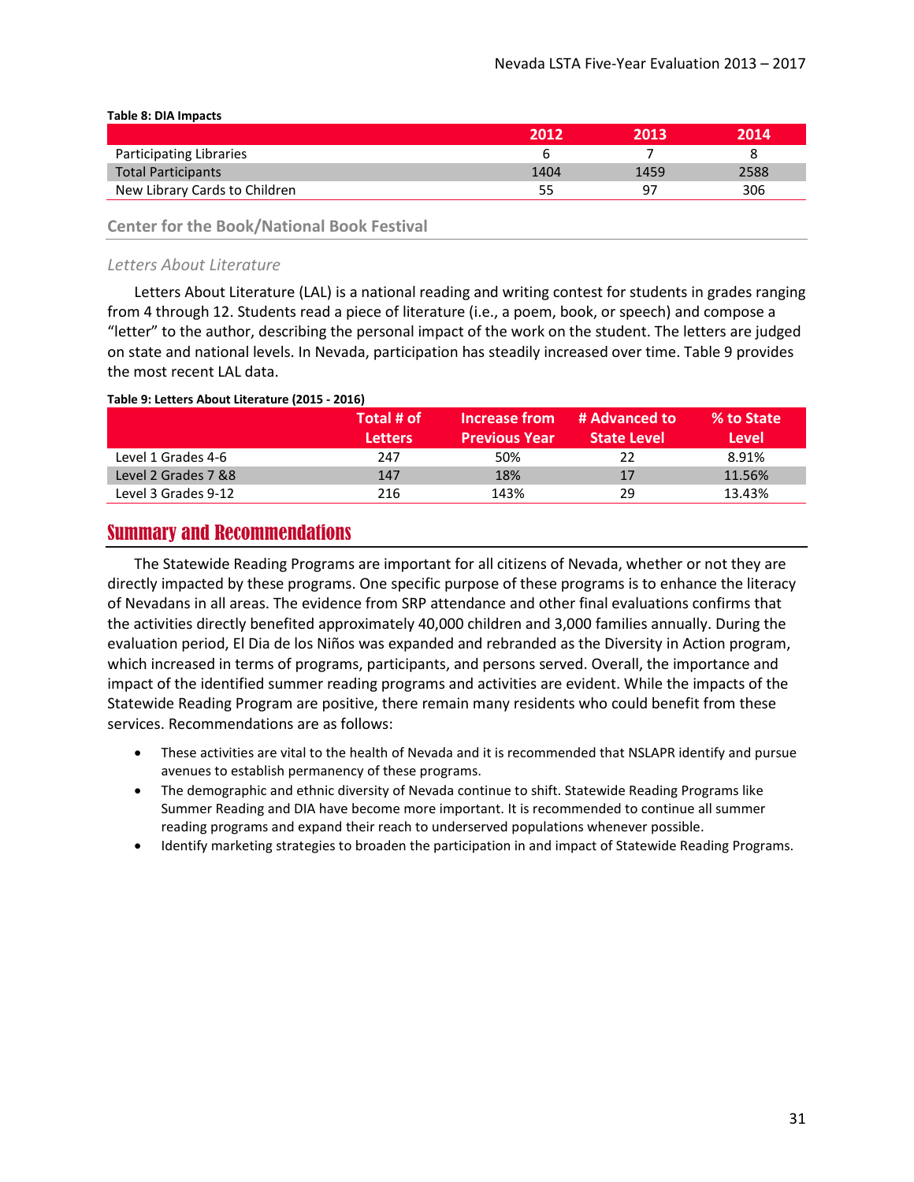**Table 8: DIA Impacts**

| | 2012 | 2013 | 2014 |
|---|---|---|---|
| Participating Libraries | 6 | 7 | 8 |
| Total Participants | 1404 | 1459 | 2588 |
| New Library Cards to Children | 55 | 97 | 306 |

### Center for the Book/National Book Festival

#### *Letters About Literature*

Letters About Literature (LAL) is a national reading and writing contest for students in grades ranging from 4 through 12. Students read a piece of literature (i.e., a poem, book, or speech) and compose a "letter" to the author, describing the personal impact of the work on the student. The letters are judged on state and national levels. In Nevada, participation has steadily increased over time. Table 9 provides the most recent LAL data.

**Table 9: Letters About Literature (2015 - 2016)**

| | Total # of Letters | Increase from Previous Year | # Advanced to State Level | % to State Level |
|---|---|---|---|---|
| Level 1 Grades 4-6 | 247 | 50% | 22 | 8.91% |
| Level 2 Grades 7 &8 | 147 | 18% | 17 | 11.56% |
| Level 3 Grades 9-12 | 216 | 143% | 29 | 13.43% |

## Summary and Recommendations

The Statewide Reading Programs are important for all citizens of Nevada, whether or not they are directly impacted by these programs. One specific purpose of these programs is to enhance the literacy of Nevadans in all areas. The evidence from SRP attendance and other final evaluations confirms that the activities directly benefited approximately 40,000 children and 3,000 families annually. During the evaluation period, El Dia de los Niños was expanded and rebranded as the Diversity in Action program, which increased in terms of programs, participants, and persons served. Overall, the importance and impact of the identified summer reading programs and activities are evident. While the impacts of the Statewide Reading Program are positive, there remain many residents who could benefit from these services. Recommendations are as follows:

- These activities are vital to the health of Nevada and it is recommended that NSLAPR identify and pursue avenues to establish permanency of these programs.
- The demographic and ethnic diversity of Nevada continue to shift. Statewide Reading Programs like Summer Reading and DIA have become more important. It is recommended to continue all summer reading programs and expand their reach to underserved populations whenever possible.
- Identify marketing strategies to broaden the participation in and impact of Statewide Reading Programs.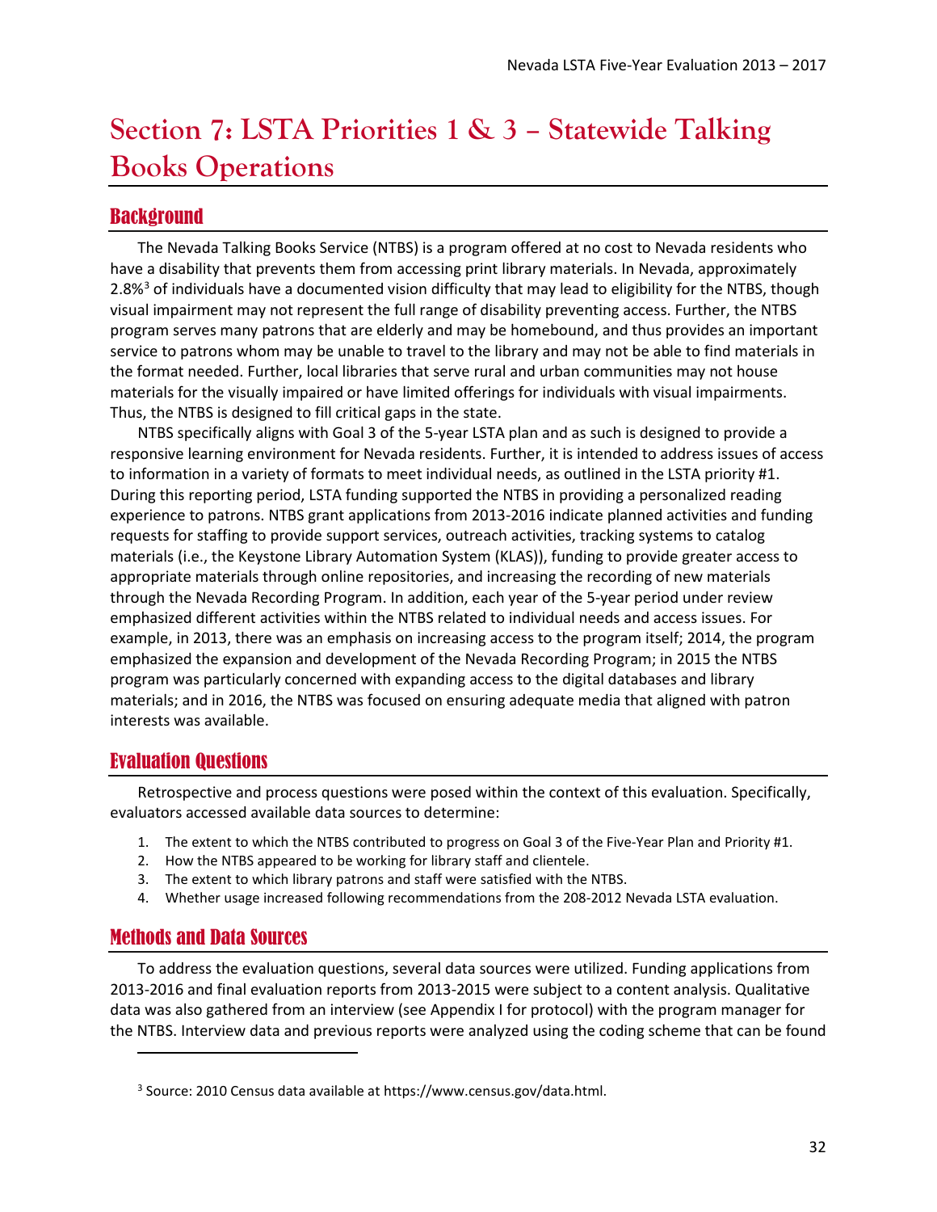# Section 7: LSTA Priorities 1 & 3 – Statewide Talking Books Operations

## Background

The Nevada Talking Books Service (NTBS) is a program offered at no cost to Nevada residents who have a disability that prevents them from accessing print library materials. In Nevada, approximately 2.8%[3] of individuals have a documented vision difficulty that may lead to eligibility for the NTBS, though visual impairment may not represent the full range of disability preventing access. Further, the NTBS program serves many patrons that are elderly and may be homebound, and thus provides an important service to patrons whom may be unable to travel to the library and may not be able to find materials in the format needed. Further, local libraries that serve rural and urban communities may not house materials for the visually impaired or have limited offerings for individuals with visual impairments. Thus, the NTBS is designed to fill critical gaps in the state.

NTBS specifically aligns with Goal 3 of the 5-year LSTA plan and as such is designed to provide a responsive learning environment for Nevada residents. Further, it is intended to address issues of access to information in a variety of formats to meet individual needs, as outlined in the LSTA priority #1. During this reporting period, LSTA funding supported the NTBS in providing a personalized reading experience to patrons. NTBS grant applications from 2013-2016 indicate planned activities and funding requests for staffing to provide support services, outreach activities, tracking systems to catalog materials (i.e., the Keystone Library Automation System (KLAS)), funding to provide greater access to appropriate materials through online repositories, and increasing the recording of new materials through the Nevada Recording Program. In addition, each year of the 5-year period under review emphasized different activities within the NTBS related to individual needs and access issues. For example, in 2013, there was an emphasis on increasing access to the program itself; 2014, the program emphasized the expansion and development of the Nevada Recording Program; in 2015 the NTBS program was particularly concerned with expanding access to the digital databases and library materials; and in 2016, the NTBS was focused on ensuring adequate media that aligned with patron interests was available.

## Evaluation Questions

Retrospective and process questions were posed within the context of this evaluation. Specifically, evaluators accessed available data sources to determine:

1. The extent to which the NTBS contributed to progress on Goal 3 of the Five-Year Plan and Priority #1.
2. How the NTBS appeared to be working for library staff and clientele.
3. The extent to which library patrons and staff were satisfied with the NTBS.
4. Whether usage increased following recommendations from the 208-2012 Nevada LSTA evaluation.

## Methods and Data Sources

To address the evaluation questions, several data sources were utilized. Funding applications from 2013-2016 and final evaluation reports from 2013-2015 were subject to a content analysis. Qualitative data was also gathered from an interview (see Appendix I for protocol) with the program manager for the NTBS. Interview data and previous reports were analyzed using the coding scheme that can be found

[3] Source: 2010 Census data available at https://www.census.gov/data.html.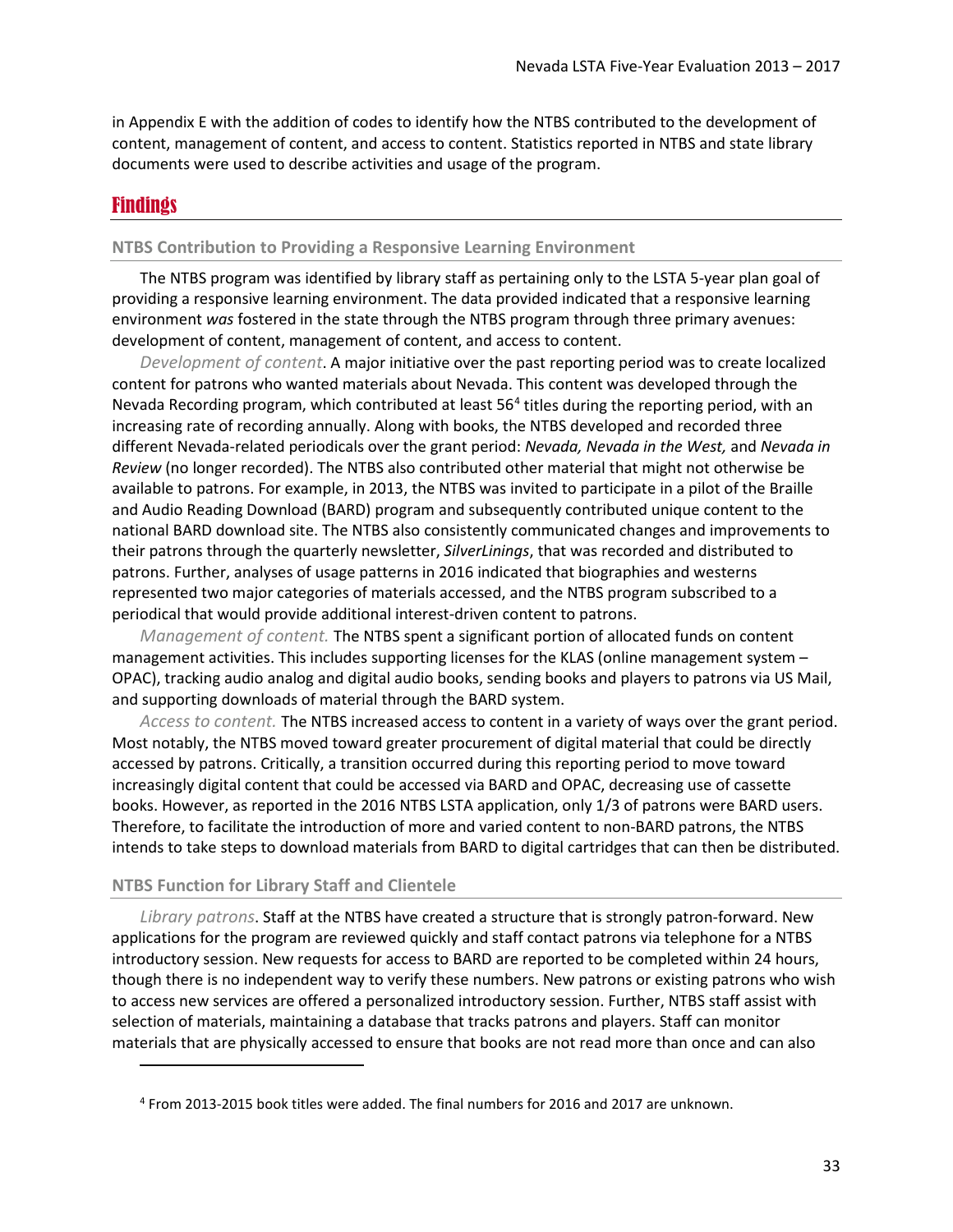in Appendix E with the addition of codes to identify how the NTBS contributed to the development of content, management of content, and access to content. Statistics reported in NTBS and state library documents were used to describe activities and usage of the program.

## Findings

### NTBS Contribution to Providing a Responsive Learning Environment

The NTBS program was identified by library staff as pertaining only to the LSTA 5-year plan goal of providing a responsive learning environment. The data provided indicated that a responsive learning environment *was* fostered in the state through the NTBS program through three primary avenues: development of content, management of content, and access to content.

*Development of content*. A major initiative over the past reporting period was to create localized content for patrons who wanted materials about Nevada. This content was developed through the Nevada Recording program, which contributed at least 56[4] titles during the reporting period, with an increasing rate of recording annually. Along with books, the NTBS developed and recorded three different Nevada-related periodicals over the grant period: *Nevada, Nevada in the West,* and *Nevada in Review* (no longer recorded). The NTBS also contributed other material that might not otherwise be available to patrons. For example, in 2013, the NTBS was invited to participate in a pilot of the Braille and Audio Reading Download (BARD) program and subsequently contributed unique content to the national BARD download site. The NTBS also consistently communicated changes and improvements to their patrons through the quarterly newsletter, *SilverLinings*, that was recorded and distributed to patrons. Further, analyses of usage patterns in 2016 indicated that biographies and westerns represented two major categories of materials accessed, and the NTBS program subscribed to a periodical that would provide additional interest-driven content to patrons.

*Management of content.* The NTBS spent a significant portion of allocated funds on content management activities. This includes supporting licenses for the KLAS (online management system – OPAC), tracking audio analog and digital audio books, sending books and players to patrons via US Mail, and supporting downloads of material through the BARD system.

*Access to content.* The NTBS increased access to content in a variety of ways over the grant period. Most notably, the NTBS moved toward greater procurement of digital material that could be directly accessed by patrons. Critically, a transition occurred during this reporting period to move toward increasingly digital content that could be accessed via BARD and OPAC, decreasing use of cassette books. However, as reported in the 2016 NTBS LSTA application, only 1/3 of patrons were BARD users. Therefore, to facilitate the introduction of more and varied content to non-BARD patrons, the NTBS intends to take steps to download materials from BARD to digital cartridges that can then be distributed.

### NTBS Function for Library Staff and Clientele

*Library patrons*. Staff at the NTBS have created a structure that is strongly patron-forward. New applications for the program are reviewed quickly and staff contact patrons via telephone for a NTBS introductory session. New requests for access to BARD are reported to be completed within 24 hours, though there is no independent way to verify these numbers. New patrons or existing patrons who wish to access new services are offered a personalized introductory session. Further, NTBS staff assist with selection of materials, maintaining a database that tracks patrons and players. Staff can monitor materials that are physically accessed to ensure that books are not read more than once and can also

---

[4] From 2013-2015 book titles were added. The final numbers for 2016 and 2017 are unknown.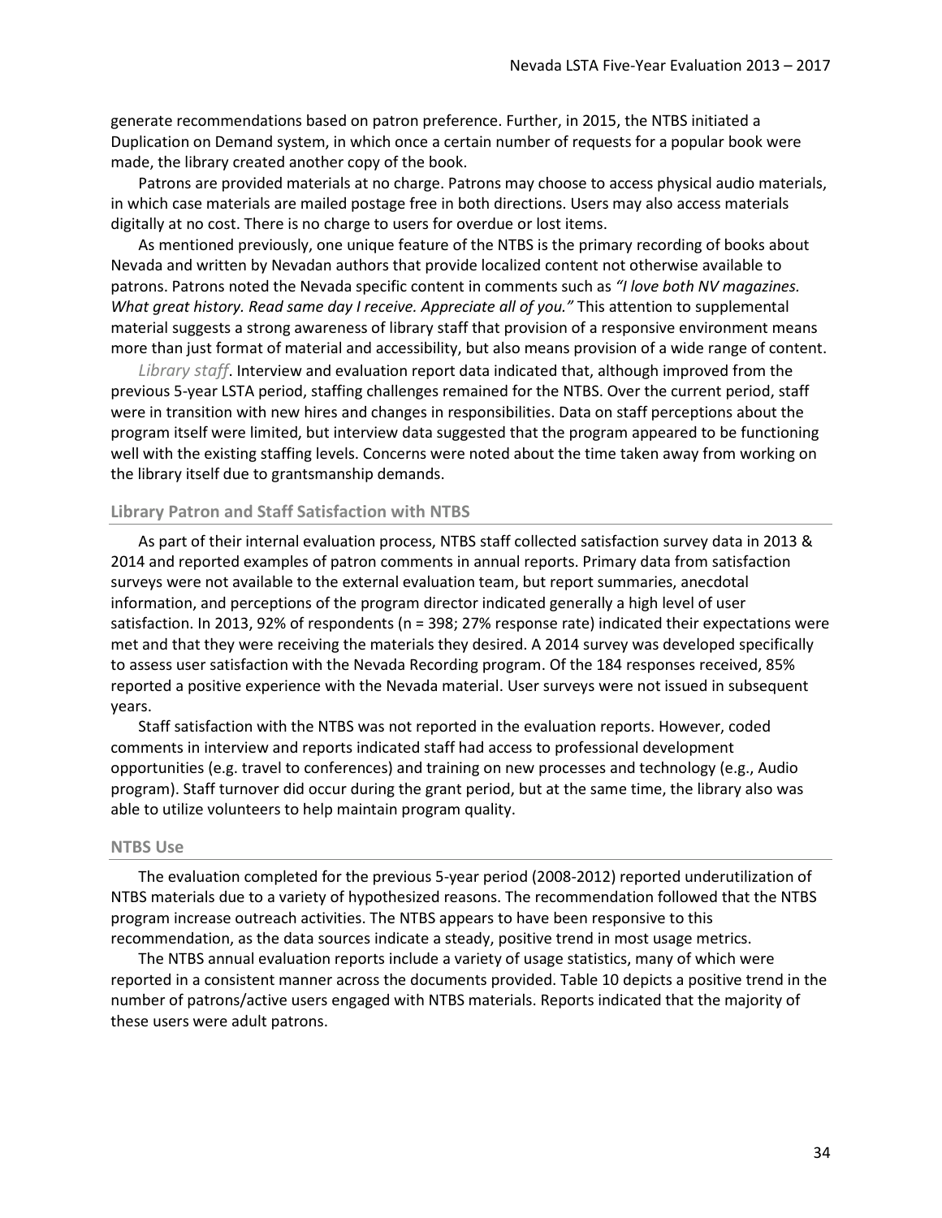generate recommendations based on patron preference. Further, in 2015, the NTBS initiated a Duplication on Demand system, in which once a certain number of requests for a popular book were made, the library created another copy of the book.

Patrons are provided materials at no charge. Patrons may choose to access physical audio materials, in which case materials are mailed postage free in both directions. Users may also access materials digitally at no cost. There is no charge to users for overdue or lost items.

As mentioned previously, one unique feature of the NTBS is the primary recording of books about Nevada and written by Nevadan authors that provide localized content not otherwise available to patrons. Patrons noted the Nevada specific content in comments such as *"I love both NV magazines. What great history. Read same day I receive. Appreciate all of you."* This attention to supplemental material suggests a strong awareness of library staff that provision of a responsive environment means more than just format of material and accessibility, but also means provision of a wide range of content.

*Library staff*. Interview and evaluation report data indicated that, although improved from the previous 5-year LSTA period, staffing challenges remained for the NTBS. Over the current period, staff were in transition with new hires and changes in responsibilities. Data on staff perceptions about the program itself were limited, but interview data suggested that the program appeared to be functioning well with the existing staffing levels. Concerns were noted about the time taken away from working on the library itself due to grantsmanship demands.

### Library Patron and Staff Satisfaction with NTBS

As part of their internal evaluation process, NTBS staff collected satisfaction survey data in 2013 & 2014 and reported examples of patron comments in annual reports. Primary data from satisfaction surveys were not available to the external evaluation team, but report summaries, anecdotal information, and perceptions of the program director indicated generally a high level of user satisfaction. In 2013, 92% of respondents (n = 398; 27% response rate) indicated their expectations were met and that they were receiving the materials they desired. A 2014 survey was developed specifically to assess user satisfaction with the Nevada Recording program. Of the 184 responses received, 85% reported a positive experience with the Nevada material. User surveys were not issued in subsequent years.

Staff satisfaction with the NTBS was not reported in the evaluation reports. However, coded comments in interview and reports indicated staff had access to professional development opportunities (e.g. travel to conferences) and training on new processes and technology (e.g., Audio program). Staff turnover did occur during the grant period, but at the same time, the library also was able to utilize volunteers to help maintain program quality.

### NTBS Use

The evaluation completed for the previous 5-year period (2008-2012) reported underutilization of NTBS materials due to a variety of hypothesized reasons. The recommendation followed that the NTBS program increase outreach activities. The NTBS appears to have been responsive to this recommendation, as the data sources indicate a steady, positive trend in most usage metrics.

The NTBS annual evaluation reports include a variety of usage statistics, many of which were reported in a consistent manner across the documents provided. Table 10 depicts a positive trend in the number of patrons/active users engaged with NTBS materials. Reports indicated that the majority of these users were adult patrons.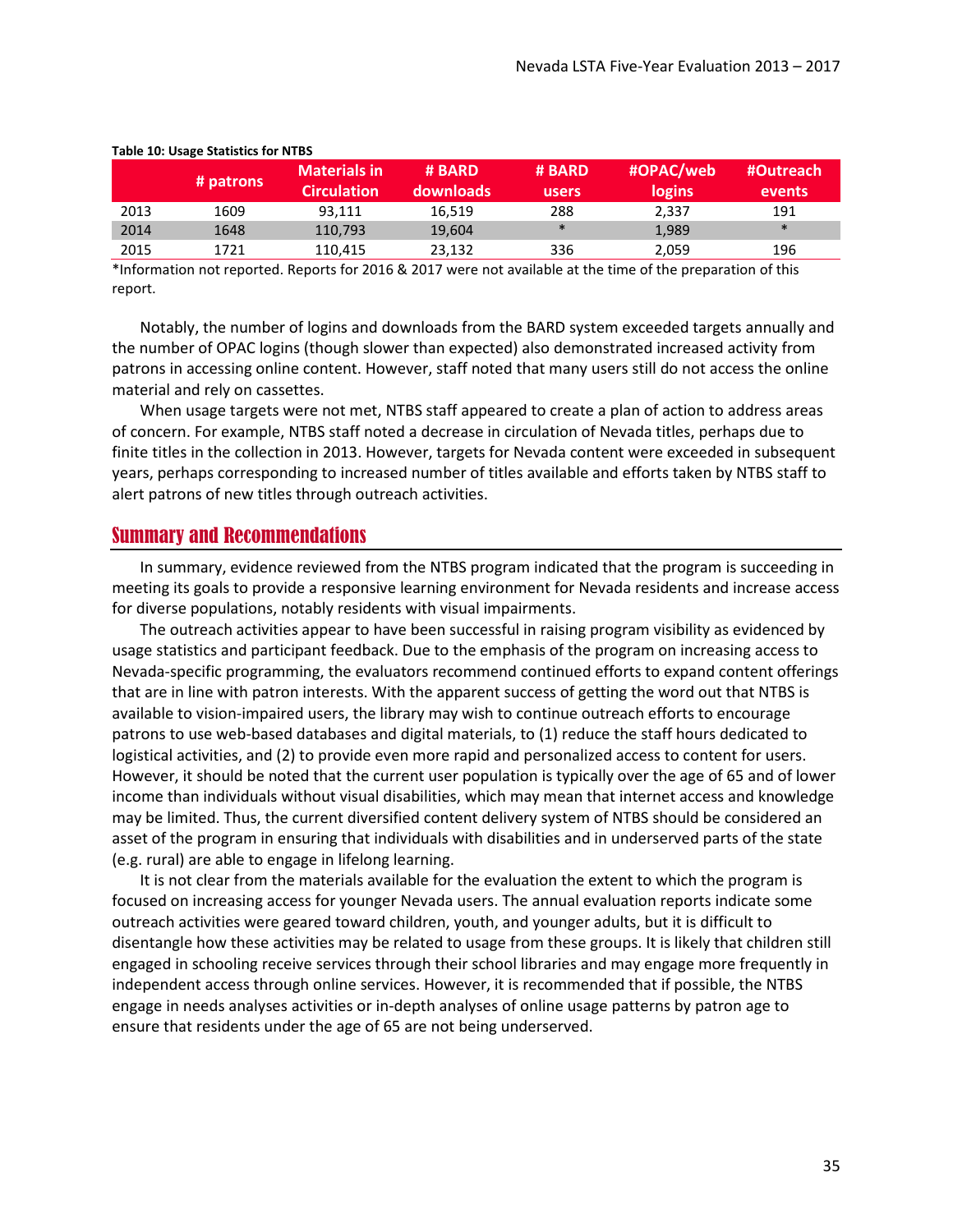**Table 10: Usage Statistics for NTBS**

| | # patrons | Materials in Circulation | # BARD downloads | # BARD users | #OPAC/web logins | #Outreach events |
|---|---|---|---|---|---|---|
| 2013 | 1609 | 93,111 | 16,519 | 288 | 2,337 | 191 |
| 2014 | 1648 | 110,793 | 19,604 | * | 1,989 | * |
| 2015 | 1721 | 110,415 | 23,132 | 336 | 2,059 | 196 |

*Information not reported. Reports for 2016 & 2017 were not available at the time of the preparation of this report.

Notably, the number of logins and downloads from the BARD system exceeded targets annually and the number of OPAC logins (though slower than expected) also demonstrated increased activity from patrons in accessing online content. However, staff noted that many users still do not access the online material and rely on cassettes.

When usage targets were not met, NTBS staff appeared to create a plan of action to address areas of concern. For example, NTBS staff noted a decrease in circulation of Nevada titles, perhaps due to finite titles in the collection in 2013. However, targets for Nevada content were exceeded in subsequent years, perhaps corresponding to increased number of titles available and efforts taken by NTBS staff to alert patrons of new titles through outreach activities.

## Summary and Recommendations

In summary, evidence reviewed from the NTBS program indicated that the program is succeeding in meeting its goals to provide a responsive learning environment for Nevada residents and increase access for diverse populations, notably residents with visual impairments.

The outreach activities appear to have been successful in raising program visibility as evidenced by usage statistics and participant feedback. Due to the emphasis of the program on increasing access to Nevada-specific programming, the evaluators recommend continued efforts to expand content offerings that are in line with patron interests. With the apparent success of getting the word out that NTBS is available to vision-impaired users, the library may wish to continue outreach efforts to encourage patrons to use web-based databases and digital materials, to (1) reduce the staff hours dedicated to logistical activities, and (2) to provide even more rapid and personalized access to content for users. However, it should be noted that the current user population is typically over the age of 65 and of lower income than individuals without visual disabilities, which may mean that internet access and knowledge may be limited. Thus, the current diversified content delivery system of NTBS should be considered an asset of the program in ensuring that individuals with disabilities and in underserved parts of the state (e.g. rural) are able to engage in lifelong learning.

It is not clear from the materials available for the evaluation the extent to which the program is focused on increasing access for younger Nevada users. The annual evaluation reports indicate some outreach activities were geared toward children, youth, and younger adults, but it is difficult to disentangle how these activities may be related to usage from these groups. It is likely that children still engaged in schooling receive services through their school libraries and may engage more frequently in independent access through online services. However, it is recommended that if possible, the NTBS engage in needs analyses activities or in-depth analyses of online usage patterns by patron age to ensure that residents under the age of 65 are not being underserved.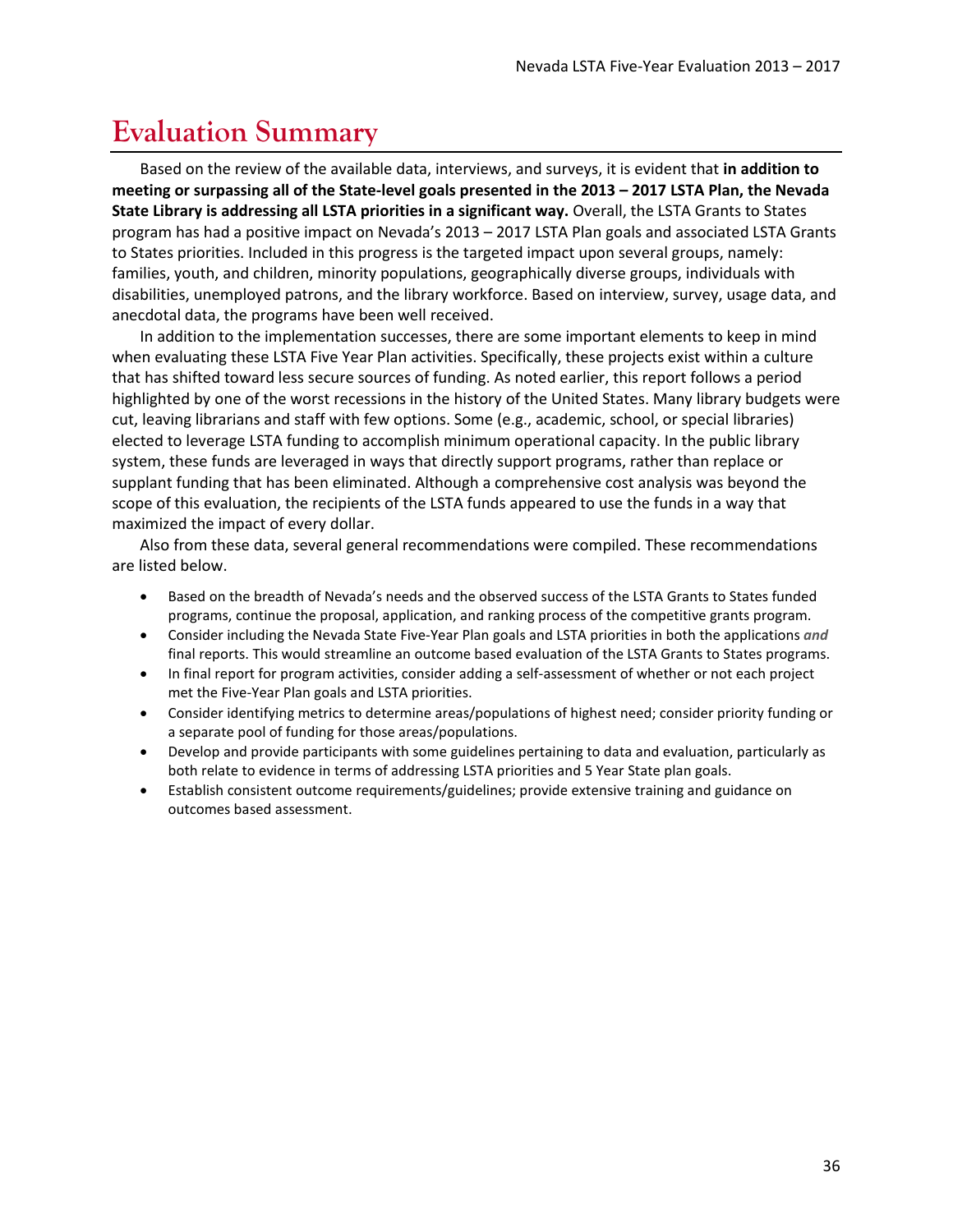# Evaluation Summary

Based on the review of the available data, interviews, and surveys, it is evident that **in addition to meeting or surpassing all of the State-level goals presented in the 2013 – 2017 LSTA Plan, the Nevada State Library is addressing all LSTA priorities in a significant way.** Overall, the LSTA Grants to States program has had a positive impact on Nevada's 2013 – 2017 LSTA Plan goals and associated LSTA Grants to States priorities. Included in this progress is the targeted impact upon several groups, namely: families, youth, and children, minority populations, geographically diverse groups, individuals with disabilities, unemployed patrons, and the library workforce. Based on interview, survey, usage data, and anecdotal data, the programs have been well received.

In addition to the implementation successes, there are some important elements to keep in mind when evaluating these LSTA Five Year Plan activities. Specifically, these projects exist within a culture that has shifted toward less secure sources of funding. As noted earlier, this report follows a period highlighted by one of the worst recessions in the history of the United States. Many library budgets were cut, leaving librarians and staff with few options. Some (e.g., academic, school, or special libraries) elected to leverage LSTA funding to accomplish minimum operational capacity. In the public library system, these funds are leveraged in ways that directly support programs, rather than replace or supplant funding that has been eliminated. Although a comprehensive cost analysis was beyond the scope of this evaluation, the recipients of the LSTA funds appeared to use the funds in a way that maximized the impact of every dollar.

Also from these data, several general recommendations were compiled. These recommendations are listed below.

- Based on the breadth of Nevada's needs and the observed success of the LSTA Grants to States funded programs, continue the proposal, application, and ranking process of the competitive grants program.
- Consider including the Nevada State Five-Year Plan goals and LSTA priorities in both the applications ***and*** final reports. This would streamline an outcome based evaluation of the LSTA Grants to States programs.
- In final report for program activities, consider adding a self-assessment of whether or not each project met the Five-Year Plan goals and LSTA priorities.
- Consider identifying metrics to determine areas/populations of highest need; consider priority funding or a separate pool of funding for those areas/populations.
- Develop and provide participants with some guidelines pertaining to data and evaluation, particularly as both relate to evidence in terms of addressing LSTA priorities and 5 Year State plan goals.
- Establish consistent outcome requirements/guidelines; provide extensive training and guidance on outcomes based assessment.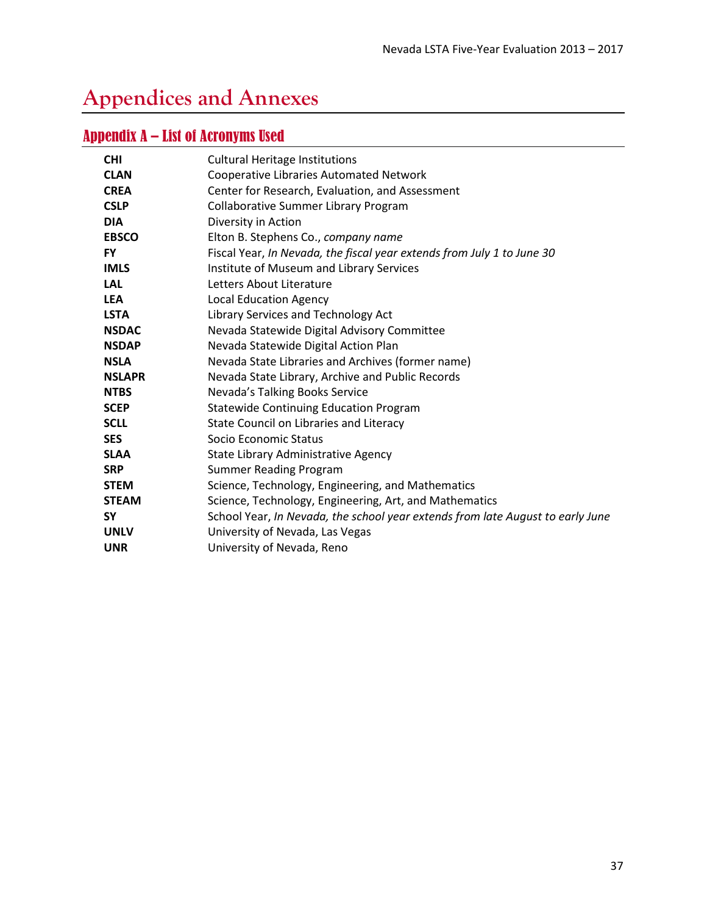# Appendices and Annexes

## Appendix A – List of Acronyms Used

| | |
|---|---|
| **CHI** | Cultural Heritage Institutions |
| **CLAN** | Cooperative Libraries Automated Network |
| **CREA** | Center for Research, Evaluation, and Assessment |
| **CSLP** | Collaborative Summer Library Program |
| **DIA** | Diversity in Action |
| **EBSCO** | Elton B. Stephens Co., *company name* |
| **FY** | Fiscal Year, *In Nevada, the fiscal year extends from July 1 to June 30* |
| **IMLS** | Institute of Museum and Library Services |
| **LAL** | Letters About Literature |
| **LEA** | Local Education Agency |
| **LSTA** | Library Services and Technology Act |
| **NSDAC** | Nevada Statewide Digital Advisory Committee |
| **NSDAP** | Nevada Statewide Digital Action Plan |
| **NSLA** | Nevada State Libraries and Archives (former name) |
| **NSLAPR** | Nevada State Library, Archive and Public Records |
| **NTBS** | Nevada's Talking Books Service |
| **SCEP** | Statewide Continuing Education Program |
| **SCLL** | State Council on Libraries and Literacy |
| **SES** | Socio Economic Status |
| **SLAA** | State Library Administrative Agency |
| **SRP** | Summer Reading Program |
| **STEM** | Science, Technology, Engineering, and Mathematics |
| **STEAM** | Science, Technology, Engineering, Art, and Mathematics |
| **SY** | School Year, *In Nevada, the school year extends from late August to early June* |
| **UNLV** | University of Nevada, Las Vegas |
| **UNR** | University of Nevada, Reno |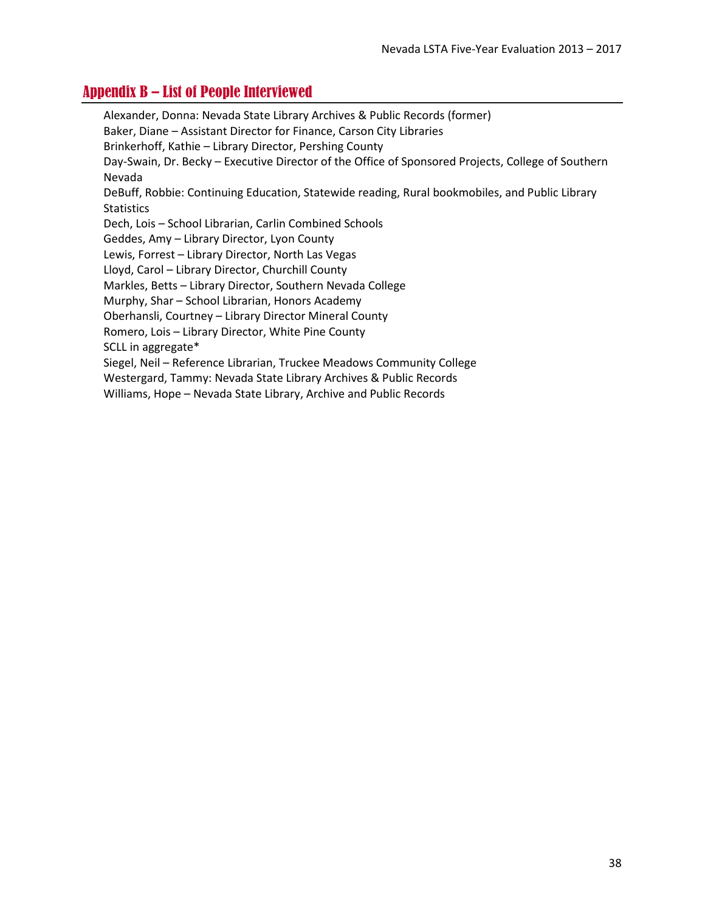## Appendix B – List of People Interviewed

Alexander, Donna: Nevada State Library Archives & Public Records (former)
Baker, Diane – Assistant Director for Finance, Carson City Libraries
Brinkerhoff, Kathie – Library Director, Pershing County
Day-Swain, Dr. Becky – Executive Director of the Office of Sponsored Projects, College of Southern Nevada
DeBuff, Robbie: Continuing Education, Statewide reading, Rural bookmobiles, and Public Library Statistics
Dech, Lois – School Librarian, Carlin Combined Schools
Geddes, Amy – Library Director, Lyon County
Lewis, Forrest – Library Director, North Las Vegas
Lloyd, Carol – Library Director, Churchill County
Markles, Betts – Library Director, Southern Nevada College
Murphy, Shar – School Librarian, Honors Academy
Oberhansli, Courtney – Library Director Mineral County
Romero, Lois – Library Director, White Pine County
SCLL in aggregate*
Siegel, Neil – Reference Librarian, Truckee Meadows Community College
Westergard, Tammy: Nevada State Library Archives & Public Records
Williams, Hope – Nevada State Library, Archive and Public Records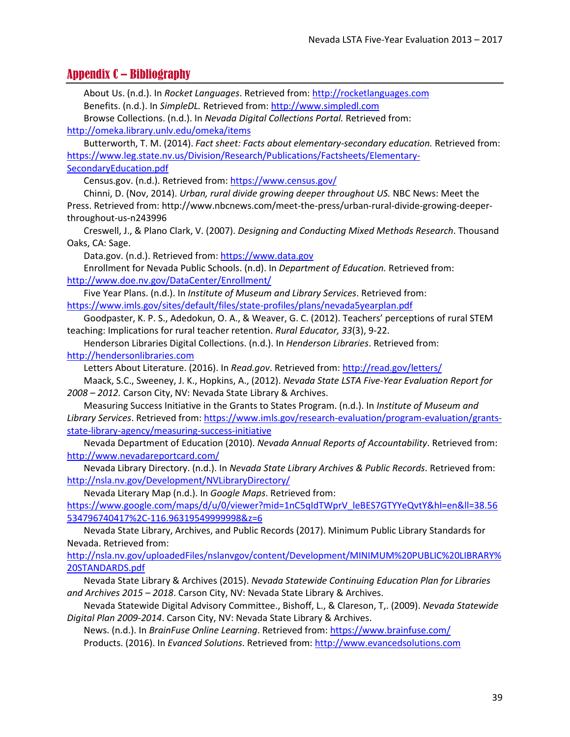## Appendix C – Bibliography

About Us. (n.d.). In *Rocket Languages*. Retrieved from: http://rocketlanguages.com

Benefits. (n.d.). In *SimpleDL.* Retrieved from: http://www.simpledl.com

Browse Collections. (n.d.). In *Nevada Digital Collections Portal.* Retrieved from: http://omeka.library.unlv.edu/omeka/items

Butterworth, T. M. (2014). *Fact sheet: Facts about elementary-secondary education.* Retrieved from: https://www.leg.state.nv.us/Division/Research/Publications/Factsheets/Elementary-SecondaryEducation.pdf

Census.gov. (n.d.). Retrieved from: https://www.census.gov/

Chinni, D. (Nov, 2014). *Urban, rural divide growing deeper throughout US.* NBC News: Meet the Press. Retrieved from: http://www.nbcnews.com/meet-the-press/urban-rural-divide-growing-deeper-throughout-us-n243996

Creswell, J., & Plano Clark, V. (2007). *Designing and Conducting Mixed Methods Research*. Thousand Oaks, CA: Sage.

Data.gov. (n.d.). Retrieved from: https://www.data.gov

Enrollment for Nevada Public Schools. (n.d). In *Department of Education.* Retrieved from: http://www.doe.nv.gov/DataCenter/Enrollment/

Five Year Plans. (n.d.). In *Institute of Museum and Library Services*. Retrieved from: https://www.imls.gov/sites/default/files/state-profiles/plans/nevada5yearplan.pdf

Goodpaster, K. P. S., Adedokun, O. A., & Weaver, G. C. (2012). Teachers' perceptions of rural STEM teaching: Implications for rural teacher retention. *Rural Educator, 33*(3), 9-22.

Henderson Libraries Digital Collections. (n.d.). In *Henderson Libraries*. Retrieved from: http://hendersonlibraries.com

Letters About Literature. (2016). In *Read.gov*. Retrieved from: http://read.gov/letters/

Maack, S.C., Sweeney, J. K., Hopkins, A., (2012). *Nevada State LSTA Five-Year Evaluation Report for 2008 – 2012.* Carson City, NV: Nevada State Library & Archives.

Measuring Success Initiative in the Grants to States Program. (n.d.). In *Institute of Museum and Library Services*. Retrieved from: https://www.imls.gov/research-evaluation/program-evaluation/grants-state-library-agency/measuring-success-initiative

Nevada Department of Education (2010). *Nevada Annual Reports of Accountability*. Retrieved from: http://www.nevadareportcard.com/

Nevada Library Directory. (n.d.). In *Nevada State Library Archives & Public Records*. Retrieved from: http://nsla.nv.gov/Development/NVLibraryDirectory/

Nevada Literary Map (n.d.). In *Google Maps*. Retrieved from: https://www.google.com/maps/d/u/0/viewer?mid=1nC5qIdTWprV_leBES7GTYYeQvtY&hl=en&ll=38.56534796740417%2C-116.96319549999998&z=6

Nevada State Library, Archives, and Public Records (2017). Minimum Public Library Standards for Nevada. Retrieved from: http://nsla.nv.gov/uploadedFiles/nslanvgov/content/Development/MINIMUM%20PUBLIC%20LIBRARY%20STANDARDS.pdf

Nevada State Library & Archives (2015). *Nevada Statewide Continuing Education Plan for Libraries and Archives 2015 – 2018*. Carson City, NV: Nevada State Library & Archives.

Nevada Statewide Digital Advisory Committee., Bishoff, L., & Clareson, T,. (2009). *Nevada Statewide Digital Plan 2009-2014*. Carson City, NV: Nevada State Library & Archives.

News. (n.d.). In *BrainFuse Online Learning*. Retrieved from: https://www.brainfuse.com/

Products. (2016). In *Evanced Solutions*. Retrieved from: http://www.evancedsolutions.com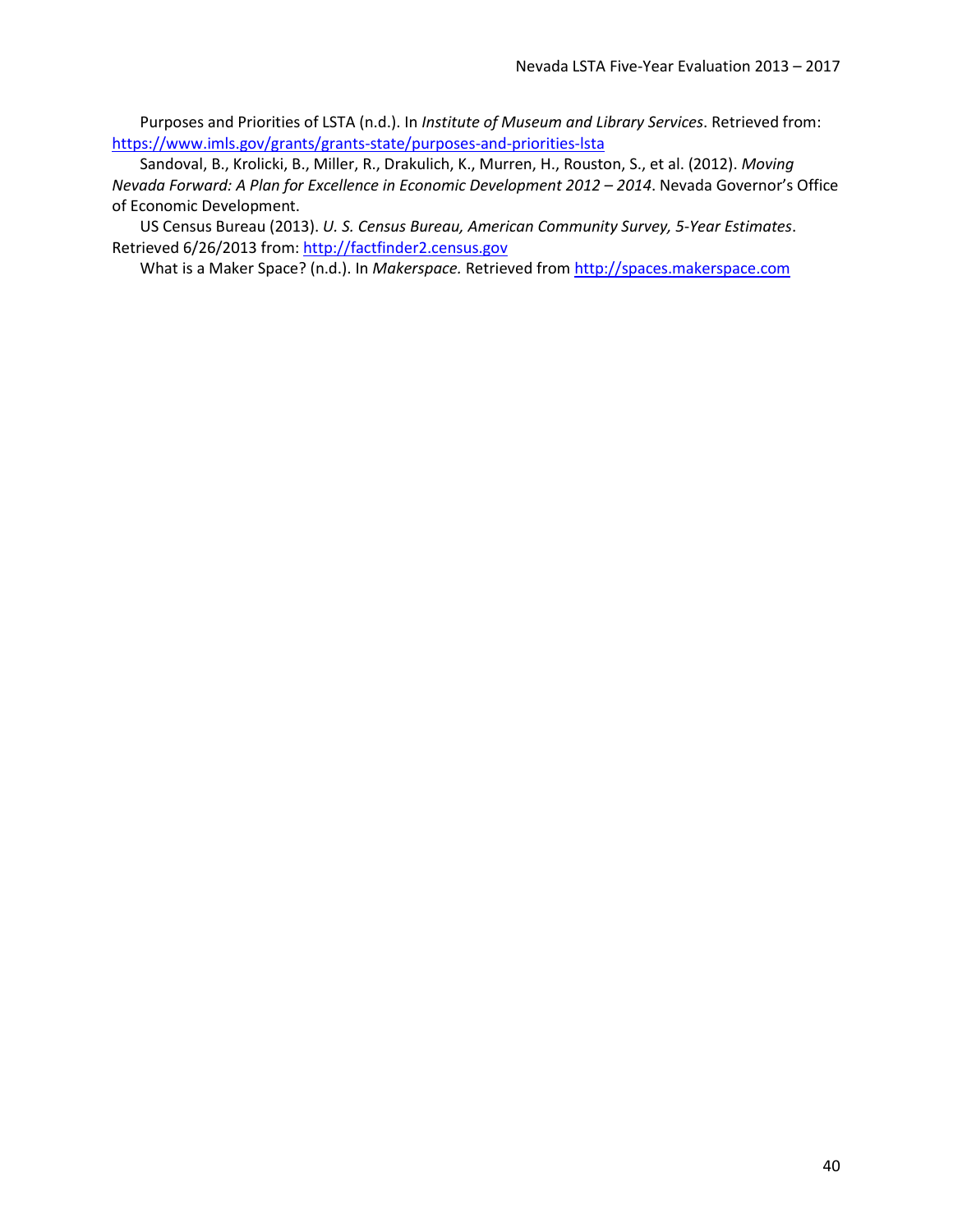Purposes and Priorities of LSTA (n.d.). In *Institute of Museum and Library Services*. Retrieved from: https://www.imls.gov/grants/grants-state/purposes-and-priorities-lsta

Sandoval, B., Krolicki, B., Miller, R., Drakulich, K., Murren, H., Rouston, S., et al. (2012). *Moving Nevada Forward: A Plan for Excellence in Economic Development 2012 – 2014*. Nevada Governor's Office of Economic Development.

US Census Bureau (2013). *U. S. Census Bureau, American Community Survey, 5-Year Estimates*. Retrieved 6/26/2013 from: http://factfinder2.census.gov

What is a Maker Space? (n.d.). In *Makerspace.* Retrieved from http://spaces.makerspace.com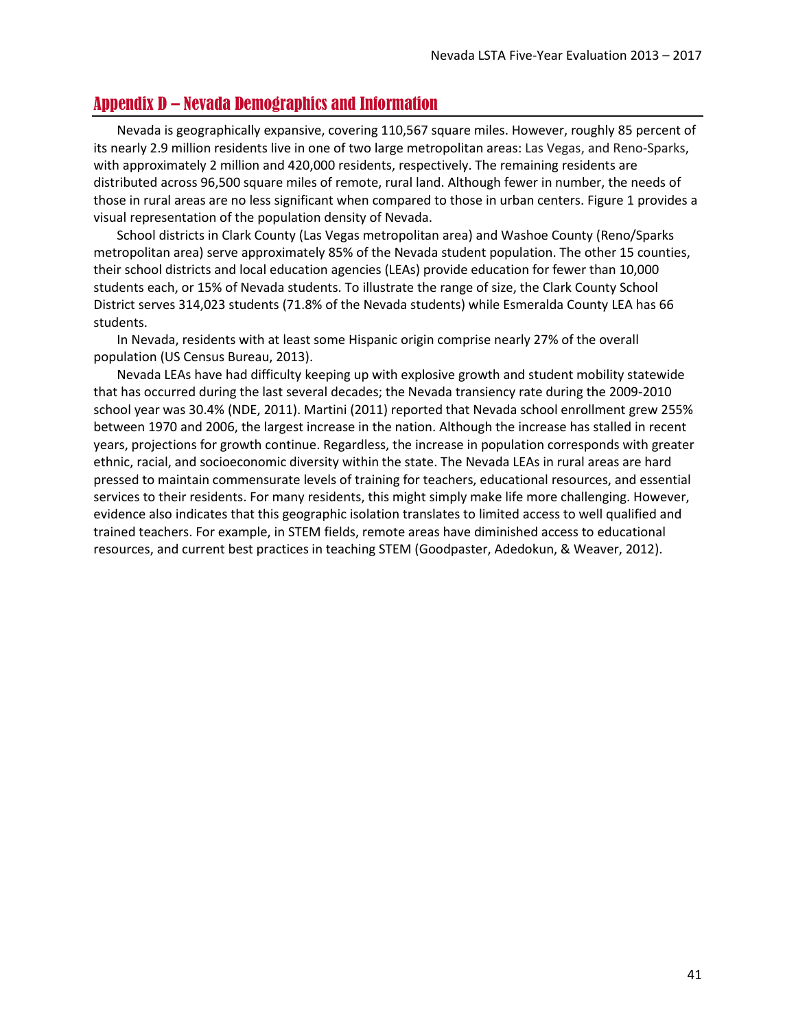## Appendix D – Nevada Demographics and Information

Nevada is geographically expansive, covering 110,567 square miles. However, roughly 85 percent of its nearly 2.9 million residents live in one of two large metropolitan areas: Las Vegas, and Reno-Sparks, with approximately 2 million and 420,000 residents, respectively. The remaining residents are distributed across 96,500 square miles of remote, rural land. Although fewer in number, the needs of those in rural areas are no less significant when compared to those in urban centers. Figure 1 provides a visual representation of the population density of Nevada.

School districts in Clark County (Las Vegas metropolitan area) and Washoe County (Reno/Sparks metropolitan area) serve approximately 85% of the Nevada student population. The other 15 counties, their school districts and local education agencies (LEAs) provide education for fewer than 10,000 students each, or 15% of Nevada students. To illustrate the range of size, the Clark County School District serves 314,023 students (71.8% of the Nevada students) while Esmeralda County LEA has 66 students.

In Nevada, residents with at least some Hispanic origin comprise nearly 27% of the overall population (US Census Bureau, 2013).

Nevada LEAs have had difficulty keeping up with explosive growth and student mobility statewide that has occurred during the last several decades; the Nevada transiency rate during the 2009-2010 school year was 30.4% (NDE, 2011). Martini (2011) reported that Nevada school enrollment grew 255% between 1970 and 2006, the largest increase in the nation. Although the increase has stalled in recent years, projections for growth continue. Regardless, the increase in population corresponds with greater ethnic, racial, and socioeconomic diversity within the state. The Nevada LEAs in rural areas are hard pressed to maintain commensurate levels of training for teachers, educational resources, and essential services to their residents. For many residents, this might simply make life more challenging. However, evidence also indicates that this geographic isolation translates to limited access to well qualified and trained teachers. For example, in STEM fields, remote areas have diminished access to educational resources, and current best practices in teaching STEM (Goodpaster, Adedokun, & Weaver, 2012).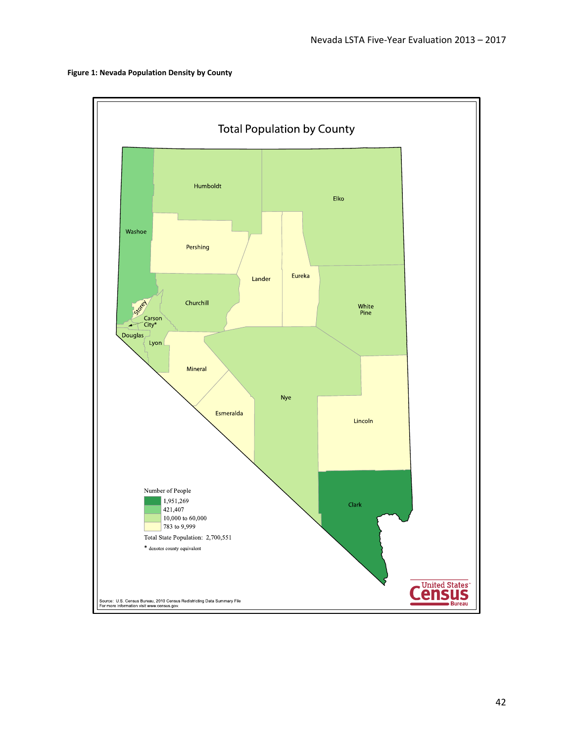**Figure 1: Nevada Population Density by County**

Total Population by County

Humboldt

Elko

Washoe

Pershing

Lander

Eureka

Churchill

White Pine

Storey

Carson City*

Douglas

Lyon

Mineral

Nye

Esmeralda

Lincoln

Clark

Number of People

- 1,951,269
- 421,407
- 10,000 to 60,000
- 783 to 9,999

Total State Population: 2,700,551

* denotes county equivalent

Source: U.S. Census Bureau, 2010 Census Redistricting Data Summary File
For more information visit www.census.gov.

United States Census Bureau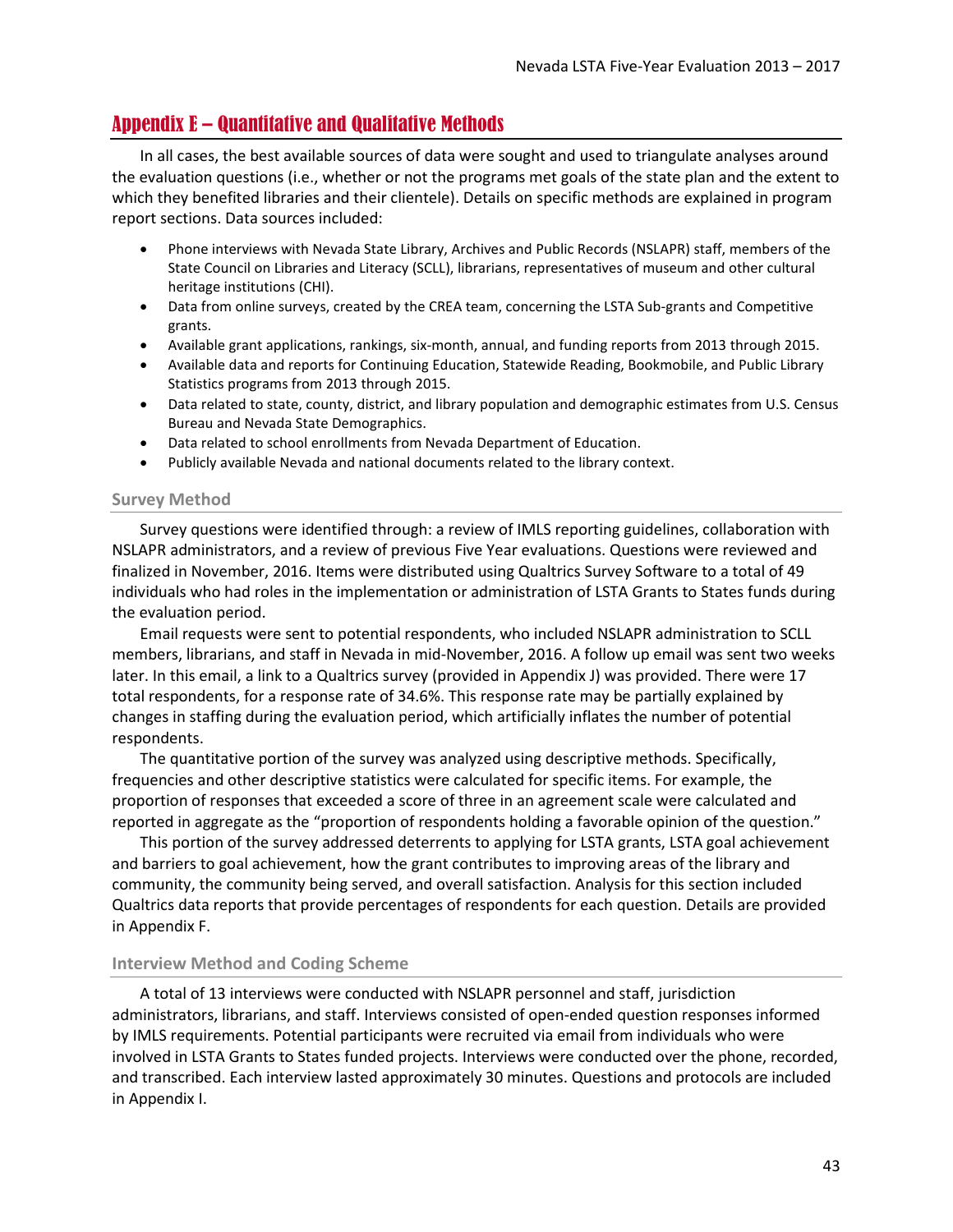## Appendix E – Quantitative and Qualitative Methods

In all cases, the best available sources of data were sought and used to triangulate analyses around the evaluation questions (i.e., whether or not the programs met goals of the state plan and the extent to which they benefited libraries and their clientele). Details on specific methods are explained in program report sections. Data sources included:

- Phone interviews with Nevada State Library, Archives and Public Records (NSLAPR) staff, members of the State Council on Libraries and Literacy (SCLL), librarians, representatives of museum and other cultural heritage institutions (CHI).
- Data from online surveys, created by the CREA team, concerning the LSTA Sub-grants and Competitive grants.
- Available grant applications, rankings, six-month, annual, and funding reports from 2013 through 2015.
- Available data and reports for Continuing Education, Statewide Reading, Bookmobile, and Public Library Statistics programs from 2013 through 2015.
- Data related to state, county, district, and library population and demographic estimates from U.S. Census Bureau and Nevada State Demographics.
- Data related to school enrollments from Nevada Department of Education.
- Publicly available Nevada and national documents related to the library context.

### Survey Method

Survey questions were identified through: a review of IMLS reporting guidelines, collaboration with NSLAPR administrators, and a review of previous Five Year evaluations. Questions were reviewed and finalized in November, 2016. Items were distributed using Qualtrics Survey Software to a total of 49 individuals who had roles in the implementation or administration of LSTA Grants to States funds during the evaluation period.

Email requests were sent to potential respondents, who included NSLAPR administration to SCLL members, librarians, and staff in Nevada in mid-November, 2016. A follow up email was sent two weeks later. In this email, a link to a Qualtrics survey (provided in Appendix J) was provided. There were 17 total respondents, for a response rate of 34.6%. This response rate may be partially explained by changes in staffing during the evaluation period, which artificially inflates the number of potential respondents.

The quantitative portion of the survey was analyzed using descriptive methods. Specifically, frequencies and other descriptive statistics were calculated for specific items. For example, the proportion of responses that exceeded a score of three in an agreement scale were calculated and reported in aggregate as the "proportion of respondents holding a favorable opinion of the question."

This portion of the survey addressed deterrents to applying for LSTA grants, LSTA goal achievement and barriers to goal achievement, how the grant contributes to improving areas of the library and community, the community being served, and overall satisfaction. Analysis for this section included Qualtrics data reports that provide percentages of respondents for each question. Details are provided in Appendix F.

### Interview Method and Coding Scheme

A total of 13 interviews were conducted with NSLAPR personnel and staff, jurisdiction administrators, librarians, and staff. Interviews consisted of open-ended question responses informed by IMLS requirements. Potential participants were recruited via email from individuals who were involved in LSTA Grants to States funded projects. Interviews were conducted over the phone, recorded, and transcribed. Each interview lasted approximately 30 minutes. Questions and protocols are included in Appendix I.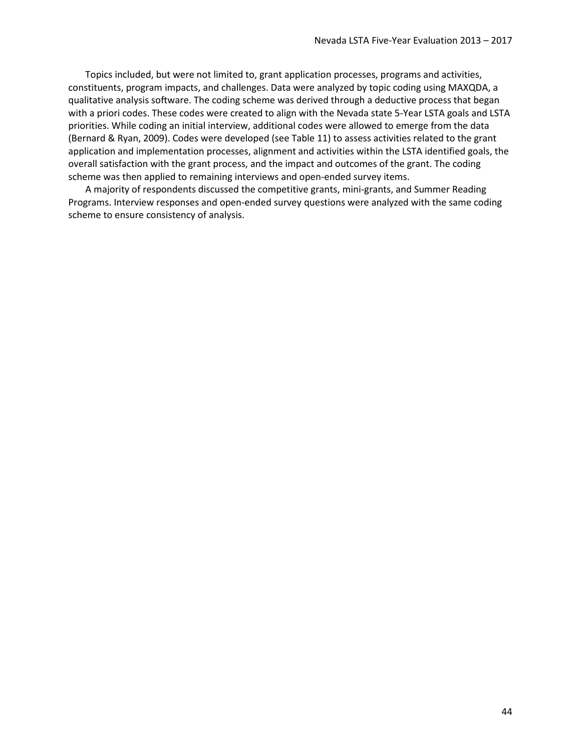Topics included, but were not limited to, grant application processes, programs and activities, constituents, program impacts, and challenges. Data were analyzed by topic coding using MAXQDA, a qualitative analysis software. The coding scheme was derived through a deductive process that began with a priori codes. These codes were created to align with the Nevada state 5-Year LSTA goals and LSTA priorities. While coding an initial interview, additional codes were allowed to emerge from the data (Bernard & Ryan, 2009). Codes were developed (see Table 11) to assess activities related to the grant application and implementation processes, alignment and activities within the LSTA identified goals, the overall satisfaction with the grant process, and the impact and outcomes of the grant. The coding scheme was then applied to remaining interviews and open-ended survey items.

A majority of respondents discussed the competitive grants, mini-grants, and Summer Reading Programs. Interview responses and open-ended survey questions were analyzed with the same coding scheme to ensure consistency of analysis.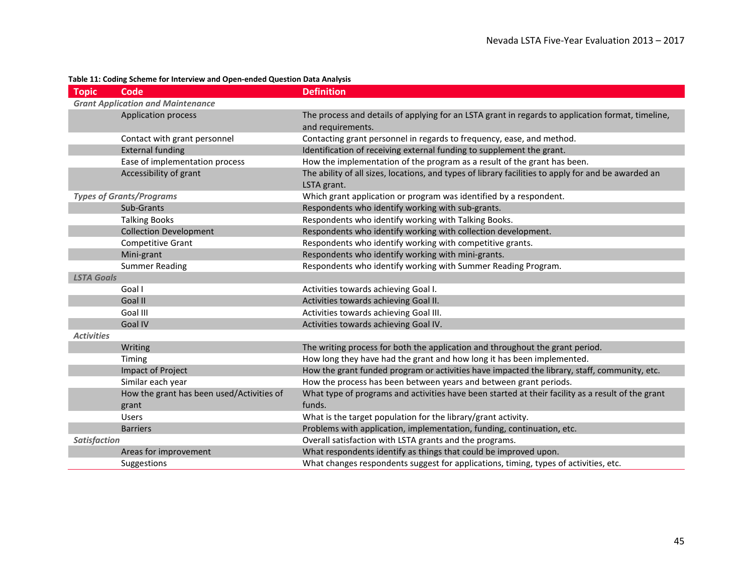**Table 11: Coding Scheme for Interview and Open-ended Question Data Analysis**

| Topic | Code | Definition |
|---|---|---|
| ***Grant Application and Maintenance*** | | |
| | Application process | The process and details of applying for an LSTA grant in regards to application format, timeline, and requirements. |
| | Contact with grant personnel | Contacting grant personnel in regards to frequency, ease, and method. |
| | External funding | Identification of receiving external funding to supplement the grant. |
| | Ease of implementation process | How the implementation of the program as a result of the grant has been. |
| | Accessibility of grant | The ability of all sizes, locations, and types of library facilities to apply for and be awarded an LSTA grant. |
| ***Types of Grants/Programs*** | | Which grant application or program was identified by a respondent. |
| | Sub-Grants | Respondents who identify working with sub-grants. |
| | Talking Books | Respondents who identify working with Talking Books. |
| | Collection Development | Respondents who identify working with collection development. |
| | Competitive Grant | Respondents who identify working with competitive grants. |
| | Mini-grant | Respondents who identify working with mini-grants. |
| | Summer Reading | Respondents who identify working with Summer Reading Program. |
| ***LSTA Goals*** | | |
| | Goal I | Activities towards achieving Goal I. |
| | Goal II | Activities towards achieving Goal II. |
| | Goal III | Activities towards achieving Goal III. |
| | Goal IV | Activities towards achieving Goal IV. |
| ***Activities*** | | |
| | Writing | The writing process for both the application and throughout the grant period. |
| | Timing | How long they have had the grant and how long it has been implemented. |
| | Impact of Project | How the grant funded program or activities have impacted the library, staff, community, etc. |
| | Similar each year | How the process has been between years and between grant periods. |
| | How the grant has been used/Activities of grant | What type of programs and activities have been started at their facility as a result of the grant funds. |
| | Users | What is the target population for the library/grant activity. |
| | Barriers | Problems with application, implementation, funding, continuation, etc. |
| ***Satisfaction*** | | Overall satisfaction with LSTA grants and the programs. |
| | Areas for improvement | What respondents identify as things that could be improved upon. |
| | Suggestions | What changes respondents suggest for applications, timing, types of activities, etc. |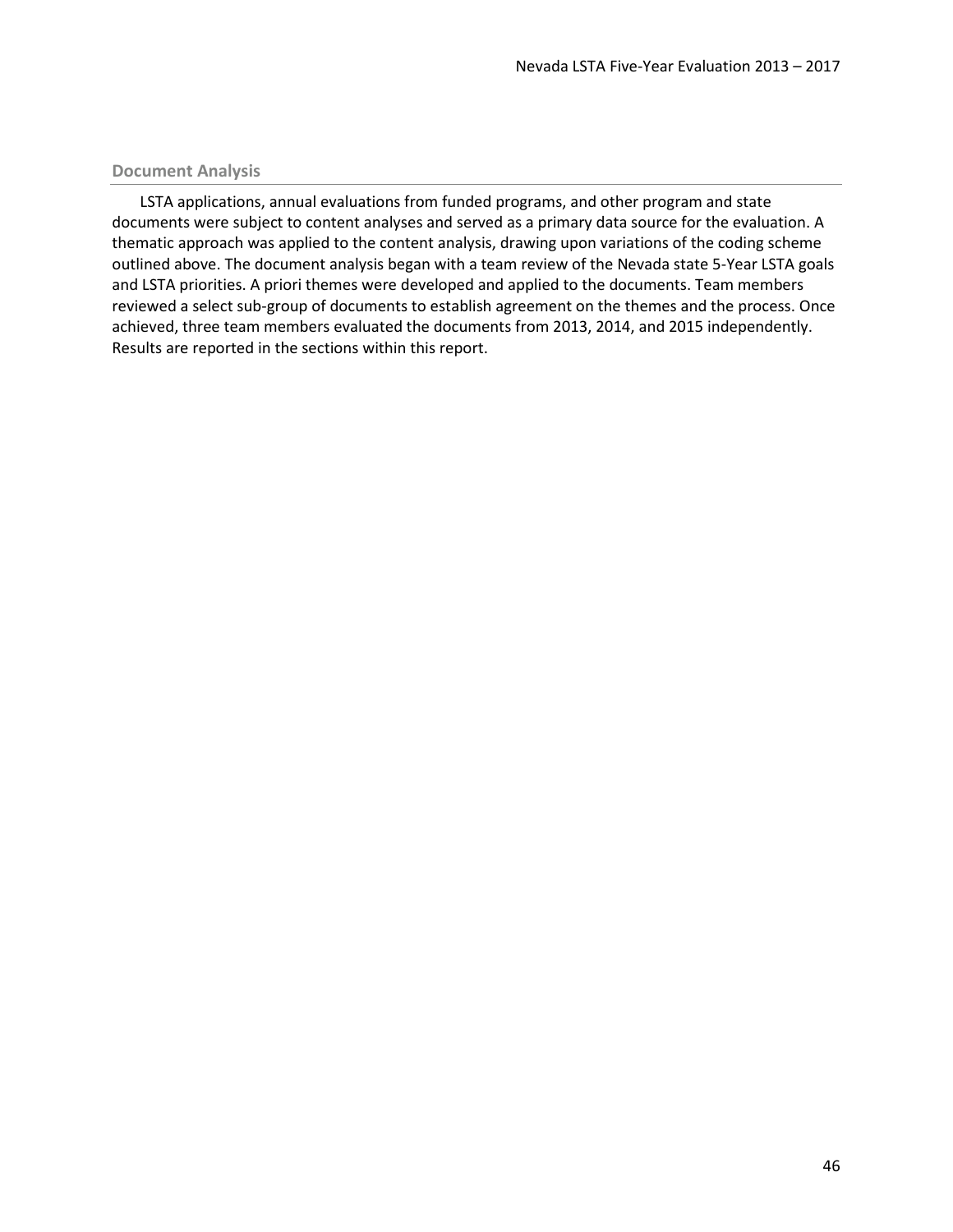### Document Analysis

LSTA applications, annual evaluations from funded programs, and other program and state documents were subject to content analyses and served as a primary data source for the evaluation. A thematic approach was applied to the content analysis, drawing upon variations of the coding scheme outlined above. The document analysis began with a team review of the Nevada state 5-Year LSTA goals and LSTA priorities. A priori themes were developed and applied to the documents. Team members reviewed a select sub-group of documents to establish agreement on the themes and the process. Once achieved, three team members evaluated the documents from 2013, 2014, and 2015 independently. Results are reported in the sections within this report.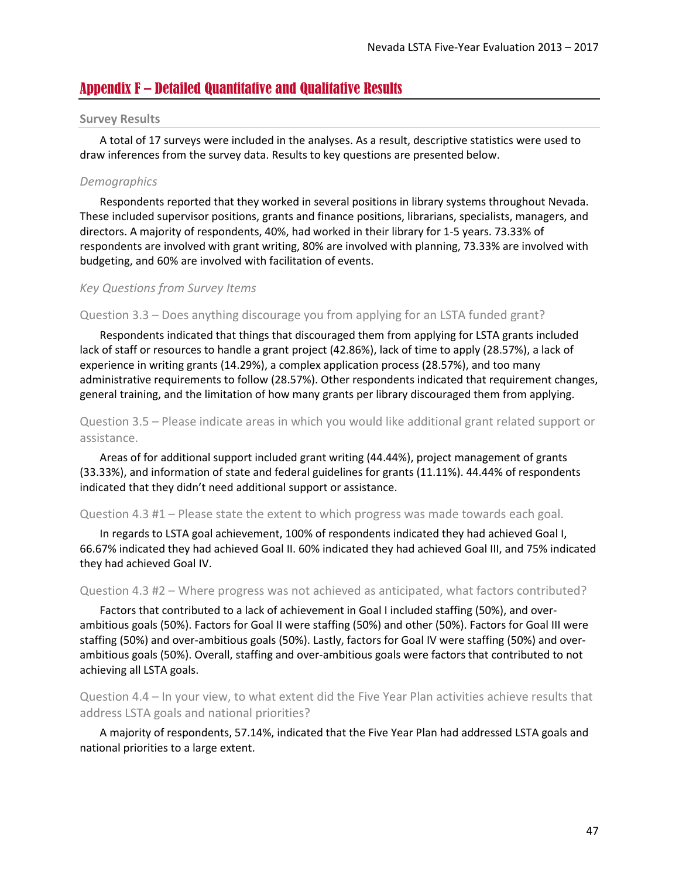## Appendix F – Detailed Quantitative and Qualitative Results

### Survey Results

A total of 17 surveys were included in the analyses. As a result, descriptive statistics were used to draw inferences from the survey data. Results to key questions are presented below.

*Demographics*

Respondents reported that they worked in several positions in library systems throughout Nevada. These included supervisor positions, grants and finance positions, librarians, specialists, managers, and directors. A majority of respondents, 40%, had worked in their library for 1-5 years. 73.33% of respondents are involved with grant writing, 80% are involved with planning, 73.33% are involved with budgeting, and 60% are involved with facilitation of events.

*Key Questions from Survey Items*

#### Question 3.3 – Does anything discourage you from applying for an LSTA funded grant?

Respondents indicated that things that discouraged them from applying for LSTA grants included lack of staff or resources to handle a grant project (42.86%), lack of time to apply (28.57%), a lack of experience in writing grants (14.29%), a complex application process (28.57%), and too many administrative requirements to follow (28.57%). Other respondents indicated that requirement changes, general training, and the limitation of how many grants per library discouraged them from applying.

#### Question 3.5 – Please indicate areas in which you would like additional grant related support or assistance.

Areas of for additional support included grant writing (44.44%), project management of grants (33.33%), and information of state and federal guidelines for grants (11.11%). 44.44% of respondents indicated that they didn't need additional support or assistance.

#### Question 4.3 #1 – Please state the extent to which progress was made towards each goal.

In regards to LSTA goal achievement, 100% of respondents indicated they had achieved Goal I, 66.67% indicated they had achieved Goal II. 60% indicated they had achieved Goal III, and 75% indicated they had achieved Goal IV.

#### Question 4.3 #2 – Where progress was not achieved as anticipated, what factors contributed?

Factors that contributed to a lack of achievement in Goal I included staffing (50%), and over-ambitious goals (50%). Factors for Goal II were staffing (50%) and other (50%). Factors for Goal III were staffing (50%) and over-ambitious goals (50%). Lastly, factors for Goal IV were staffing (50%) and over-ambitious goals (50%). Overall, staffing and over-ambitious goals were factors that contributed to not achieving all LSTA goals.

#### Question 4.4 – In your view, to what extent did the Five Year Plan activities achieve results that address LSTA goals and national priorities?

A majority of respondents, 57.14%, indicated that the Five Year Plan had addressed LSTA goals and national priorities to a large extent.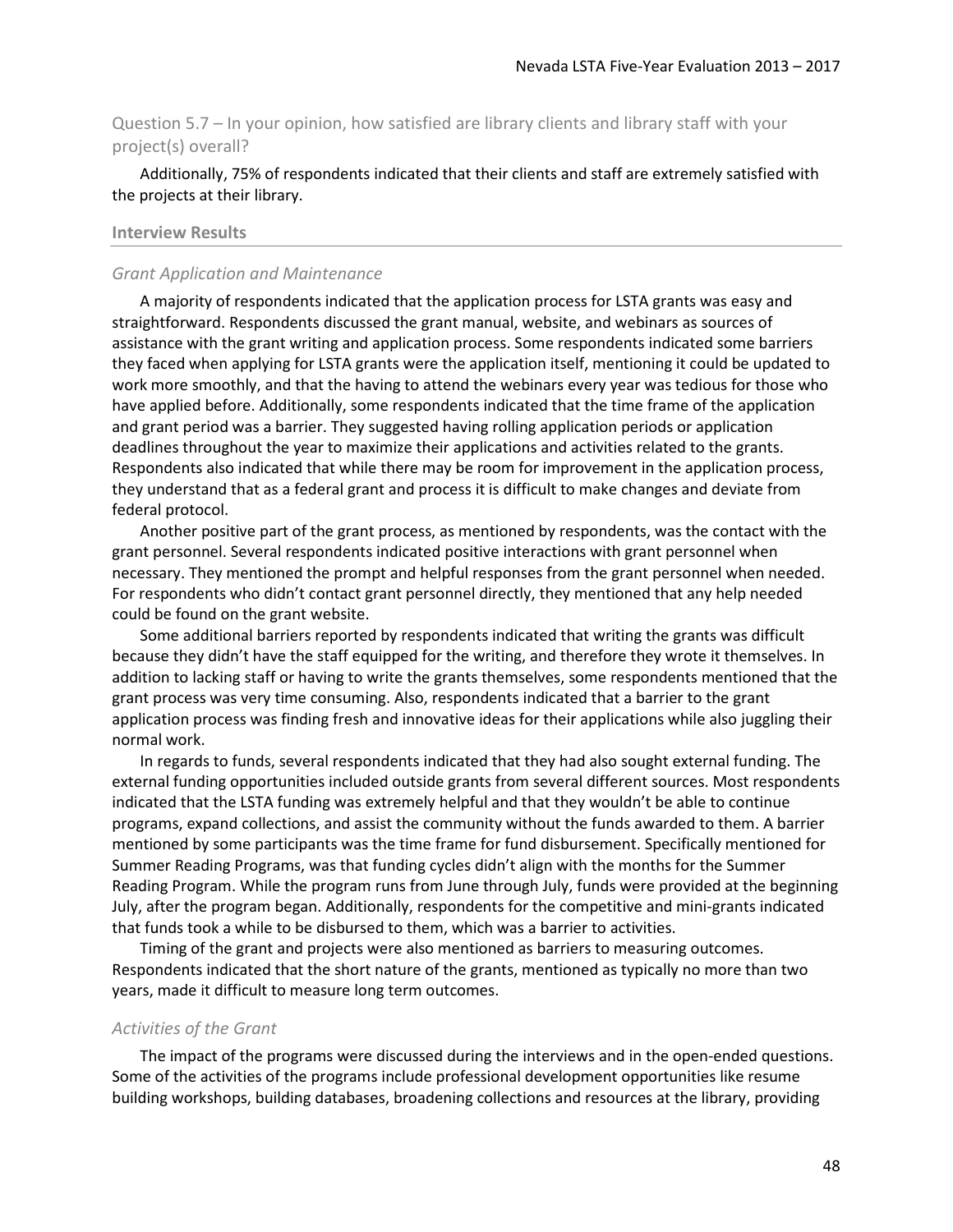### Question 5.7 – In your opinion, how satisfied are library clients and library staff with your project(s) overall?

Additionally, 75% of respondents indicated that their clients and staff are extremely satisfied with the projects at their library.

## Interview Results

### *Grant Application and Maintenance*

A majority of respondents indicated that the application process for LSTA grants was easy and straightforward. Respondents discussed the grant manual, website, and webinars as sources of assistance with the grant writing and application process. Some respondents indicated some barriers they faced when applying for LSTA grants were the application itself, mentioning it could be updated to work more smoothly, and that the having to attend the webinars every year was tedious for those who have applied before. Additionally, some respondents indicated that the time frame of the application and grant period was a barrier. They suggested having rolling application periods or application deadlines throughout the year to maximize their applications and activities related to the grants. Respondents also indicated that while there may be room for improvement in the application process, they understand that as a federal grant and process it is difficult to make changes and deviate from federal protocol.

Another positive part of the grant process, as mentioned by respondents, was the contact with the grant personnel. Several respondents indicated positive interactions with grant personnel when necessary. They mentioned the prompt and helpful responses from the grant personnel when needed. For respondents who didn't contact grant personnel directly, they mentioned that any help needed could be found on the grant website.

Some additional barriers reported by respondents indicated that writing the grants was difficult because they didn't have the staff equipped for the writing, and therefore they wrote it themselves. In addition to lacking staff or having to write the grants themselves, some respondents mentioned that the grant process was very time consuming. Also, respondents indicated that a barrier to the grant application process was finding fresh and innovative ideas for their applications while also juggling their normal work.

In regards to funds, several respondents indicated that they had also sought external funding. The external funding opportunities included outside grants from several different sources. Most respondents indicated that the LSTA funding was extremely helpful and that they wouldn't be able to continue programs, expand collections, and assist the community without the funds awarded to them. A barrier mentioned by some participants was the time frame for fund disbursement. Specifically mentioned for Summer Reading Programs, was that funding cycles didn't align with the months for the Summer Reading Program. While the program runs from June through July, funds were provided at the beginning July, after the program began. Additionally, respondents for the competitive and mini-grants indicated that funds took a while to be disbursed to them, which was a barrier to activities.

Timing of the grant and projects were also mentioned as barriers to measuring outcomes. Respondents indicated that the short nature of the grants, mentioned as typically no more than two years, made it difficult to measure long term outcomes.

### *Activities of the Grant*

The impact of the programs were discussed during the interviews and in the open-ended questions. Some of the activities of the programs include professional development opportunities like resume building workshops, building databases, broadening collections and resources at the library, providing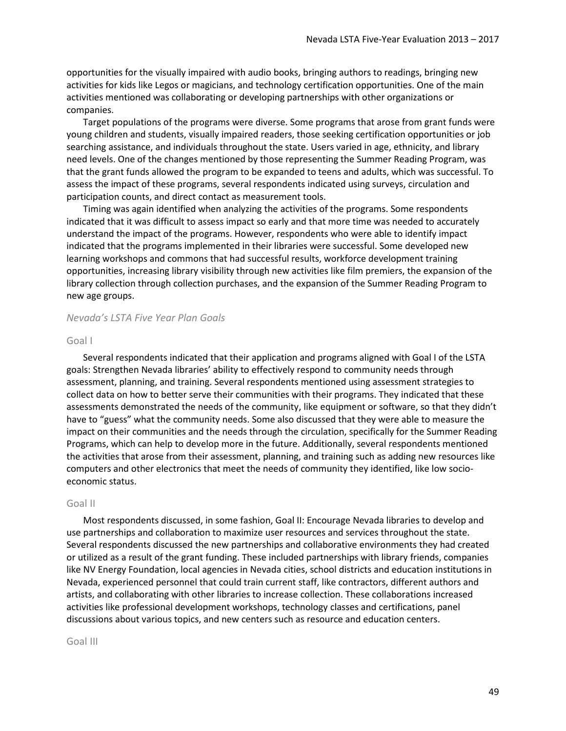opportunities for the visually impaired with audio books, bringing authors to readings, bringing new activities for kids like Legos or magicians, and technology certification opportunities. One of the main activities mentioned was collaborating or developing partnerships with other organizations or companies.

Target populations of the programs were diverse. Some programs that arose from grant funds were young children and students, visually impaired readers, those seeking certification opportunities or job searching assistance, and individuals throughout the state. Users varied in age, ethnicity, and library need levels. One of the changes mentioned by those representing the Summer Reading Program, was that the grant funds allowed the program to be expanded to teens and adults, which was successful. To assess the impact of these programs, several respondents indicated using surveys, circulation and participation counts, and direct contact as measurement tools.

Timing was again identified when analyzing the activities of the programs. Some respondents indicated that it was difficult to assess impact so early and that more time was needed to accurately understand the impact of the programs. However, respondents who were able to identify impact indicated that the programs implemented in their libraries were successful. Some developed new learning workshops and commons that had successful results, workforce development training opportunities, increasing library visibility through new activities like film premiers, the expansion of the library collection through collection purchases, and the expansion of the Summer Reading Program to new age groups.

### *Nevada's LSTA Five Year Plan Goals*

#### Goal I

Several respondents indicated that their application and programs aligned with Goal I of the LSTA goals: Strengthen Nevada libraries' ability to effectively respond to community needs through assessment, planning, and training. Several respondents mentioned using assessment strategies to collect data on how to better serve their communities with their programs. They indicated that these assessments demonstrated the needs of the community, like equipment or software, so that they didn't have to "guess" what the community needs. Some also discussed that they were able to measure the impact on their communities and the needs through the circulation, specifically for the Summer Reading Programs, which can help to develop more in the future. Additionally, several respondents mentioned the activities that arose from their assessment, planning, and training such as adding new resources like computers and other electronics that meet the needs of community they identified, like low socio-economic status.

#### Goal II

Most respondents discussed, in some fashion, Goal II: Encourage Nevada libraries to develop and use partnerships and collaboration to maximize user resources and services throughout the state. Several respondents discussed the new partnerships and collaborative environments they had created or utilized as a result of the grant funding. These included partnerships with library friends, companies like NV Energy Foundation, local agencies in Nevada cities, school districts and education institutions in Nevada, experienced personnel that could train current staff, like contractors, different authors and artists, and collaborating with other libraries to increase collection. These collaborations increased activities like professional development workshops, technology classes and certifications, panel discussions about various topics, and new centers such as resource and education centers.

#### Goal III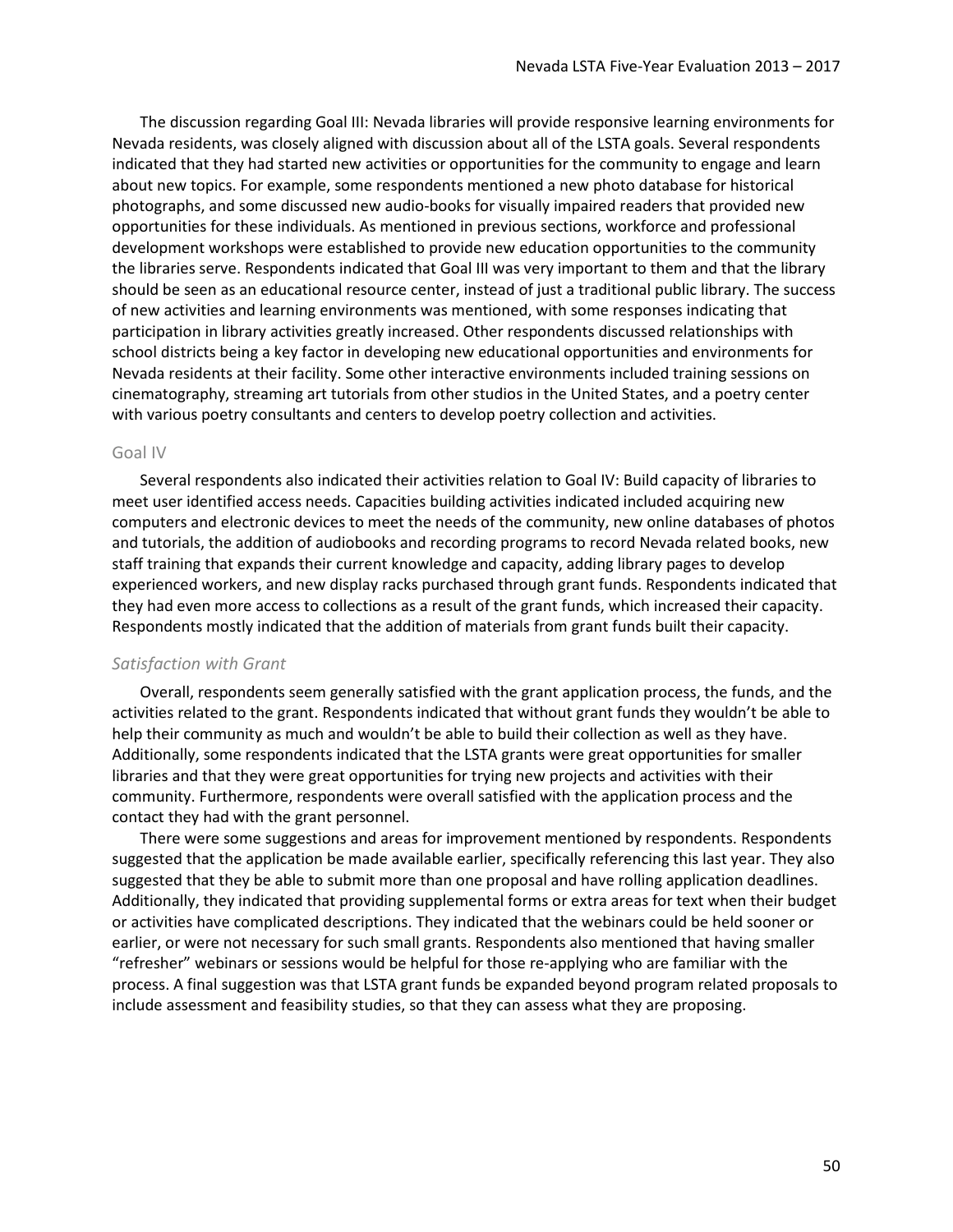The discussion regarding Goal III: Nevada libraries will provide responsive learning environments for Nevada residents, was closely aligned with discussion about all of the LSTA goals. Several respondents indicated that they had started new activities or opportunities for the community to engage and learn about new topics. For example, some respondents mentioned a new photo database for historical photographs, and some discussed new audio-books for visually impaired readers that provided new opportunities for these individuals. As mentioned in previous sections, workforce and professional development workshops were established to provide new education opportunities to the community the libraries serve. Respondents indicated that Goal III was very important to them and that the library should be seen as an educational resource center, instead of just a traditional public library. The success of new activities and learning environments was mentioned, with some responses indicating that participation in library activities greatly increased. Other respondents discussed relationships with school districts being a key factor in developing new educational opportunities and environments for Nevada residents at their facility. Some other interactive environments included training sessions on cinematography, streaming art tutorials from other studios in the United States, and a poetry center with various poetry consultants and centers to develop poetry collection and activities.

### Goal IV

Several respondents also indicated their activities relation to Goal IV: Build capacity of libraries to meet user identified access needs. Capacities building activities indicated included acquiring new computers and electronic devices to meet the needs of the community, new online databases of photos and tutorials, the addition of audiobooks and recording programs to record Nevada related books, new staff training that expands their current knowledge and capacity, adding library pages to develop experienced workers, and new display racks purchased through grant funds. Respondents indicated that they had even more access to collections as a result of the grant funds, which increased their capacity. Respondents mostly indicated that the addition of materials from grant funds built their capacity.

### *Satisfaction with Grant*

Overall, respondents seem generally satisfied with the grant application process, the funds, and the activities related to the grant. Respondents indicated that without grant funds they wouldn't be able to help their community as much and wouldn't be able to build their collection as well as they have. Additionally, some respondents indicated that the LSTA grants were great opportunities for smaller libraries and that they were great opportunities for trying new projects and activities with their community. Furthermore, respondents were overall satisfied with the application process and the contact they had with the grant personnel.

There were some suggestions and areas for improvement mentioned by respondents. Respondents suggested that the application be made available earlier, specifically referencing this last year. They also suggested that they be able to submit more than one proposal and have rolling application deadlines. Additionally, they indicated that providing supplemental forms or extra areas for text when their budget or activities have complicated descriptions. They indicated that the webinars could be held sooner or earlier, or were not necessary for such small grants. Respondents also mentioned that having smaller "refresher" webinars or sessions would be helpful for those re-applying who are familiar with the process. A final suggestion was that LSTA grant funds be expanded beyond program related proposals to include assessment and feasibility studies, so that they can assess what they are proposing.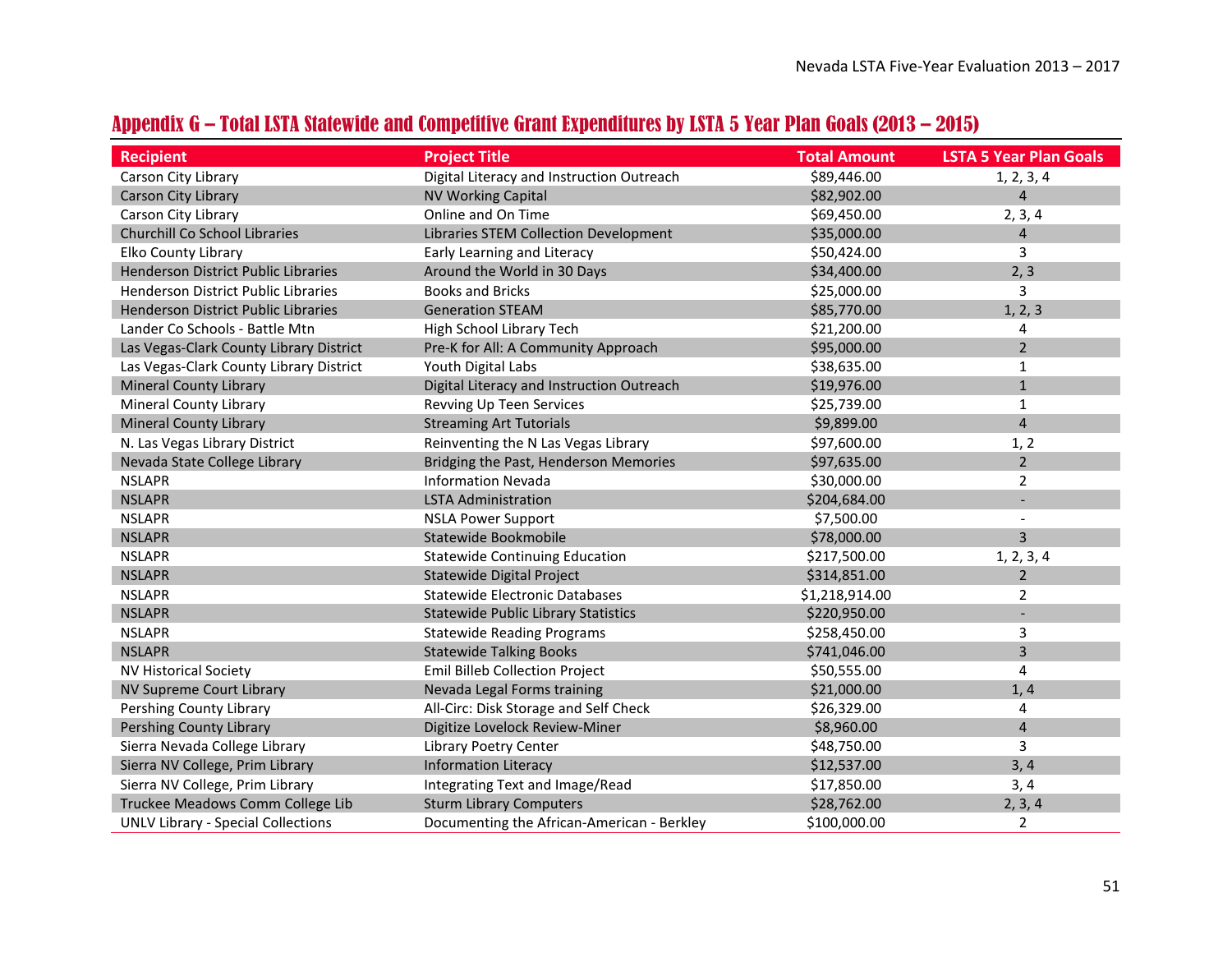## Appendix G – Total LSTA Statewide and Competitive Grant Expenditures by LSTA 5 Year Plan Goals (2013 – 2015)

| Recipient | Project Title | Total Amount | LSTA 5 Year Plan Goals |
|---|---|---|---|
| Carson City Library | Digital Literacy and Instruction Outreach | $89,446.00 | 1, 2, 3, 4 |
| Carson City Library | NV Working Capital | $82,902.00 | 4 |
| Carson City Library | Online and On Time | $69,450.00 | 2, 3, 4 |
| Churchill Co School Libraries | Libraries STEM Collection Development | $35,000.00 | 4 |
| Elko County Library | Early Learning and Literacy | $50,424.00 | 3 |
| Henderson District Public Libraries | Around the World in 30 Days | $34,400.00 | 2, 3 |
| Henderson District Public Libraries | Books and Bricks | $25,000.00 | 3 |
| Henderson District Public Libraries | Generation STEAM | $85,770.00 | 1, 2, 3 |
| Lander Co Schools - Battle Mtn | High School Library Tech | $21,200.00 | 4 |
| Las Vegas-Clark County Library District | Pre-K for All: A Community Approach | $95,000.00 | 2 |
| Las Vegas-Clark County Library District | Youth Digital Labs | $38,635.00 | 1 |
| Mineral County Library | Digital Literacy and Instruction Outreach | $19,976.00 | 1 |
| Mineral County Library | Revving Up Teen Services | $25,739.00 | 1 |
| Mineral County Library | Streaming Art Tutorials | $9,899.00 | 4 |
| N. Las Vegas Library District | Reinventing the N Las Vegas Library | $97,600.00 | 1, 2 |
| Nevada State College Library | Bridging the Past, Henderson Memories | $97,635.00 | 2 |
| NSLAPR | Information Nevada | $30,000.00 | 2 |
| NSLAPR | LSTA Administration | $204,684.00 | - |
| NSLAPR | NSLA Power Support | $7,500.00 | - |
| NSLAPR | Statewide Bookmobile | $78,000.00 | 3 |
| NSLAPR | Statewide Continuing Education | $217,500.00 | 1, 2, 3, 4 |
| NSLAPR | Statewide Digital Project | $314,851.00 | 2 |
| NSLAPR | Statewide Electronic Databases | $1,218,914.00 | 2 |
| NSLAPR | Statewide Public Library Statistics | $220,950.00 | - |
| NSLAPR | Statewide Reading Programs | $258,450.00 | 3 |
| NSLAPR | Statewide Talking Books | $741,046.00 | 3 |
| NV Historical Society | Emil Billeb Collection Project | $50,555.00 | 4 |
| NV Supreme Court Library | Nevada Legal Forms training | $21,000.00 | 1, 4 |
| Pershing County Library | All-Circ: Disk Storage and Self Check | $26,329.00 | 4 |
| Pershing County Library | Digitize Lovelock Review-Miner | $8,960.00 | 4 |
| Sierra Nevada College Library | Library Poetry Center | $48,750.00 | 3 |
| Sierra NV College, Prim Library | Information Literacy | $12,537.00 | 3, 4 |
| Sierra NV College, Prim Library | Integrating Text and Image/Read | $17,850.00 | 3, 4 |
| Truckee Meadows Comm College Lib | Sturm Library Computers | $28,762.00 | 2, 3, 4 |
| UNLV Library - Special Collections | Documenting the African-American - Berkley | $100,000.00 | 2 |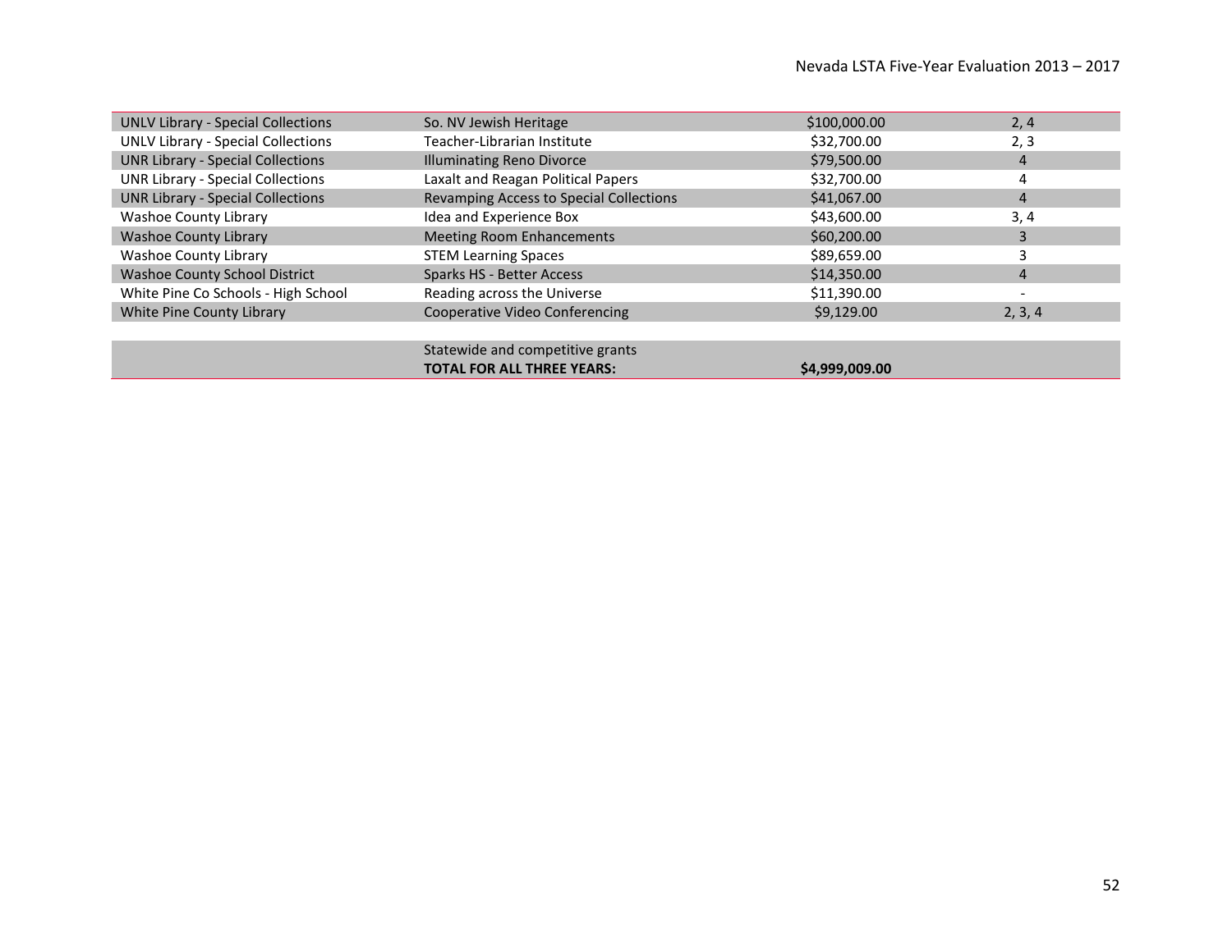| | | | |
|---|---|---|---|
| UNLV Library - Special Collections | So. NV Jewish Heritage | $100,000.00 | 2, 4 |
| UNLV Library - Special Collections | Teacher-Librarian Institute | $32,700.00 | 2, 3 |
| UNR Library - Special Collections | Illuminating Reno Divorce | $79,500.00 | 4 |
| UNR Library - Special Collections | Laxalt and Reagan Political Papers | $32,700.00 | 4 |
| UNR Library - Special Collections | Revamping Access to Special Collections | $41,067.00 | 4 |
| Washoe County Library | Idea and Experience Box | $43,600.00 | 3, 4 |
| Washoe County Library | Meeting Room Enhancements | $60,200.00 | 3 |
| Washoe County Library | STEM Learning Spaces | $89,659.00 | 3 |
| Washoe County School District | Sparks HS - Better Access | $14,350.00 | 4 |
| White Pine Co Schools - High School | Reading across the Universe | $11,390.00 | - |
| White Pine County Library | Cooperative Video Conferencing | $9,129.00 | 2, 3, 4 |
| | | | |
| | Statewide and competitive grants **TOTAL FOR ALL THREE YEARS:** | **$4,999,009.00** | |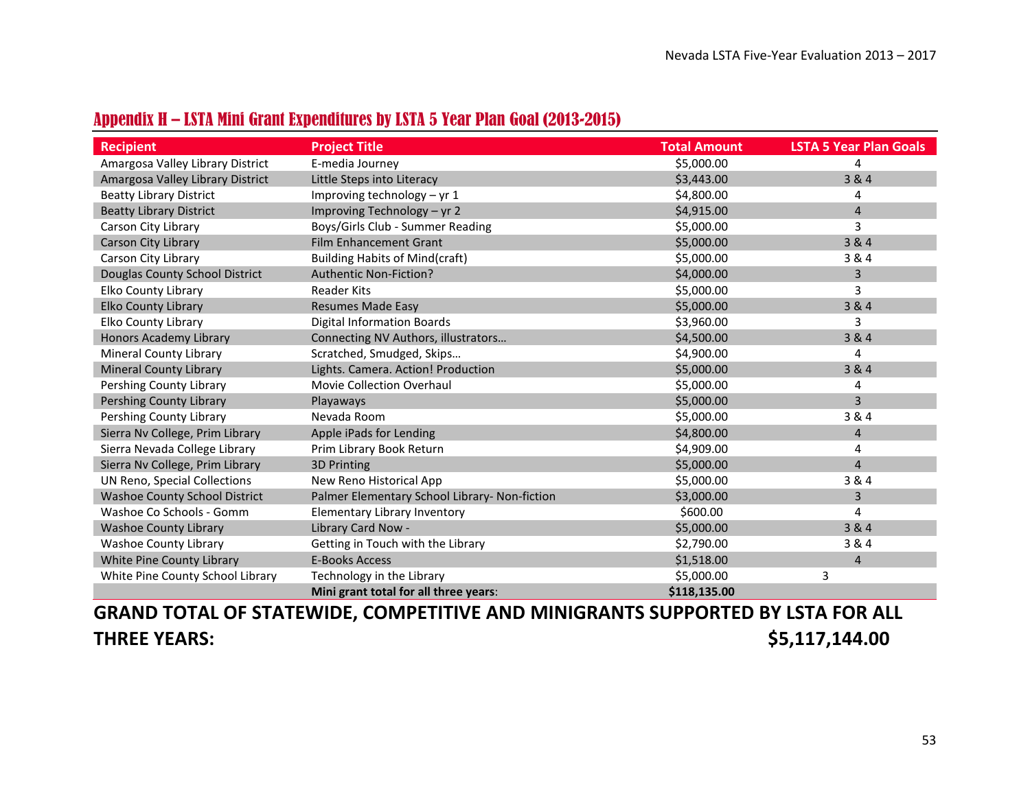## Appendix H – LSTA Mini Grant Expenditures by LSTA 5 Year Plan Goal (2013-2015)

| Recipient | Project Title | Total Amount | LSTA 5 Year Plan Goals |
|---|---|---|---|
| Amargosa Valley Library District | E-media Journey | $5,000.00 | 4 |
| Amargosa Valley Library District | Little Steps into Literacy | $3,443.00 | 3 & 4 |
| Beatty Library District | Improving technology – yr 1 | $4,800.00 | 4 |
| Beatty Library District | Improving Technology – yr 2 | $4,915.00 | 4 |
| Carson City Library | Boys/Girls Club - Summer Reading | $5,000.00 | 3 |
| Carson City Library | Film Enhancement Grant | $5,000.00 | 3 & 4 |
| Carson City Library | Building Habits of Mind(craft) | $5,000.00 | 3 & 4 |
| Douglas County School District | Authentic Non-Fiction? | $4,000.00 | 3 |
| Elko County Library | Reader Kits | $5,000.00 | 3 |
| Elko County Library | Resumes Made Easy | $5,000.00 | 3 & 4 |
| Elko County Library | Digital Information Boards | $3,960.00 | 3 |
| Honors Academy Library | Connecting NV Authors, illustrators… | $4,500.00 | 3 & 4 |
| Mineral County Library | Scratched, Smudged, Skips… | $4,900.00 | 4 |
| Mineral County Library | Lights. Camera. Action! Production | $5,000.00 | 3 & 4 |
| Pershing County Library | Movie Collection Overhaul | $5,000.00 | 4 |
| Pershing County Library | Playaways | $5,000.00 | 3 |
| Pershing County Library | Nevada Room | $5,000.00 | 3 & 4 |
| Sierra Nv College, Prim Library | Apple iPads for Lending | $4,800.00 | 4 |
| Sierra Nevada College Library | Prim Library Book Return | $4,909.00 | 4 |
| Sierra Nv College, Prim Library | 3D Printing | $5,000.00 | 4 |
| UN Reno, Special Collections | New Reno Historical App | $5,000.00 | 3 & 4 |
| Washoe County School District | Palmer Elementary School Library- Non-fiction | $3,000.00 | 3 |
| Washoe Co Schools - Gomm | Elementary Library Inventory | $600.00 | 4 |
| Washoe County Library | Library Card Now - | $5,000.00 | 3 & 4 |
| Washoe County Library | Getting in Touch with the Library | $2,790.00 | 3 & 4 |
| White Pine County Library | E-Books Access | $1,518.00 | 4 |
| White Pine County School Library | Technology in the Library | $5,000.00 | 3 |
| | **Mini grant total for all three years**: | **$118,135.00** | |

**GRAND TOTAL OF STATEWIDE, COMPETITIVE AND MINIGRANTS SUPPORTED BY LSTA FOR ALL THREE YEARS: $5,117,144.00**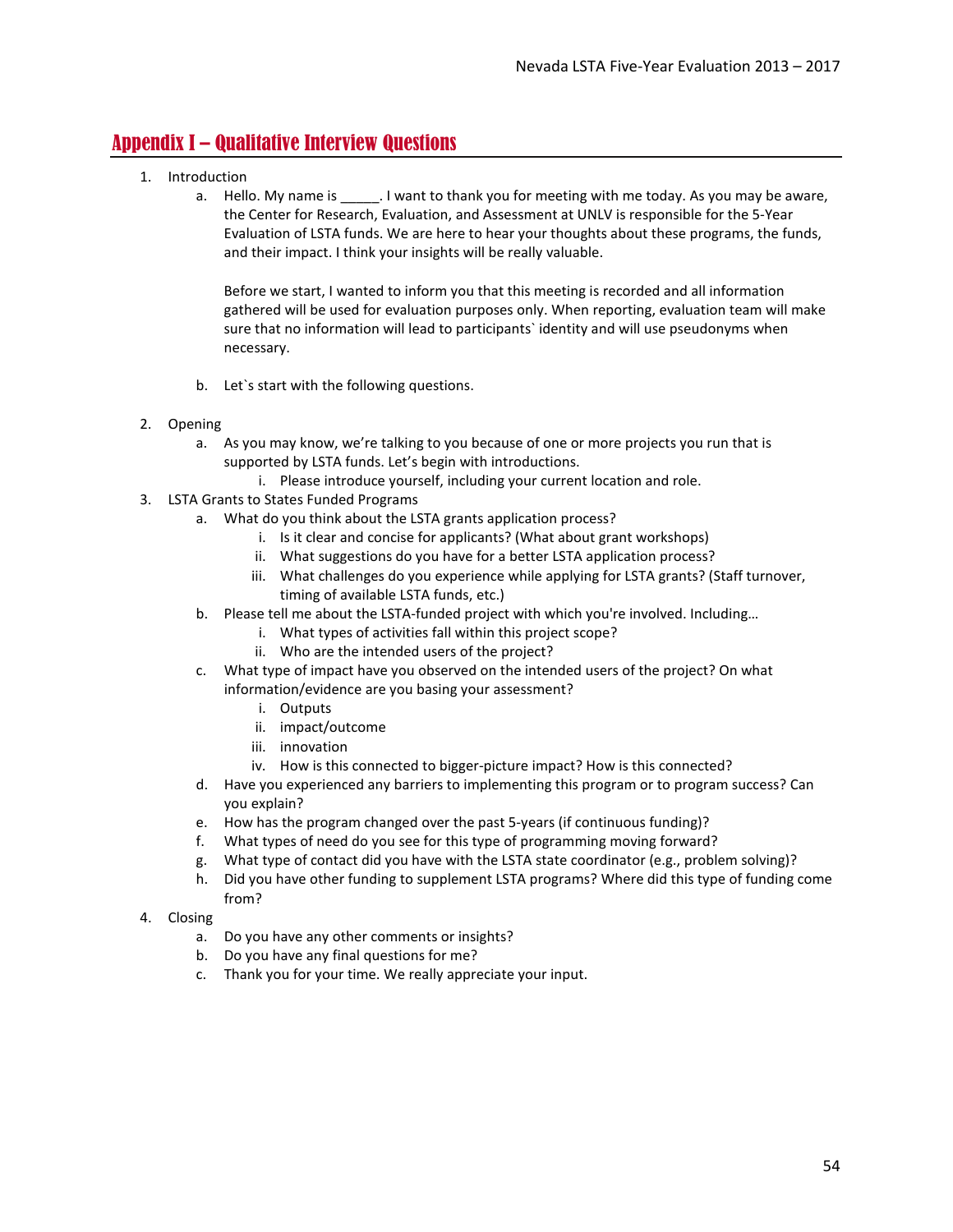## Appendix I – Qualitative Interview Questions

1. Introduction
    a. Hello. My name is _____. I want to thank you for meeting with me today. As you may be aware, the Center for Research, Evaluation, and Assessment at UNLV is responsible for the 5-Year Evaluation of LSTA funds. We are here to hear your thoughts about these programs, the funds, and their impact. I think your insights will be really valuable.

       Before we start, I wanted to inform you that this meeting is recorded and all information gathered will be used for evaluation purposes only. When reporting, evaluation team will make sure that no information will lead to participants` identity and will use pseudonyms when necessary.

    b. Let`s start with the following questions.

2. Opening
    a. As you may know, we're talking to you because of one or more projects you run that is supported by LSTA funds. Let's begin with introductions.
        i. Please introduce yourself, including your current location and role.
3. LSTA Grants to States Funded Programs
    a. What do you think about the LSTA grants application process?
        i. Is it clear and concise for applicants? (What about grant workshops)
        ii. What suggestions do you have for a better LSTA application process?
        iii. What challenges do you experience while applying for LSTA grants? (Staff turnover, timing of available LSTA funds, etc.)
    b. Please tell me about the LSTA-funded project with which you're involved. Including…
        i. What types of activities fall within this project scope?
        ii. Who are the intended users of the project?
    c. What type of impact have you observed on the intended users of the project? On what information/evidence are you basing your assessment?
        i. Outputs
        ii. impact/outcome
        iii. innovation
        iv. How is this connected to bigger-picture impact? How is this connected?
    d. Have you experienced any barriers to implementing this program or to program success? Can you explain?
    e. How has the program changed over the past 5-years (if continuous funding)?
    f. What types of need do you see for this type of programming moving forward?
    g. What type of contact did you have with the LSTA state coordinator (e.g., problem solving)?
    h. Did you have other funding to supplement LSTA programs? Where did this type of funding come from?
4. Closing
    a. Do you have any other comments or insights?
    b. Do you have any final questions for me?
    c. Thank you for your time. We really appreciate your input.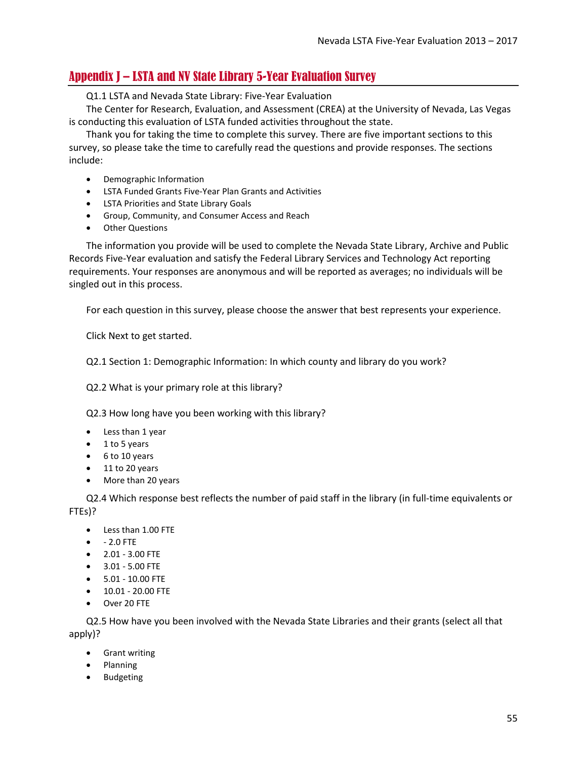## Appendix J – LSTA and NV State Library 5-Year Evaluation Survey

Q1.1 LSTA and Nevada State Library: Five-Year Evaluation

The Center for Research, Evaluation, and Assessment (CREA) at the University of Nevada, Las Vegas is conducting this evaluation of LSTA funded activities throughout the state.

Thank you for taking the time to complete this survey. There are five important sections to this survey, so please take the time to carefully read the questions and provide responses. The sections include:

- Demographic Information
- LSTA Funded Grants Five-Year Plan Grants and Activities
- LSTA Priorities and State Library Goals
- Group, Community, and Consumer Access and Reach
- Other Questions

The information you provide will be used to complete the Nevada State Library, Archive and Public Records Five-Year evaluation and satisfy the Federal Library Services and Technology Act reporting requirements. Your responses are anonymous and will be reported as averages; no individuals will be singled out in this process.

For each question in this survey, please choose the answer that best represents your experience.

Click Next to get started.

Q2.1 Section 1: Demographic Information: In which county and library do you work?

Q2.2 What is your primary role at this library?

Q2.3 How long have you been working with this library?

- Less than 1 year
- 1 to 5 years
- 6 to 10 years
- 11 to 20 years
- More than 20 years

Q2.4 Which response best reflects the number of paid staff in the library (in full-time equivalents or FTEs)?

- Less than 1.00 FTE
- - 2.0 FTE
- 2.01 - 3.00 FTE
- 3.01 - 5.00 FTE
- 5.01 - 10.00 FTE
- 10.01 - 20.00 FTE
- Over 20 FTE

Q2.5 How have you been involved with the Nevada State Libraries and their grants (select all that apply)?

- Grant writing
- Planning
- Budgeting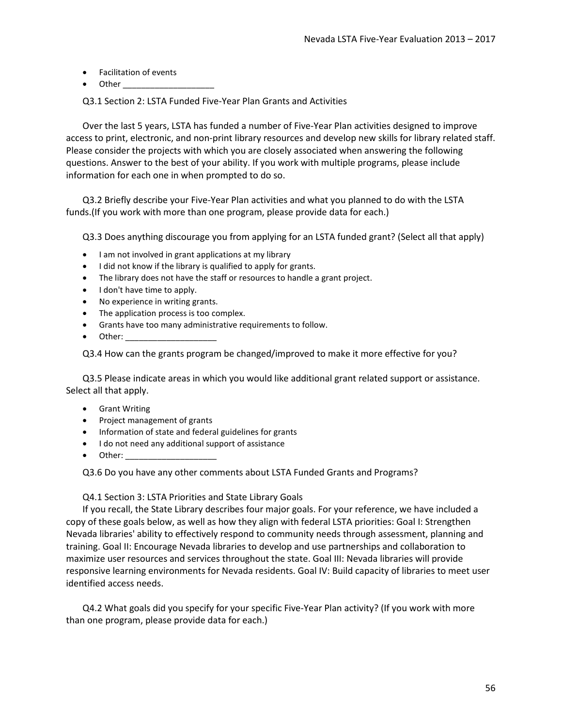- Facilitation of events
- Other ____________________

Q3.1 Section 2: LSTA Funded Five-Year Plan Grants and Activities

Over the last 5 years, LSTA has funded a number of Five-Year Plan activities designed to improve access to print, electronic, and non-print library resources and develop new skills for library related staff. Please consider the projects with which you are closely associated when answering the following questions. Answer to the best of your ability. If you work with multiple programs, please include information for each one in when prompted to do so.

Q3.2 Briefly describe your Five-Year Plan activities and what you planned to do with the LSTA funds.(If you work with more than one program, please provide data for each.)

Q3.3 Does anything discourage you from applying for an LSTA funded grant? (Select all that apply)

- I am not involved in grant applications at my library
- I did not know if the library is qualified to apply for grants.
- The library does not have the staff or resources to handle a grant project.
- I don't have time to apply.
- No experience in writing grants.
- The application process is too complex.
- Grants have too many administrative requirements to follow.
- Other: ____________________

Q3.4 How can the grants program be changed/improved to make it more effective for you?

Q3.5 Please indicate areas in which you would like additional grant related support or assistance. Select all that apply.

- Grant Writing
- Project management of grants
- Information of state and federal guidelines for grants
- I do not need any additional support of assistance
- Other: ____________________

Q3.6 Do you have any other comments about LSTA Funded Grants and Programs?

Q4.1 Section 3: LSTA Priorities and State Library Goals

If you recall, the State Library describes four major goals. For your reference, we have included a copy of these goals below, as well as how they align with federal LSTA priorities: Goal I: Strengthen Nevada libraries' ability to effectively respond to community needs through assessment, planning and training. Goal II: Encourage Nevada libraries to develop and use partnerships and collaboration to maximize user resources and services throughout the state. Goal III: Nevada libraries will provide responsive learning environments for Nevada residents. Goal IV: Build capacity of libraries to meet user identified access needs.

Q4.2 What goals did you specify for your specific Five-Year Plan activity? (If you work with more than one program, please provide data for each.)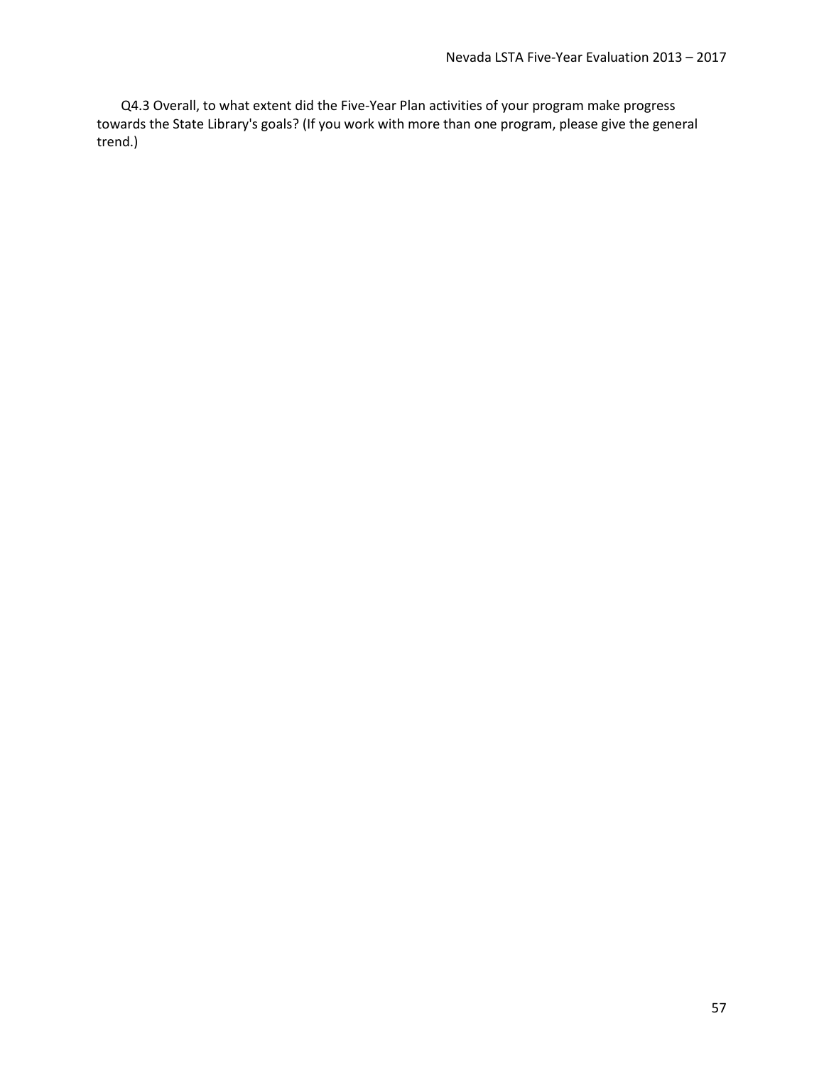Q4.3 Overall, to what extent did the Five-Year Plan activities of your program make progress towards the State Library's goals? (If you work with more than one program, please give the general trend.)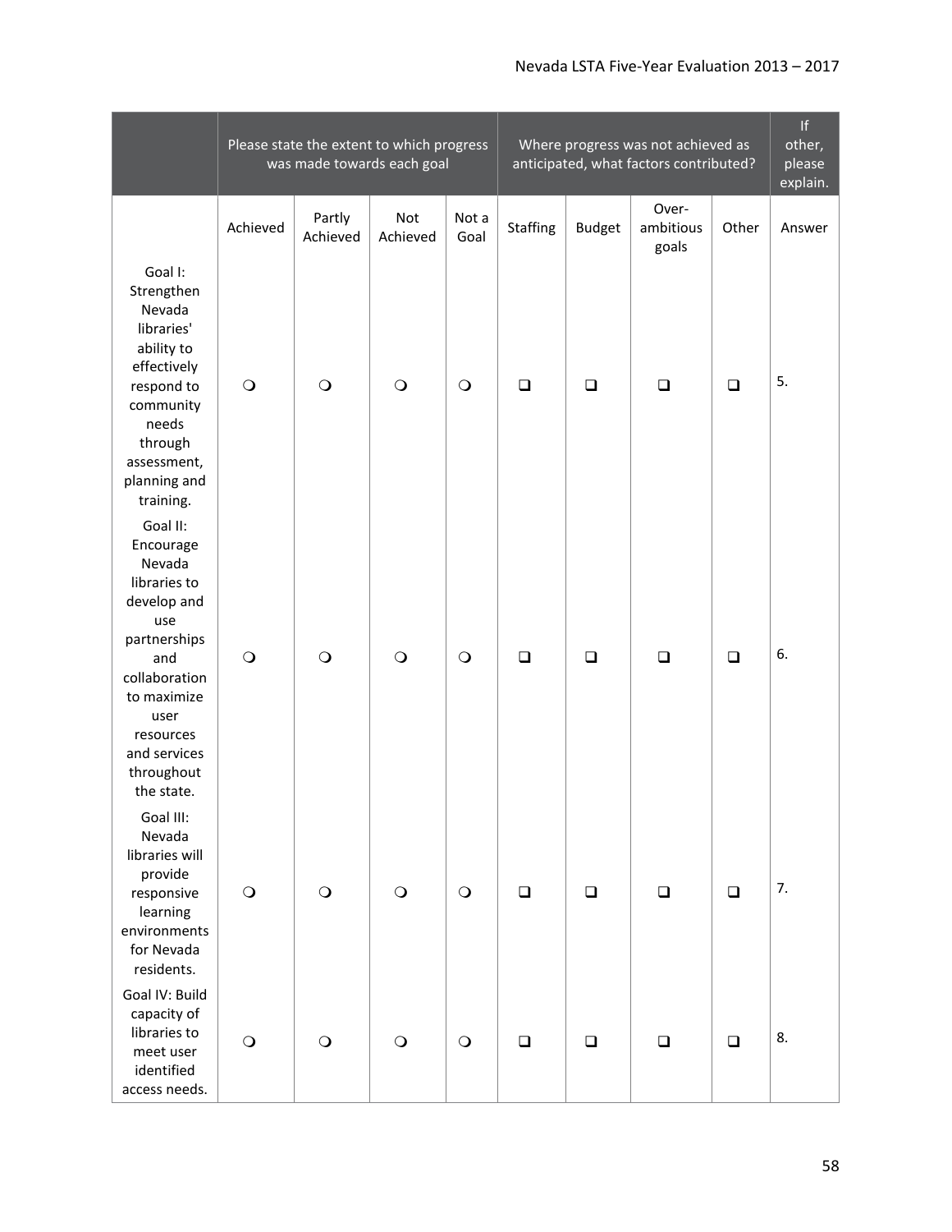| | Please state the extent to which progress was made towards each goal | | | | Where progress was not achieved as anticipated, what factors contributed? | | | | If other, please explain. |
|---|---|---|---|---|---|---|---|---|---|
| | Achieved | Partly Achieved | Not Achieved | Not a Goal | Staffing | Budget | Over-ambitious goals | Other | Answer |
| Goal I: Strengthen Nevada libraries' ability to effectively respond to community needs through assessment, planning and training. | ❍ | ❍ | ❍ | ❍ | ❑ | ❑ | ❑ | ❑ | 5. |
| Goal II: Encourage Nevada libraries to develop and use partnerships and collaboration to maximize user resources and services throughout the state. | ❍ | ❍ | ❍ | ❍ | ❑ | ❑ | ❑ | ❑ | 6. |
| Goal III: Nevada libraries will provide responsive learning environments for Nevada residents. | ❍ | ❍ | ❍ | ❍ | ❑ | ❑ | ❑ | ❑ | 7. |
| Goal IV: Build capacity of libraries to meet user identified access needs. | ❍ | ❍ | ❍ | ❍ | ❑ | ❑ | ❑ | ❑ | 8. |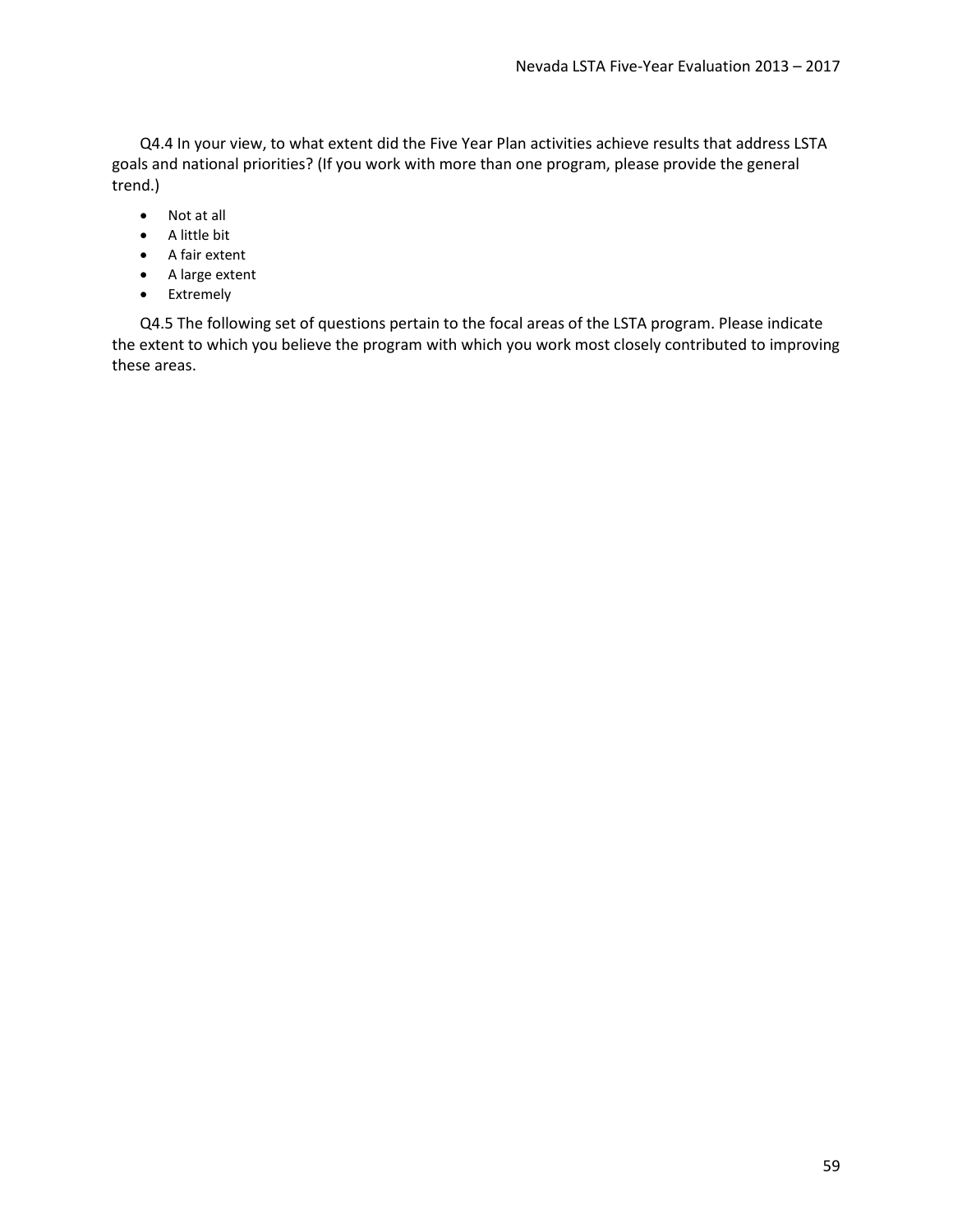Q4.4 In your view, to what extent did the Five Year Plan activities achieve results that address LSTA goals and national priorities? (If you work with more than one program, please provide the general trend.)

- Not at all
- A little bit
- A fair extent
- A large extent
- Extremely

Q4.5 The following set of questions pertain to the focal areas of the LSTA program. Please indicate the extent to which you believe the program with which you work most closely contributed to improving these areas.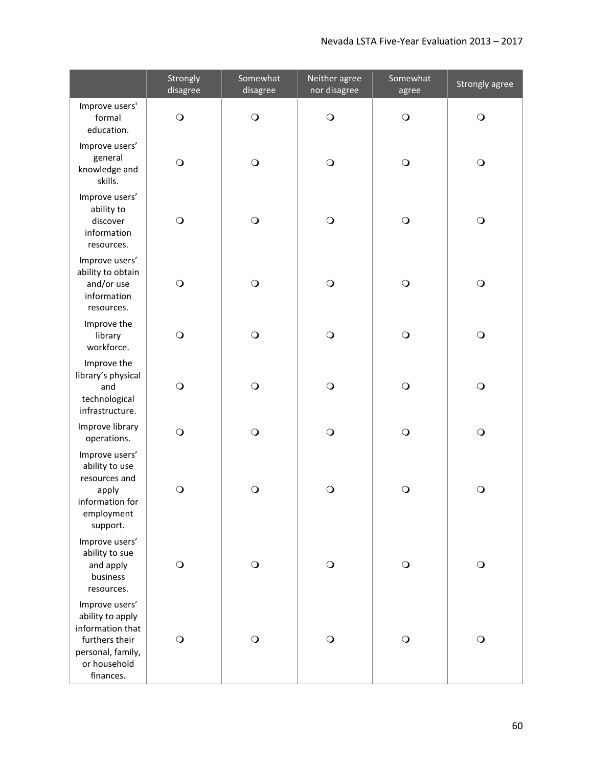| | Strongly disagree | Somewhat disagree | Neither agree nor disagree | Somewhat agree | Strongly agree |
|---|---|---|---|---|---|
| Improve users' formal education. | ❍ | ❍ | ❍ | ❍ | ❍ |
| Improve users' general knowledge and skills. | ❍ | ❍ | ❍ | ❍ | ❍ |
| Improve users' ability to discover information resources. | ❍ | ❍ | ❍ | ❍ | ❍ |
| Improve users' ability to obtain and/or use information resources. | ❍ | ❍ | ❍ | ❍ | ❍ |
| Improve the library workforce. | ❍ | ❍ | ❍ | ❍ | ❍ |
| Improve the library's physical and technological infrastructure. | ❍ | ❍ | ❍ | ❍ | ❍ |
| Improve library operations. | ❍ | ❍ | ❍ | ❍ | ❍ |
| Improve users' ability to use resources and apply information for employment support. | ❍ | ❍ | ❍ | ❍ | ❍ |
| Improve users' ability to sue and apply business resources. | ❍ | ❍ | ❍ | ❍ | ❍ |
| Improve users' ability to apply information that furthers their personal, family, or household finances. | ❍ | ❍ | ❍ | ❍ | ❍ |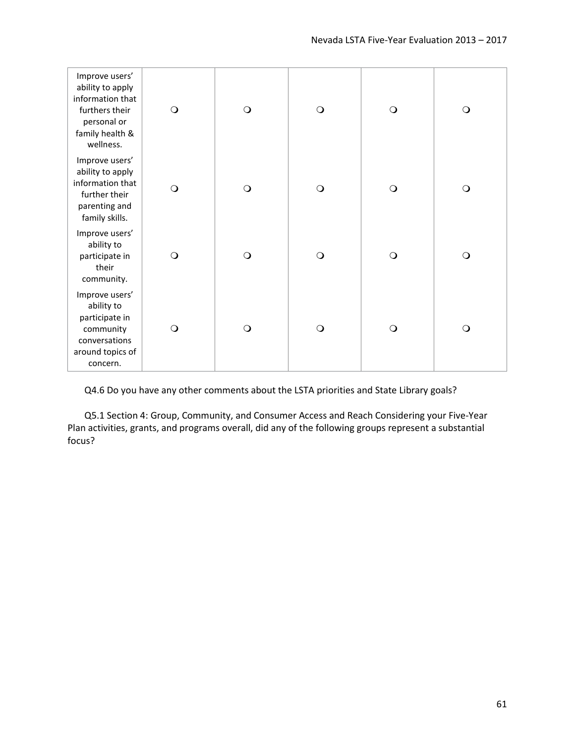| | | | | | |
|---|---|---|---|---|---|
| Improve users' ability to apply information that furthers their personal or family health & wellness. | ❍ | ❍ | ❍ | ❍ | ❍ |
| Improve users' ability to apply information that further their parenting and family skills. | ❍ | ❍ | ❍ | ❍ | ❍ |
| Improve users' ability to participate in their community. | ❍ | ❍ | ❍ | ❍ | ❍ |
| Improve users' ability to participate in community conversations around topics of concern. | ❍ | ❍ | ❍ | ❍ | ❍ |

Q4.6 Do you have any other comments about the LSTA priorities and State Library goals?

Q5.1 Section 4: Group, Community, and Consumer Access and Reach Considering your Five-Year Plan activities, grants, and programs overall, did any of the following groups represent a substantial focus?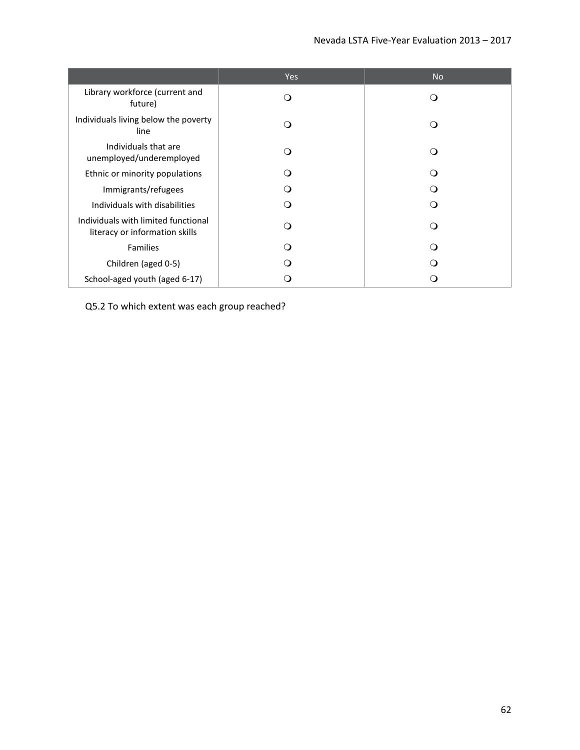| | Yes | No |
|---|---|---|
| Library workforce (current and future) | ❍ | ❍ |
| Individuals living below the poverty line | ❍ | ❍ |
| Individuals that are unemployed/underemployed | ❍ | ❍ |
| Ethnic or minority populations | ❍ | ❍ |
| Immigrants/refugees | ❍ | ❍ |
| Individuals with disabilities | ❍ | ❍ |
| Individuals with limited functional literacy or information skills | ❍ | ❍ |
| Families | ❍ | ❍ |
| Children (aged 0-5) | ❍ | ❍ |
| School-aged youth (aged 6-17) | ❍ | ❍ |

Q5.2 To which extent was each group reached?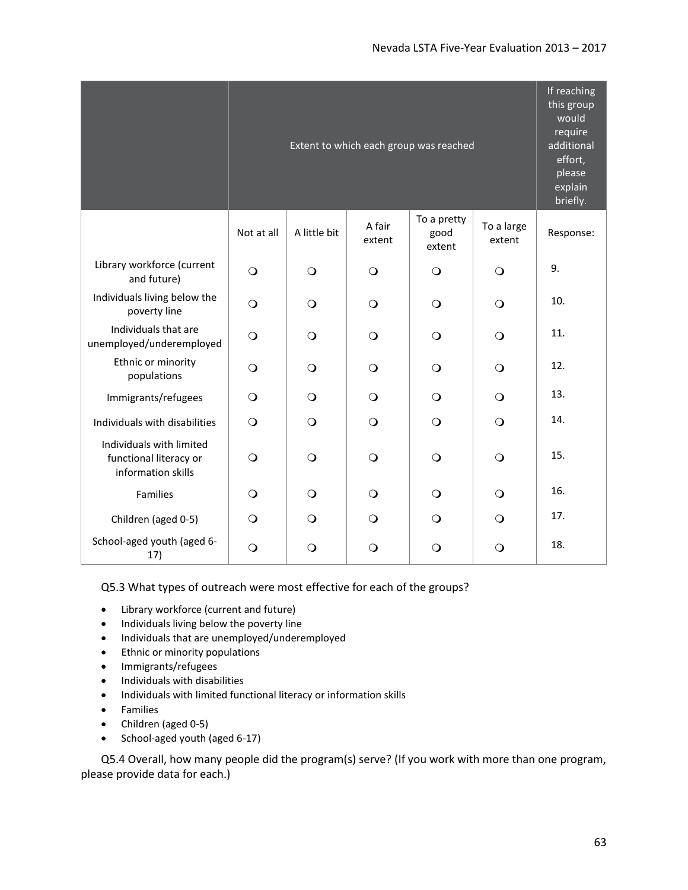| | Extent to which each group was reached | | | | | If reaching this group would require additional effort, please explain briefly. |
|---|---|---|---|---|---|---|
| | Not at all | A little bit | A fair extent | To a pretty good extent | To a large extent | Response: |
| Library workforce (current and future) | ❍ | ❍ | ❍ | ❍ | ❍ | 9. |
| Individuals living below the poverty line | ❍ | ❍ | ❍ | ❍ | ❍ | 10. |
| Individuals that are unemployed/underemployed | ❍ | ❍ | ❍ | ❍ | ❍ | 11. |
| Ethnic or minority populations | ❍ | ❍ | ❍ | ❍ | ❍ | 12. |
| Immigrants/refugees | ❍ | ❍ | ❍ | ❍ | ❍ | 13. |
| Individuals with disabilities | ❍ | ❍ | ❍ | ❍ | ❍ | 14. |
| Individuals with limited functional literacy or information skills | ❍ | ❍ | ❍ | ❍ | ❍ | 15. |
| Families | ❍ | ❍ | ❍ | ❍ | ❍ | 16. |
| Children (aged 0-5) | ❍ | ❍ | ❍ | ❍ | ❍ | 17. |
| School-aged youth (aged 6-17) | ❍ | ❍ | ❍ | ❍ | ❍ | 18. |

Q5.3 What types of outreach were most effective for each of the groups?

- Library workforce (current and future)
- Individuals living below the poverty line
- Individuals that are unemployed/underemployed
- Ethnic or minority populations
- Immigrants/refugees
- Individuals with disabilities
- Individuals with limited functional literacy or information skills
- Families
- Children (aged 0-5)
- School-aged youth (aged 6-17)

Q5.4 Overall, how many people did the program(s) serve? (If you work with more than one program, please provide data for each.)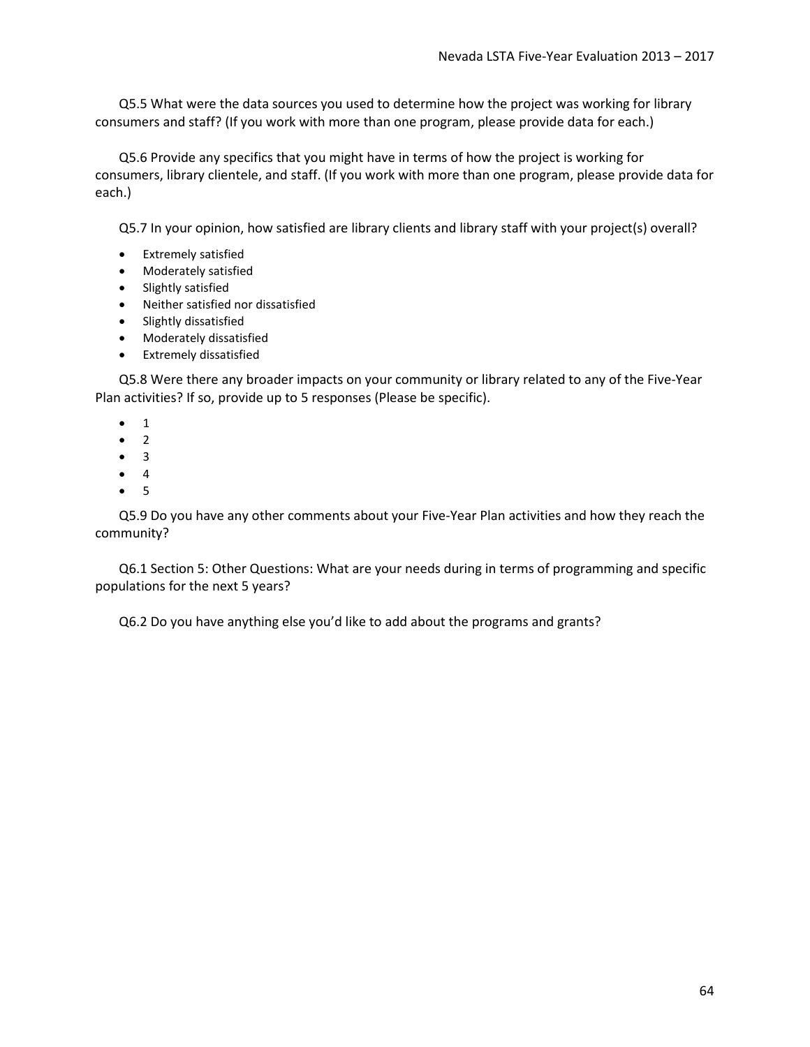Q5.5 What were the data sources you used to determine how the project was working for library consumers and staff? (If you work with more than one program, please provide data for each.)

Q5.6 Provide any specifics that you might have in terms of how the project is working for consumers, library clientele, and staff. (If you work with more than one program, please provide data for each.)

Q5.7 In your opinion, how satisfied are library clients and library staff with your project(s) overall?

- Extremely satisfied
- Moderately satisfied
- Slightly satisfied
- Neither satisfied nor dissatisfied
- Slightly dissatisfied
- Moderately dissatisfied
- Extremely dissatisfied

Q5.8 Were there any broader impacts on your community or library related to any of the Five-Year Plan activities? If so, provide up to 5 responses (Please be specific).

- 1
- 2
- 3
- 4
- 5

Q5.9 Do you have any other comments about your Five-Year Plan activities and how they reach the community?

Q6.1 Section 5: Other Questions: What are your needs during in terms of programming and specific populations for the next 5 years?

Q6.2 Do you have anything else you'd like to add about the programs and grants?